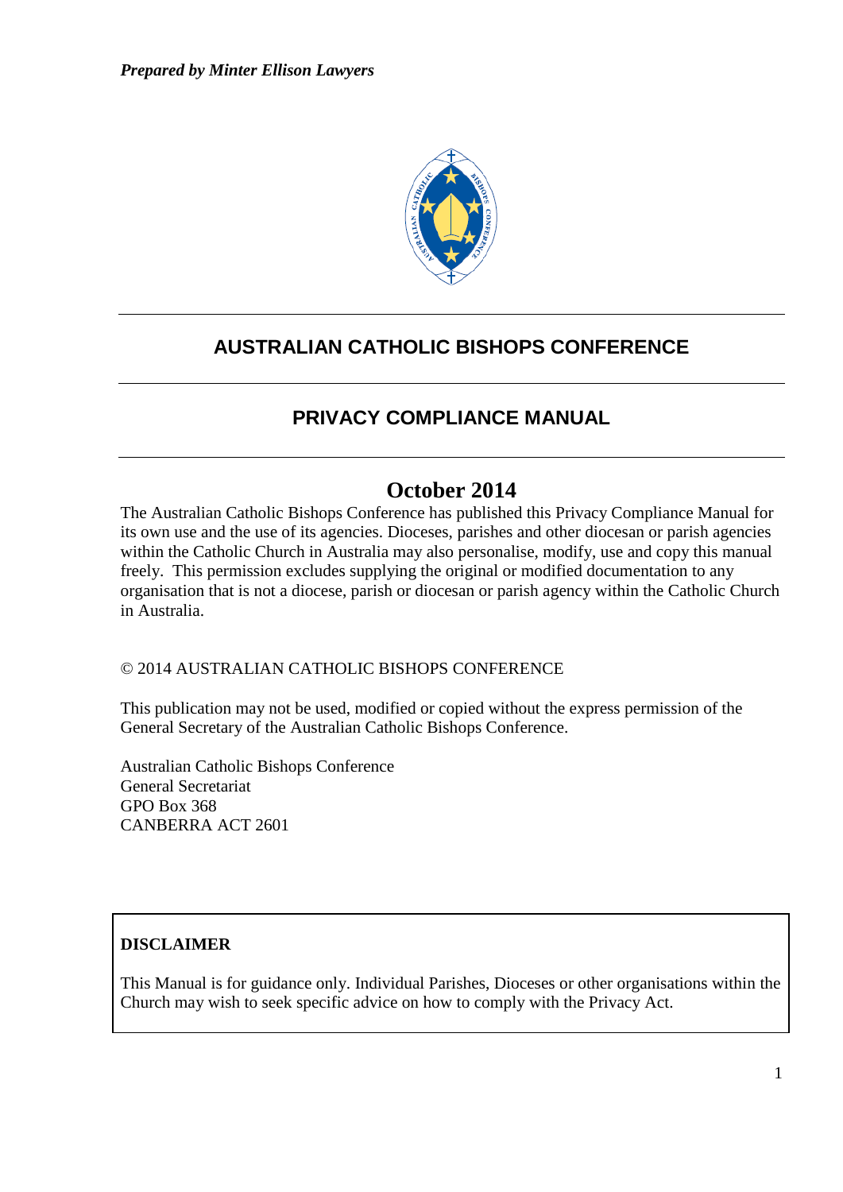*Prepared by Minter Ellison Lawyers*

# AUSTRALIAN CATHOLIC BISHOPS CONFERENCE

## PRIVACY COMPLIANCE MANUAL

## October 2014

The Australian Catholic Bishops Conference has published this Privacy Compliance Manual for its own use and the use of its agencies. Dioceses, parishes and other diocesan or parish agencies within the Catholic Church in Australia may also personalise, modify, use and copy this manual freely. This permission excludes supplying the original or modified documentation to any organisation that is not a diocese, parish or diocesan or parish agency within the Catholic Church in Australia.

© 2014 AUSTRALIAN CATHOLIC BISHOPS CONFERENCE

This publication may not be used, modified or copied without the express permission of the General Secretary of the Australian Catholic Bishops Conference.

Australian Catholic Bishops Conference
General Secretariat
GPO Box 368
CANBERRA ACT 2601

**DISCLAIMER**

This Manual is for guidance only. Individual Parishes, Dioceses or other organisations within the Church may wish to seek specific advice on how to comply with the Privacy Act.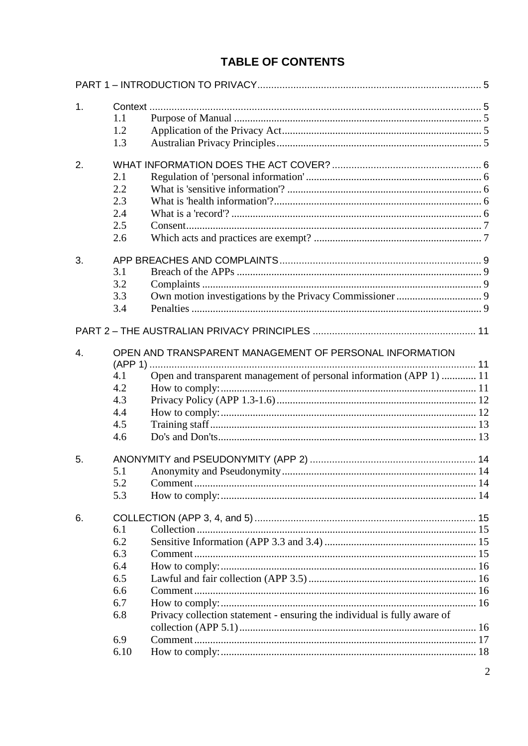# TABLE OF CONTENTS

PART 1 – INTRODUCTION TO PRIVACY ..... 5

1. Context ..... 5
   - 1.1 Purpose of Manual ..... 5
   - 1.2 Application of the Privacy Act ..... 5
   - 1.3 Australian Privacy Principles ..... 5

2. WHAT INFORMATION DOES THE ACT COVER? ..... 6
   - 2.1 Regulation of 'personal information' ..... 6
   - 2.2 What is 'sensitive information'? ..... 6
   - 2.3 What is 'health information'? ..... 6
   - 2.4 What is a 'record'? ..... 6
   - 2.5 Consent ..... 7
   - 2.6 Which acts and practices are exempt? ..... 7

3. APP BREACHES AND COMPLAINTS ..... 9
   - 3.1 Breach of the APPs ..... 9
   - 3.2 Complaints ..... 9
   - 3.3 Own motion investigations by the Privacy Commissioner ..... 9
   - 3.4 Penalties ..... 9

PART 2 – THE AUSTRALIAN PRIVACY PRINCIPLES ..... 11

4. OPEN AND TRANSPARENT MANAGEMENT OF PERSONAL INFORMATION (APP 1) ..... 11
   - 4.1 Open and transparent management of personal information (APP 1) ..... 11
   - 4.2 How to comply: ..... 11
   - 4.3 Privacy Policy (APP 1.3-1.6) ..... 12
   - 4.4 How to comply: ..... 12
   - 4.5 Training staff ..... 13
   - 4.6 Do's and Don'ts ..... 13

5. ANONYMITY and PSEUDONYMITY (APP 2) ..... 14
   - 5.1 Anonymity and Pseudonymity ..... 14
   - 5.2 Comment ..... 14
   - 5.3 How to comply: ..... 14

6. COLLECTION (APP 3, 4, and 5) ..... 15
   - 6.1 Collection ..... 15
   - 6.2 Sensitive Information (APP 3.3 and 3.4) ..... 15
   - 6.3 Comment ..... 15
   - 6.4 How to comply: ..... 16
   - 6.5 Lawful and fair collection (APP 3.5) ..... 16
   - 6.6 Comment ..... 16
   - 6.7 How to comply: ..... 16
   - 6.8 Privacy collection statement - ensuring the individual is fully aware of collection (APP 5.1) ..... 16
   - 6.9 Comment ..... 17
   - 6.10 How to comply: ..... 18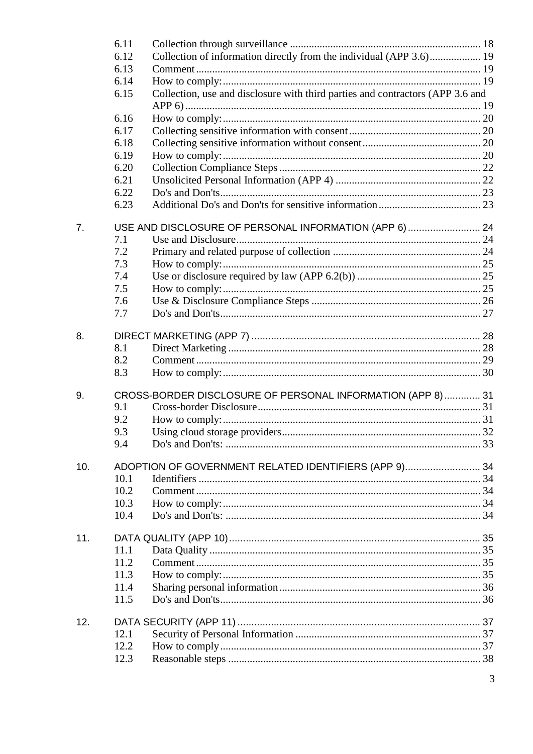6.11 Collection through surveillance ..... 18
6.12 Collection of information directly from the individual (APP 3.6) ..... 19
6.13 Comment ..... 19
6.14 How to comply: ..... 19
6.15 Collection, use and disclosure with third parties and contractors (APP 3.6 and APP 6) ..... 19
6.16 How to comply: ..... 20
6.17 Collecting sensitive information with consent ..... 20
6.18 Collecting sensitive information without consent ..... 20
6.19 How to comply: ..... 20
6.20 Collection Compliance Steps ..... 22
6.21 Unsolicited Personal Information (APP 4) ..... 22
6.22 Do's and Don'ts ..... 23
6.23 Additional Do's and Don'ts for sensitive information ..... 23

7. USE AND DISCLOSURE OF PERSONAL INFORMATION (APP 6) ..... 24
7.1 Use and Disclosure ..... 24
7.2 Primary and related purpose of collection ..... 24
7.3 How to comply: ..... 25
7.4 Use or disclosure required by law (APP 6.2(b)) ..... 25
7.5 How to comply: ..... 25
7.6 Use & Disclosure Compliance Steps ..... 26
7.7 Do's and Don'ts ..... 27

8. DIRECT MARKETING (APP 7) ..... 28
8.1 Direct Marketing ..... 28
8.2 Comment ..... 29
8.3 How to comply: ..... 30

9. CROSS-BORDER DISCLOSURE OF PERSONAL INFORMATION (APP 8) ..... 31
9.1 Cross-border Disclosure ..... 31
9.2 How to comply: ..... 31
9.3 Using cloud storage providers ..... 32
9.4 Do's and Don'ts: ..... 33

10. ADOPTION OF GOVERNMENT RELATED IDENTIFIERS (APP 9) ..... 34
10.1 Identifiers ..... 34
10.2 Comment ..... 34
10.3 How to comply: ..... 34
10.4 Do's and Don'ts: ..... 34

11. DATA QUALITY (APP 10) ..... 35
11.1 Data Quality ..... 35
11.2 Comment ..... 35
11.3 How to comply: ..... 35
11.4 Sharing personal information ..... 36
11.5 Do's and Don'ts ..... 36

12. DATA SECURITY (APP 11) ..... 37
12.1 Security of Personal Information ..... 37
12.2 How to comply ..... 37
12.3 Reasonable steps ..... 38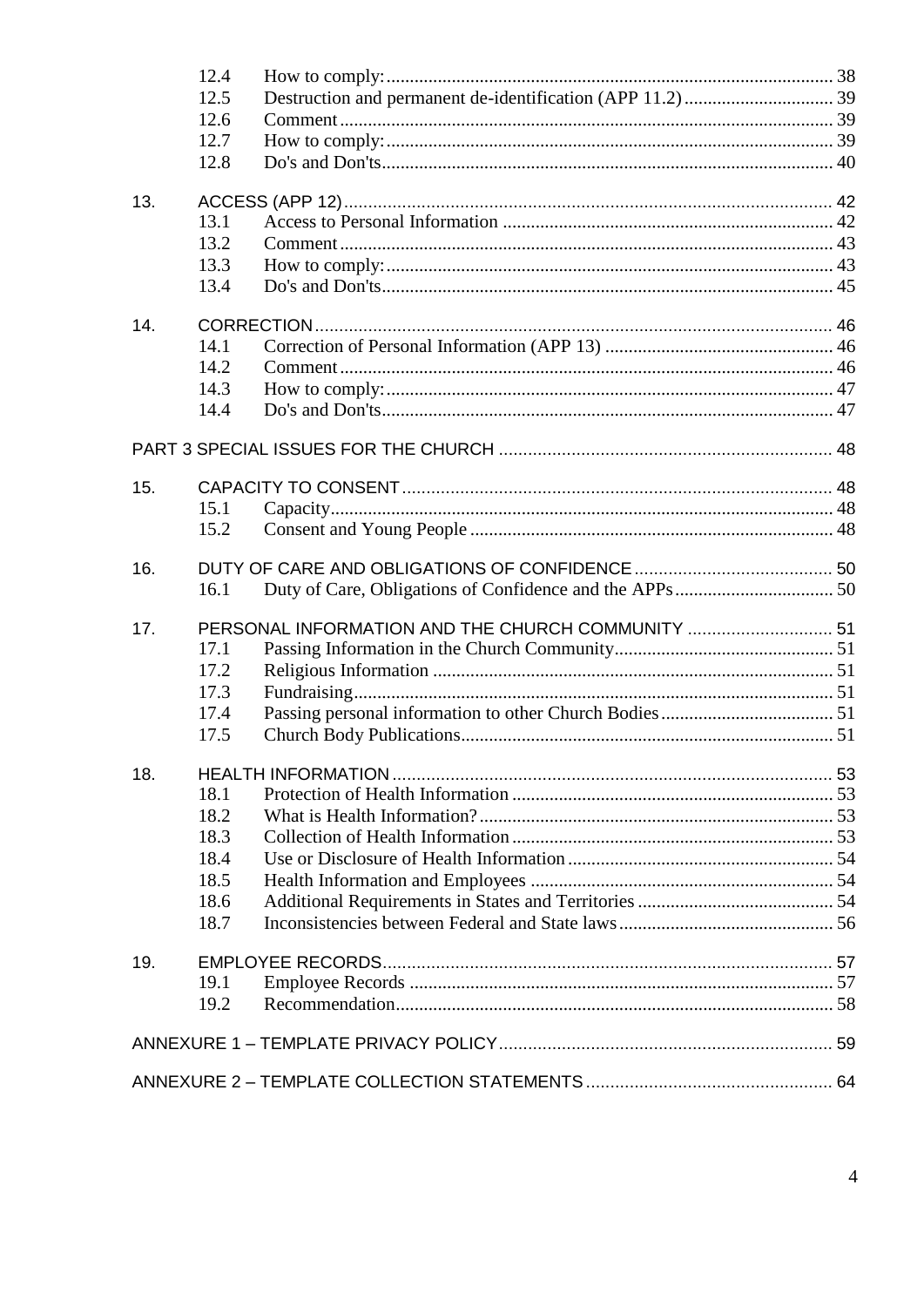| | | | |
|---|---|---|---|
| | 12.4 | How to comply: | 38 |
| | 12.5 | Destruction and permanent de-identification (APP 11.2) | 39 |
| | 12.6 | Comment | 39 |
| | 12.7 | How to comply: | 39 |
| | 12.8 | Do's and Don'ts | 40 |
| 13. | ACCESS (APP 12) | | 42 |
| | 13.1 | Access to Personal Information | 42 |
| | 13.2 | Comment | 43 |
| | 13.3 | How to comply: | 43 |
| | 13.4 | Do's and Don'ts | 45 |
| 14. | CORRECTION | | 46 |
| | 14.1 | Correction of Personal Information (APP 13) | 46 |
| | 14.2 | Comment | 46 |
| | 14.3 | How to comply: | 47 |
| | 14.4 | Do's and Don'ts | 47 |
| PART 3 SPECIAL ISSUES FOR THE CHURCH | | | 48 |
| 15. | CAPACITY TO CONSENT | | 48 |
| | 15.1 | Capacity | 48 |
| | 15.2 | Consent and Young People | 48 |
| 16. | DUTY OF CARE AND OBLIGATIONS OF CONFIDENCE | | 50 |
| | 16.1 | Duty of Care, Obligations of Confidence and the APPs | 50 |
| 17. | PERSONAL INFORMATION AND THE CHURCH COMMUNITY | | 51 |
| | 17.1 | Passing Information in the Church Community | 51 |
| | 17.2 | Religious Information | 51 |
| | 17.3 | Fundraising | 51 |
| | 17.4 | Passing personal information to other Church Bodies | 51 |
| | 17.5 | Church Body Publications | 51 |
| 18. | HEALTH INFORMATION | | 53 |
| | 18.1 | Protection of Health Information | 53 |
| | 18.2 | What is Health Information? | 53 |
| | 18.3 | Collection of Health Information | 53 |
| | 18.4 | Use or Disclosure of Health Information | 54 |
| | 18.5 | Health Information and Employees | 54 |
| | 18.6 | Additional Requirements in States and Territories | 54 |
| | 18.7 | Inconsistencies between Federal and State laws | 56 |
| 19. | EMPLOYEE RECORDS | | 57 |
| | 19.1 | Employee Records | 57 |
| | 19.2 | Recommendation | 58 |
| ANNEXURE 1 – TEMPLATE PRIVACY POLICY | | | 59 |
| ANNEXURE 2 – TEMPLATE COLLECTION STATEMENTS | | | 64 |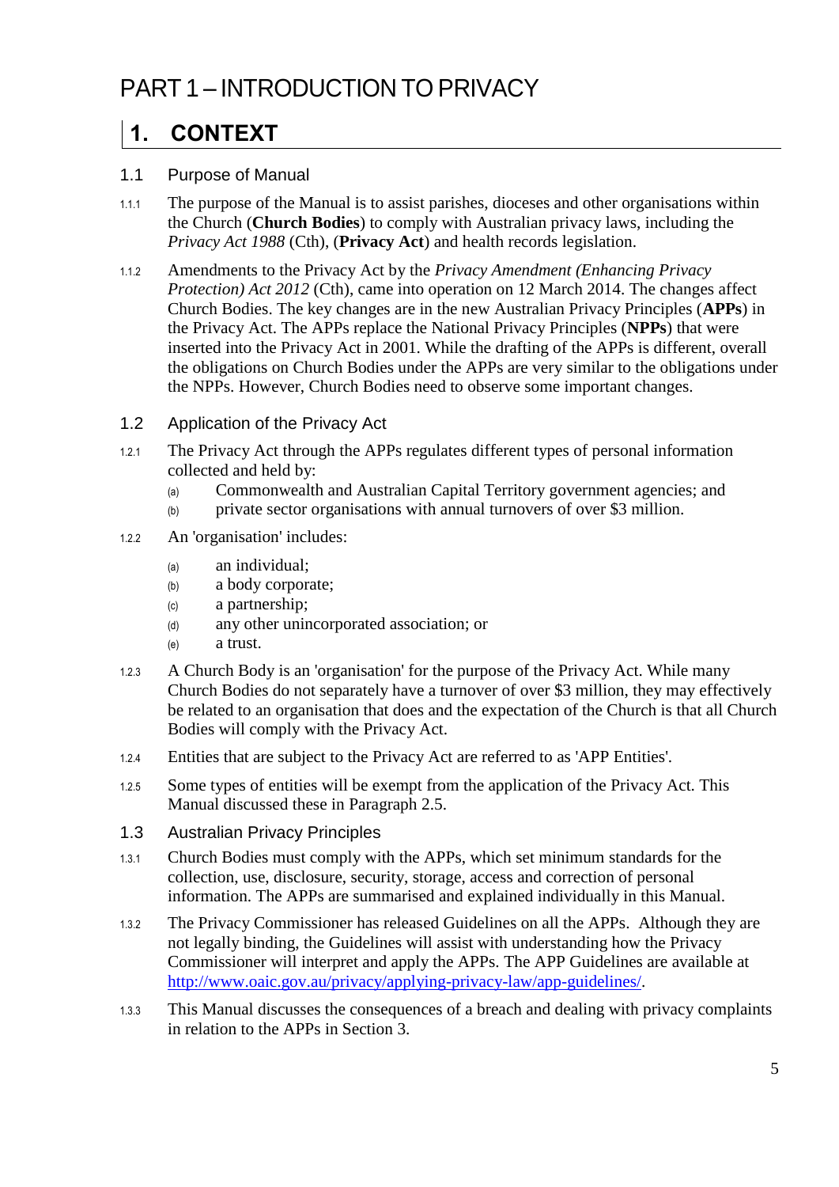# PART 1 – INTRODUCTION TO PRIVACY

## 1. CONTEXT

### 1.1 Purpose of Manual

1.1.1 The purpose of the Manual is to assist parishes, dioceses and other organisations within the Church (**Church Bodies**) to comply with Australian privacy laws, including the *Privacy Act 1988* (Cth), (**Privacy Act**) and health records legislation.

1.1.2 Amendments to the Privacy Act by the *Privacy Amendment (Enhancing Privacy Protection) Act 2012* (Cth), came into operation on 12 March 2014. The changes affect Church Bodies. The key changes are in the new Australian Privacy Principles (**APPs**) in the Privacy Act. The APPs replace the National Privacy Principles (**NPPs**) that were inserted into the Privacy Act in 2001. While the drafting of the APPs is different, overall the obligations on Church Bodies under the APPs are very similar to the obligations under the NPPs. However, Church Bodies need to observe some important changes.

### 1.2 Application of the Privacy Act

1.2.1 The Privacy Act through the APPs regulates different types of personal information collected and held by:

(a) Commonwealth and Australian Capital Territory government agencies; and
(b) private sector organisations with annual turnovers of over $3 million.

1.2.2 An 'organisation' includes:

(a) an individual;
(b) a body corporate;
(c) a partnership;
(d) any other unincorporated association; or
(e) a trust.

1.2.3 A Church Body is an 'organisation' for the purpose of the Privacy Act. While many Church Bodies do not separately have a turnover of over $3 million, they may effectively be related to an organisation that does and the expectation of the Church is that all Church Bodies will comply with the Privacy Act.

1.2.4 Entities that are subject to the Privacy Act are referred to as 'APP Entities'.

1.2.5 Some types of entities will be exempt from the application of the Privacy Act. This Manual discussed these in Paragraph 2.5.

### 1.3 Australian Privacy Principles

1.3.1 Church Bodies must comply with the APPs, which set minimum standards for the collection, use, disclosure, security, storage, access and correction of personal information. The APPs are summarised and explained individually in this Manual.

1.3.2 The Privacy Commissioner has released Guidelines on all the APPs. Although they are not legally binding, the Guidelines will assist with understanding how the Privacy Commissioner will interpret and apply the APPs. The APP Guidelines are available at http://www.oaic.gov.au/privacy/applying-privacy-law/app-guidelines/.

1.3.3 This Manual discusses the consequences of a breach and dealing with privacy complaints in relation to the APPs in Section 3.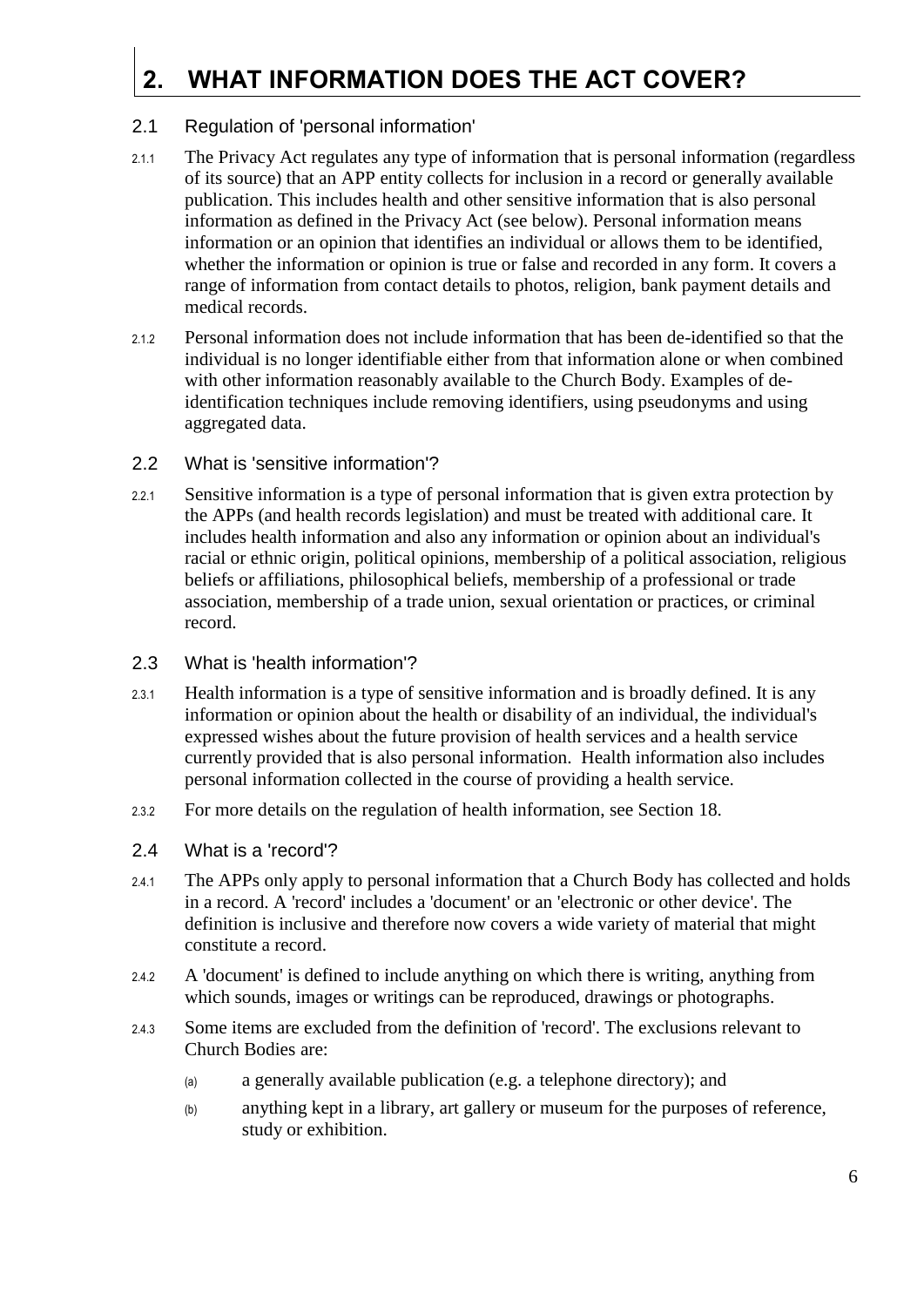# 2. WHAT INFORMATION DOES THE ACT COVER?

## 2.1 Regulation of 'personal information'

2.1.1 The Privacy Act regulates any type of information that is personal information (regardless of its source) that an APP entity collects for inclusion in a record or generally available publication. This includes health and other sensitive information that is also personal information as defined in the Privacy Act (see below). Personal information means information or an opinion that identifies an individual or allows them to be identified, whether the information or opinion is true or false and recorded in any form. It covers a range of information from contact details to photos, religion, bank payment details and medical records.

2.1.2 Personal information does not include information that has been de-identified so that the individual is no longer identifiable either from that information alone or when combined with other information reasonably available to the Church Body. Examples of de-identification techniques include removing identifiers, using pseudonyms and using aggregated data.

## 2.2 What is 'sensitive information'?

2.2.1 Sensitive information is a type of personal information that is given extra protection by the APPs (and health records legislation) and must be treated with additional care. It includes health information and also any information or opinion about an individual's racial or ethnic origin, political opinions, membership of a political association, religious beliefs or affiliations, philosophical beliefs, membership of a professional or trade association, membership of a trade union, sexual orientation or practices, or criminal record.

## 2.3 What is 'health information'?

2.3.1 Health information is a type of sensitive information and is broadly defined. It is any information or opinion about the health or disability of an individual, the individual's expressed wishes about the future provision of health services and a health service currently provided that is also personal information. Health information also includes personal information collected in the course of providing a health service.

2.3.2 For more details on the regulation of health information, see Section 18.

## 2.4 What is a 'record'?

2.4.1 The APPs only apply to personal information that a Church Body has collected and holds in a record. A 'record' includes a 'document' or an 'electronic or other device'. The definition is inclusive and therefore now covers a wide variety of material that might constitute a record.

2.4.2 A 'document' is defined to include anything on which there is writing, anything from which sounds, images or writings can be reproduced, drawings or photographs.

2.4.3 Some items are excluded from the definition of 'record'. The exclusions relevant to Church Bodies are:

(a) a generally available publication (e.g. a telephone directory); and

(b) anything kept in a library, art gallery or museum for the purposes of reference, study or exhibition.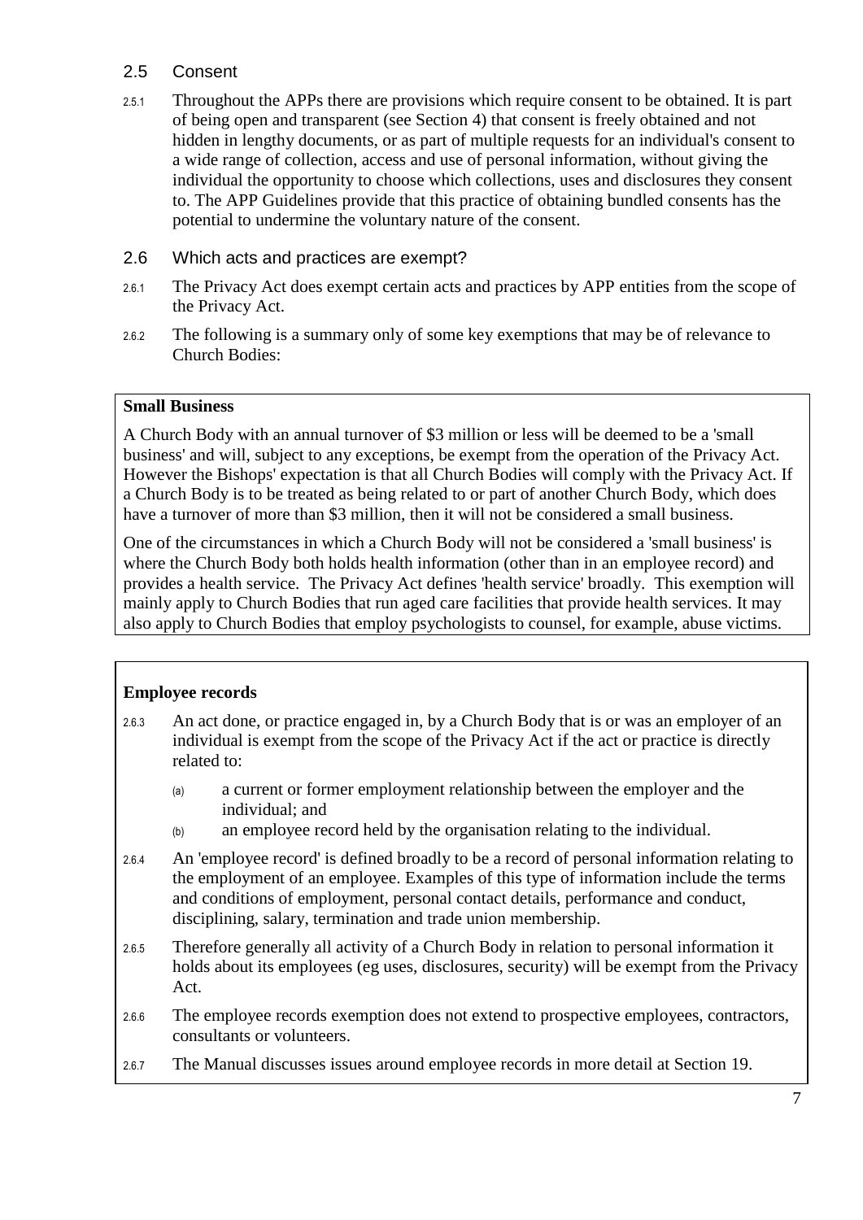## 2.5 Consent

2.5.1 Throughout the APPs there are provisions which require consent to be obtained. It is part of being open and transparent (see Section 4) that consent is freely obtained and not hidden in lengthy documents, or as part of multiple requests for an individual's consent to a wide range of collection, access and use of personal information, without giving the individual the opportunity to choose which collections, uses and disclosures they consent to. The APP Guidelines provide that this practice of obtaining bundled consents has the potential to undermine the voluntary nature of the consent.

## 2.6 Which acts and practices are exempt?

2.6.1 The Privacy Act does exempt certain acts and practices by APP entities from the scope of the Privacy Act.

2.6.2 The following is a summary only of some key exemptions that may be of relevance to Church Bodies:

**Small Business**

A Church Body with an annual turnover of $3 million or less will be deemed to be a 'small business' and will, subject to any exceptions, be exempt from the operation of the Privacy Act. However the Bishops' expectation is that all Church Bodies will comply with the Privacy Act. If a Church Body is to be treated as being related to or part of another Church Body, which does have a turnover of more than $3 million, then it will not be considered a small business.

One of the circumstances in which a Church Body will not be considered a 'small business' is where the Church Body both holds health information (other than in an employee record) and provides a health service. The Privacy Act defines 'health service' broadly. This exemption will mainly apply to Church Bodies that run aged care facilities that provide health services. It may also apply to Church Bodies that employ psychologists to counsel, for example, abuse victims.

**Employee records**

2.6.3 An act done, or practice engaged in, by a Church Body that is or was an employer of an individual is exempt from the scope of the Privacy Act if the act or practice is directly related to:

(a) a current or former employment relationship between the employer and the individual; and

(b) an employee record held by the organisation relating to the individual.

2.6.4 An 'employee record' is defined broadly to be a record of personal information relating to the employment of an employee. Examples of this type of information include the terms and conditions of employment, personal contact details, performance and conduct, disciplining, salary, termination and trade union membership.

2.6.5 Therefore generally all activity of a Church Body in relation to personal information it holds about its employees (eg uses, disclosures, security) will be exempt from the Privacy Act.

2.6.6 The employee records exemption does not extend to prospective employees, contractors, consultants or volunteers.

2.6.7 The Manual discusses issues around employee records in more detail at Section 19.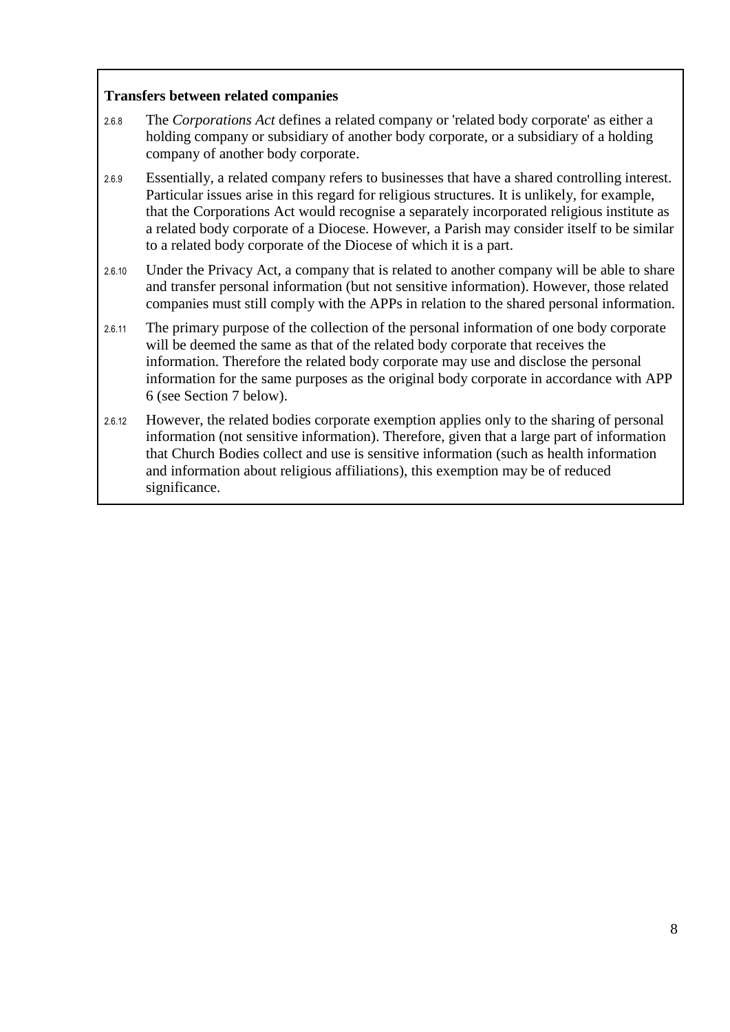**Transfers between related companies**

2.6.8 The *Corporations Act* defines a related company or 'related body corporate' as either a holding company or subsidiary of another body corporate, or a subsidiary of a holding company of another body corporate.

2.6.9 Essentially, a related company refers to businesses that have a shared controlling interest. Particular issues arise in this regard for religious structures. It is unlikely, for example, that the Corporations Act would recognise a separately incorporated religious institute as a related body corporate of a Diocese. However, a Parish may consider itself to be similar to a related body corporate of the Diocese of which it is a part.

2.6.10 Under the Privacy Act, a company that is related to another company will be able to share and transfer personal information (but not sensitive information). However, those related companies must still comply with the APPs in relation to the shared personal information.

2.6.11 The primary purpose of the collection of the personal information of one body corporate will be deemed the same as that of the related body corporate that receives the information. Therefore the related body corporate may use and disclose the personal information for the same purposes as the original body corporate in accordance with APP 6 (see Section 7 below).

2.6.12 However, the related bodies corporate exemption applies only to the sharing of personal information (not sensitive information). Therefore, given that a large part of information that Church Bodies collect and use is sensitive information (such as health information and information about religious affiliations), this exemption may be of reduced significance.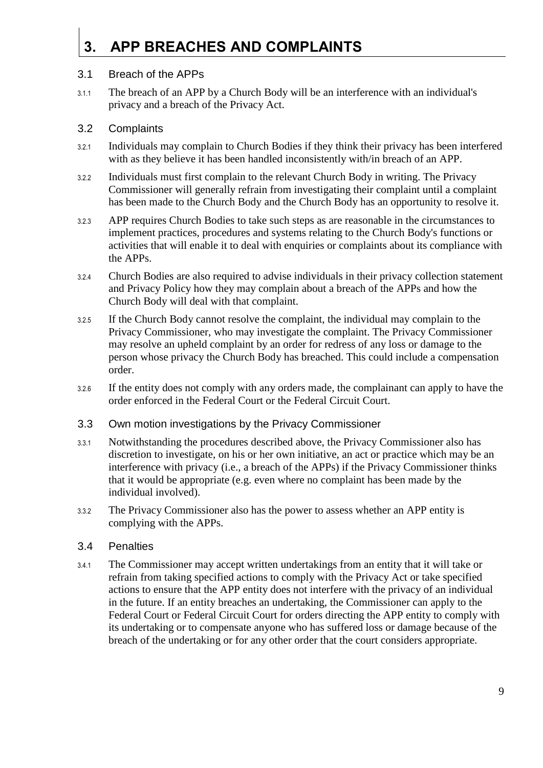# 3. APP BREACHES AND COMPLAINTS

## 3.1 Breach of the APPs

3.1.1 The breach of an APP by a Church Body will be an interference with an individual's privacy and a breach of the Privacy Act.

## 3.2 Complaints

3.2.1 Individuals may complain to Church Bodies if they think their privacy has been interfered with as they believe it has been handled inconsistently with/in breach of an APP.

3.2.2 Individuals must first complain to the relevant Church Body in writing. The Privacy Commissioner will generally refrain from investigating their complaint until a complaint has been made to the Church Body and the Church Body has an opportunity to resolve it.

3.2.3 APP requires Church Bodies to take such steps as are reasonable in the circumstances to implement practices, procedures and systems relating to the Church Body's functions or activities that will enable it to deal with enquiries or complaints about its compliance with the APPs.

3.2.4 Church Bodies are also required to advise individuals in their privacy collection statement and Privacy Policy how they may complain about a breach of the APPs and how the Church Body will deal with that complaint.

3.2.5 If the Church Body cannot resolve the complaint, the individual may complain to the Privacy Commissioner, who may investigate the complaint. The Privacy Commissioner may resolve an upheld complaint by an order for redress of any loss or damage to the person whose privacy the Church Body has breached. This could include a compensation order.

3.2.6 If the entity does not comply with any orders made, the complainant can apply to have the order enforced in the Federal Court or the Federal Circuit Court.

## 3.3 Own motion investigations by the Privacy Commissioner

3.3.1 Notwithstanding the procedures described above, the Privacy Commissioner also has discretion to investigate, on his or her own initiative, an act or practice which may be an interference with privacy (i.e., a breach of the APPs) if the Privacy Commissioner thinks that it would be appropriate (e.g. even where no complaint has been made by the individual involved).

3.3.2 The Privacy Commissioner also has the power to assess whether an APP entity is complying with the APPs.

## 3.4 Penalties

3.4.1 The Commissioner may accept written undertakings from an entity that it will take or refrain from taking specified actions to comply with the Privacy Act or take specified actions to ensure that the APP entity does not interfere with the privacy of an individual in the future. If an entity breaches an undertaking, the Commissioner can apply to the Federal Court or Federal Circuit Court for orders directing the APP entity to comply with its undertaking or to compensate anyone who has suffered loss or damage because of the breach of the undertaking or for any other order that the court considers appropriate.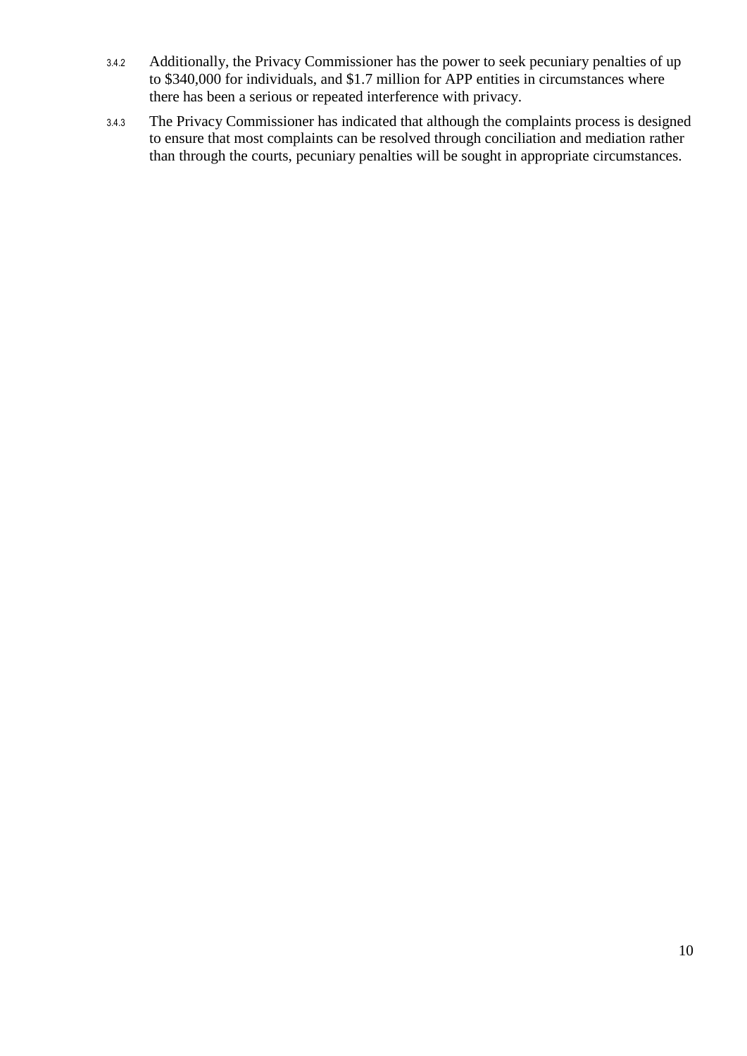3.4.2 Additionally, the Privacy Commissioner has the power to seek pecuniary penalties of up to $340,000 for individuals, and $1.7 million for APP entities in circumstances where there has been a serious or repeated interference with privacy.

3.4.3 The Privacy Commissioner has indicated that although the complaints process is designed to ensure that most complaints can be resolved through conciliation and mediation rather than through the courts, pecuniary penalties will be sought in appropriate circumstances.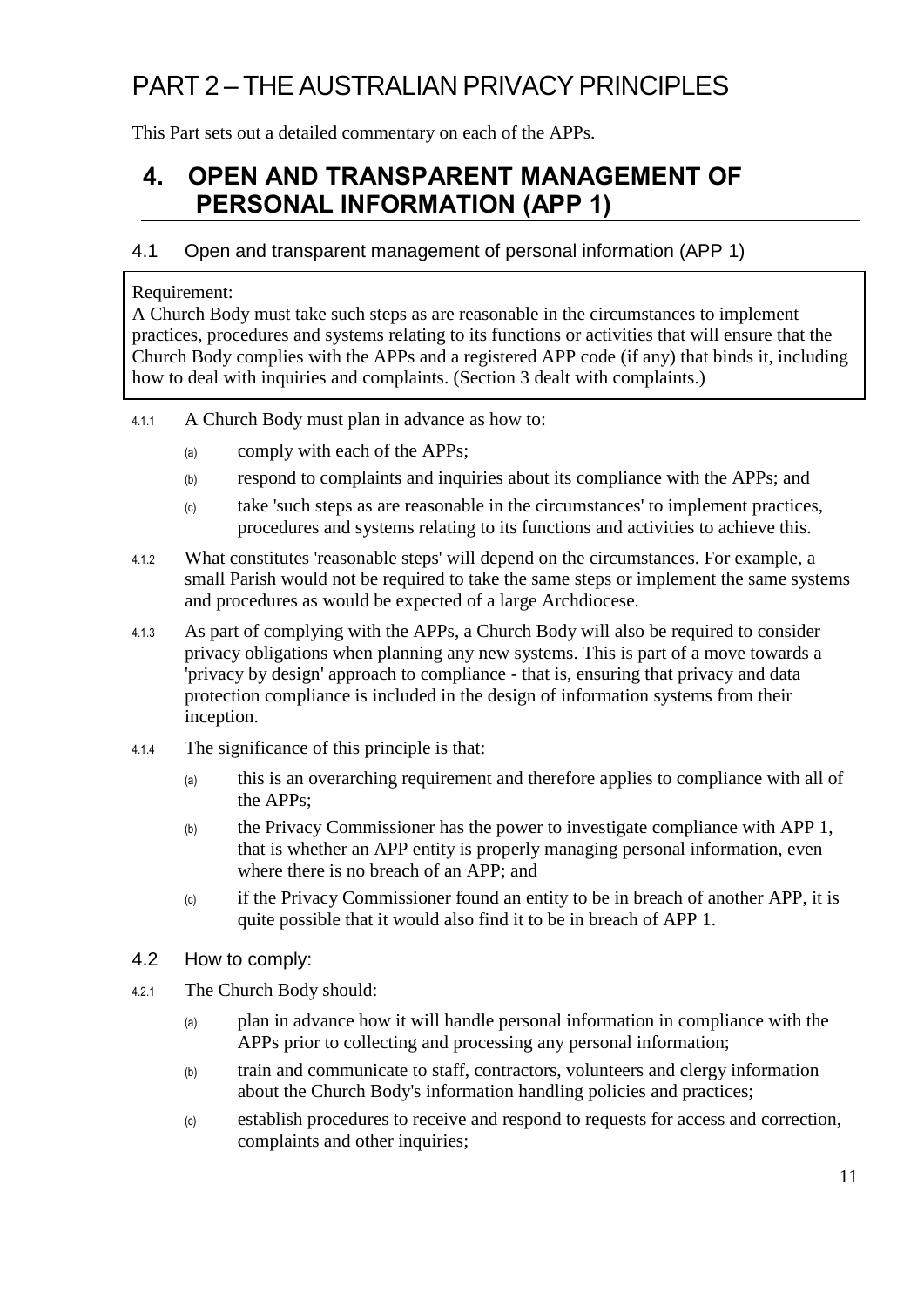# PART 2 – THE AUSTRALIAN PRIVACY PRINCIPLES

This Part sets out a detailed commentary on each of the APPs.

## 4. OPEN AND TRANSPARENT MANAGEMENT OF PERSONAL INFORMATION (APP 1)

### 4.1 Open and transparent management of personal information (APP 1)

> Requirement:
> A Church Body must take such steps as are reasonable in the circumstances to implement practices, procedures and systems relating to its functions or activities that will ensure that the Church Body complies with the APPs and a registered APP code (if any) that binds it, including how to deal with inquiries and complaints. (Section 3 dealt with complaints.)

4.1.1 A Church Body must plan in advance as how to:

(a) comply with each of the APPs;

(b) respond to complaints and inquiries about its compliance with the APPs; and

(c) take 'such steps as are reasonable in the circumstances' to implement practices, procedures and systems relating to its functions and activities to achieve this.

4.1.2 What constitutes 'reasonable steps' will depend on the circumstances. For example, a small Parish would not be required to take the same steps or implement the same systems and procedures as would be expected of a large Archdiocese.

4.1.3 As part of complying with the APPs, a Church Body will also be required to consider privacy obligations when planning any new systems. This is part of a move towards a 'privacy by design' approach to compliance - that is, ensuring that privacy and data protection compliance is included in the design of information systems from their inception.

4.1.4 The significance of this principle is that:

(a) this is an overarching requirement and therefore applies to compliance with all of the APPs;

(b) the Privacy Commissioner has the power to investigate compliance with APP 1, that is whether an APP entity is properly managing personal information, even where there is no breach of an APP; and

(c) if the Privacy Commissioner found an entity to be in breach of another APP, it is quite possible that it would also find it to be in breach of APP 1.

### 4.2 How to comply:

4.2.1 The Church Body should:

(a) plan in advance how it will handle personal information in compliance with the APPs prior to collecting and processing any personal information;

(b) train and communicate to staff, contractors, volunteers and clergy information about the Church Body's information handling policies and practices;

(c) establish procedures to receive and respond to requests for access and correction, complaints and other inquiries;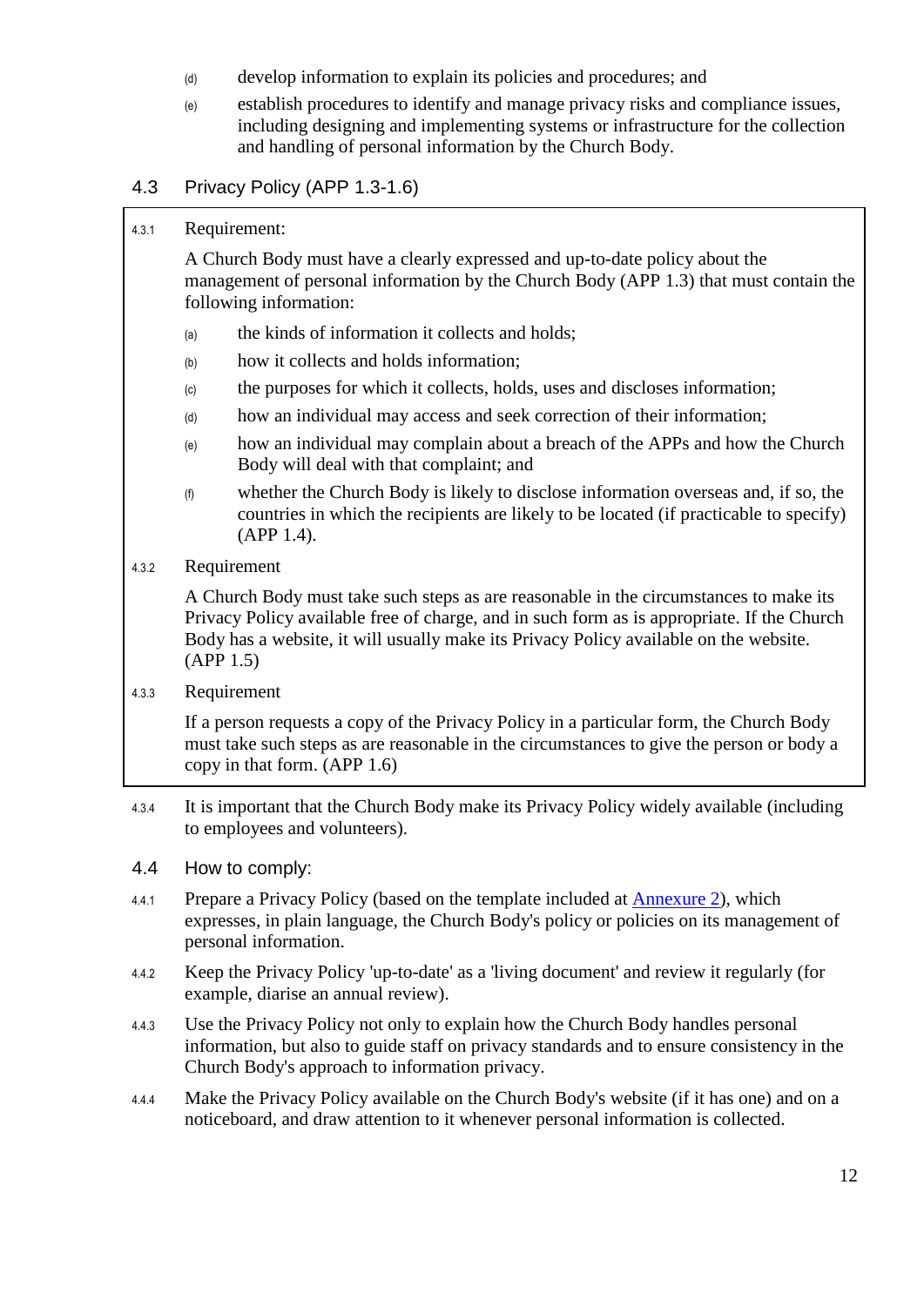(d) develop information to explain its policies and procedures; and

(e) establish procedures to identify and manage privacy risks and compliance issues, including designing and implementing systems or infrastructure for the collection and handling of personal information by the Church Body.

## 4.3 Privacy Policy (APP 1.3-1.6)

4.3.1 Requirement:

A Church Body must have a clearly expressed and up-to-date policy about the management of personal information by the Church Body (APP 1.3) that must contain the following information:

(a) the kinds of information it collects and holds;

(b) how it collects and holds information;

(c) the purposes for which it collects, holds, uses and discloses information;

(d) how an individual may access and seek correction of their information;

(e) how an individual may complain about a breach of the APPs and how the Church Body will deal with that complaint; and

(f) whether the Church Body is likely to disclose information overseas and, if so, the countries in which the recipients are likely to be located (if practicable to specify) (APP 1.4).

4.3.2 Requirement

A Church Body must take such steps as are reasonable in the circumstances to make its Privacy Policy available free of charge, and in such form as is appropriate. If the Church Body has a website, it will usually make its Privacy Policy available on the website. (APP 1.5)

4.3.3 Requirement

If a person requests a copy of the Privacy Policy in a particular form, the Church Body must take such steps as are reasonable in the circumstances to give the person or body a copy in that form. (APP 1.6)

4.3.4 It is important that the Church Body make its Privacy Policy widely available (including to employees and volunteers).

## 4.4 How to comply:

4.4.1 Prepare a Privacy Policy (based on the template included at Annexure 2), which expresses, in plain language, the Church Body's policy or policies on its management of personal information.

4.4.2 Keep the Privacy Policy 'up-to-date' as a 'living document' and review it regularly (for example, diarise an annual review).

4.4.3 Use the Privacy Policy not only to explain how the Church Body handles personal information, but also to guide staff on privacy standards and to ensure consistency in the Church Body's approach to information privacy.

4.4.4 Make the Privacy Policy available on the Church Body's website (if it has one) and on a noticeboard, and draw attention to it whenever personal information is collected.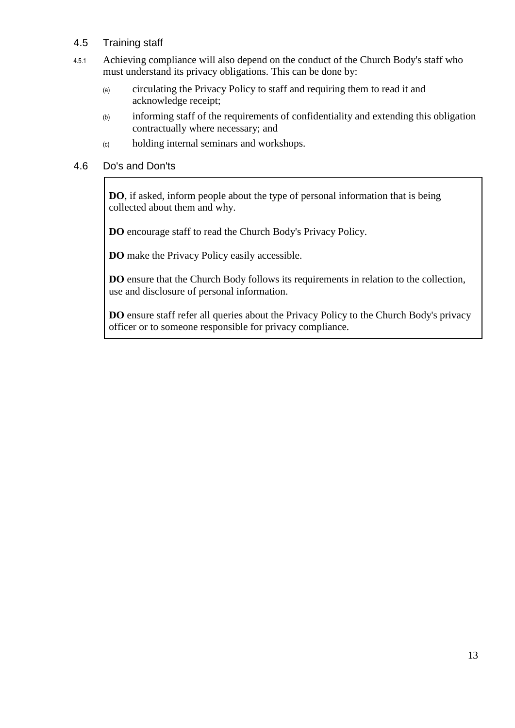## 4.5 Training staff

4.5.1 Achieving compliance will also depend on the conduct of the Church Body's staff who must understand its privacy obligations. This can be done by:

(a) circulating the Privacy Policy to staff and requiring them to read it and acknowledge receipt;

(b) informing staff of the requirements of confidentiality and extending this obligation contractually where necessary; and

(c) holding internal seminars and workshops.

## 4.6 Do's and Don'ts

**DO**, if asked, inform people about the type of personal information that is being collected about them and why.

**DO** encourage staff to read the Church Body's Privacy Policy.

**DO** make the Privacy Policy easily accessible.

**DO** ensure that the Church Body follows its requirements in relation to the collection, use and disclosure of personal information.

**DO** ensure staff refer all queries about the Privacy Policy to the Church Body's privacy officer or to someone responsible for privacy compliance.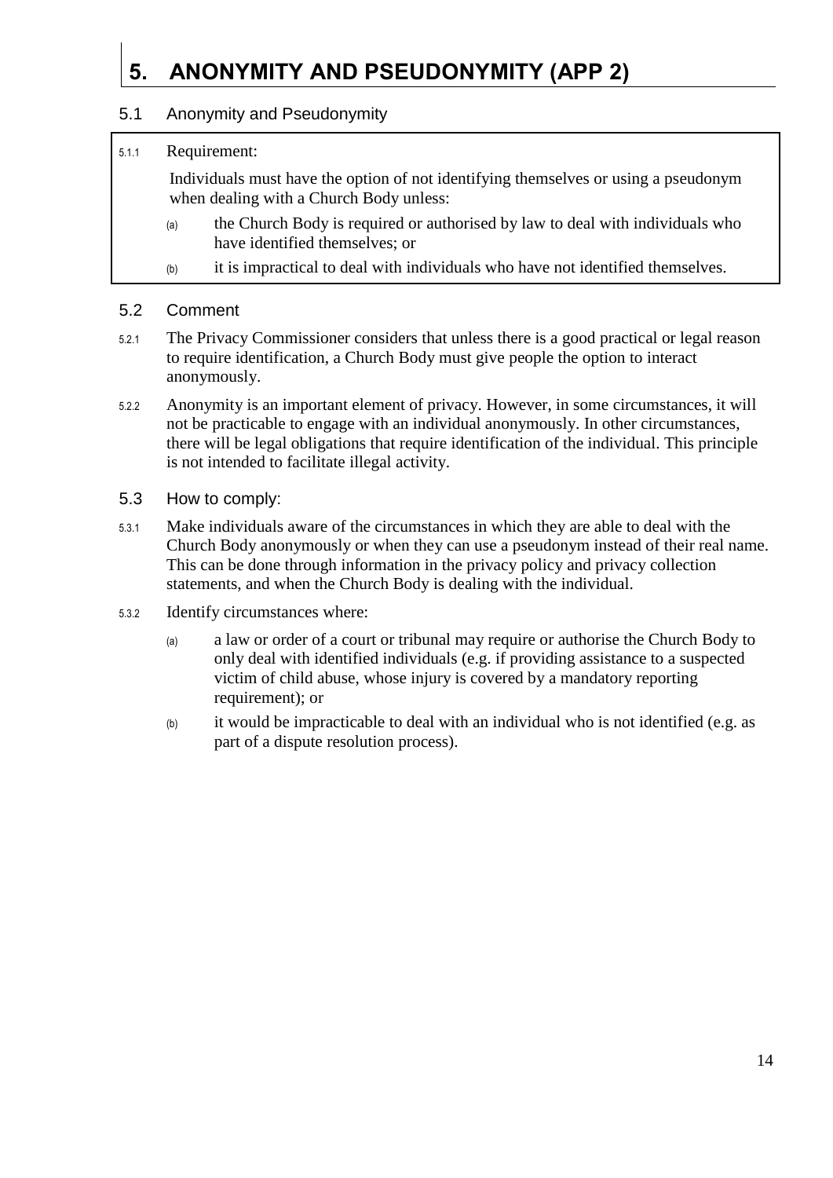# 5. ANONYMITY AND PSEUDONYMITY (APP 2)

## 5.1 Anonymity and Pseudonymity

5.1.1 Requirement:

Individuals must have the option of not identifying themselves or using a pseudonym when dealing with a Church Body unless:

(a) the Church Body is required or authorised by law to deal with individuals who have identified themselves; or

(b) it is impractical to deal with individuals who have not identified themselves.

## 5.2 Comment

5.2.1 The Privacy Commissioner considers that unless there is a good practical or legal reason to require identification, a Church Body must give people the option to interact anonymously.

5.2.2 Anonymity is an important element of privacy. However, in some circumstances, it will not be practicable to engage with an individual anonymously. In other circumstances, there will be legal obligations that require identification of the individual. This principle is not intended to facilitate illegal activity.

## 5.3 How to comply:

5.3.1 Make individuals aware of the circumstances in which they are able to deal with the Church Body anonymously or when they can use a pseudonym instead of their real name. This can be done through information in the privacy policy and privacy collection statements, and when the Church Body is dealing with the individual.

5.3.2 Identify circumstances where:

(a) a law or order of a court or tribunal may require or authorise the Church Body to only deal with identified individuals (e.g. if providing assistance to a suspected victim of child abuse, whose injury is covered by a mandatory reporting requirement); or

(b) it would be impracticable to deal with an individual who is not identified (e.g. as part of a dispute resolution process).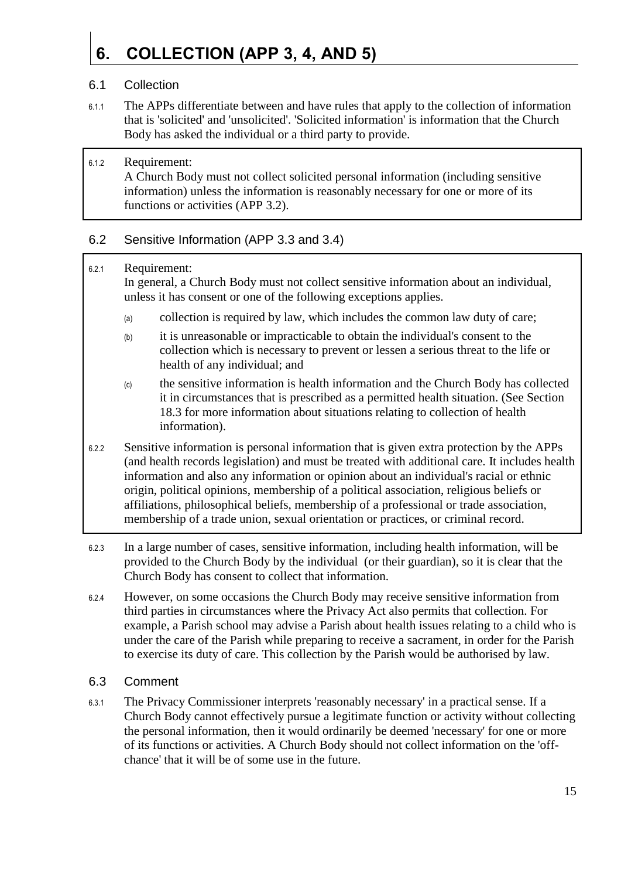# 6. COLLECTION (APP 3, 4, AND 5)

## 6.1 Collection

6.1.1 The APPs differentiate between and have rules that apply to the collection of information that is 'solicited' and 'unsolicited'. 'Solicited information' is information that the Church Body has asked the individual or a third party to provide.

6.1.2 Requirement:
A Church Body must not collect solicited personal information (including sensitive information) unless the information is reasonably necessary for one or more of its functions or activities (APP 3.2).

## 6.2 Sensitive Information (APP 3.3 and 3.4)

6.2.1 Requirement:
In general, a Church Body must not collect sensitive information about an individual, unless it has consent or one of the following exceptions applies.

(a) collection is required by law, which includes the common law duty of care;

(b) it is unreasonable or impracticable to obtain the individual's consent to the collection which is necessary to prevent or lessen a serious threat to the life or health of any individual; and

(c) the sensitive information is health information and the Church Body has collected it in circumstances that is prescribed as a permitted health situation. (See Section 18.3 for more information about situations relating to collection of health information).

6.2.2 Sensitive information is personal information that is given extra protection by the APPs (and health records legislation) and must be treated with additional care. It includes health information and also any information or opinion about an individual's racial or ethnic origin, political opinions, membership of a political association, religious beliefs or affiliations, philosophical beliefs, membership of a professional or trade association, membership of a trade union, sexual orientation or practices, or criminal record.

6.2.3 In a large number of cases, sensitive information, including health information, will be provided to the Church Body by the individual (or their guardian), so it is clear that the Church Body has consent to collect that information.

6.2.4 However, on some occasions the Church Body may receive sensitive information from third parties in circumstances where the Privacy Act also permits that collection. For example, a Parish school may advise a Parish about health issues relating to a child who is under the care of the Parish while preparing to receive a sacrament, in order for the Parish to exercise its duty of care. This collection by the Parish would be authorised by law.

## 6.3 Comment

6.3.1 The Privacy Commissioner interprets 'reasonably necessary' in a practical sense. If a Church Body cannot effectively pursue a legitimate function or activity without collecting the personal information, then it would ordinarily be deemed 'necessary' for one or more of its functions or activities. A Church Body should not collect information on the 'off-chance' that it will be of some use in the future.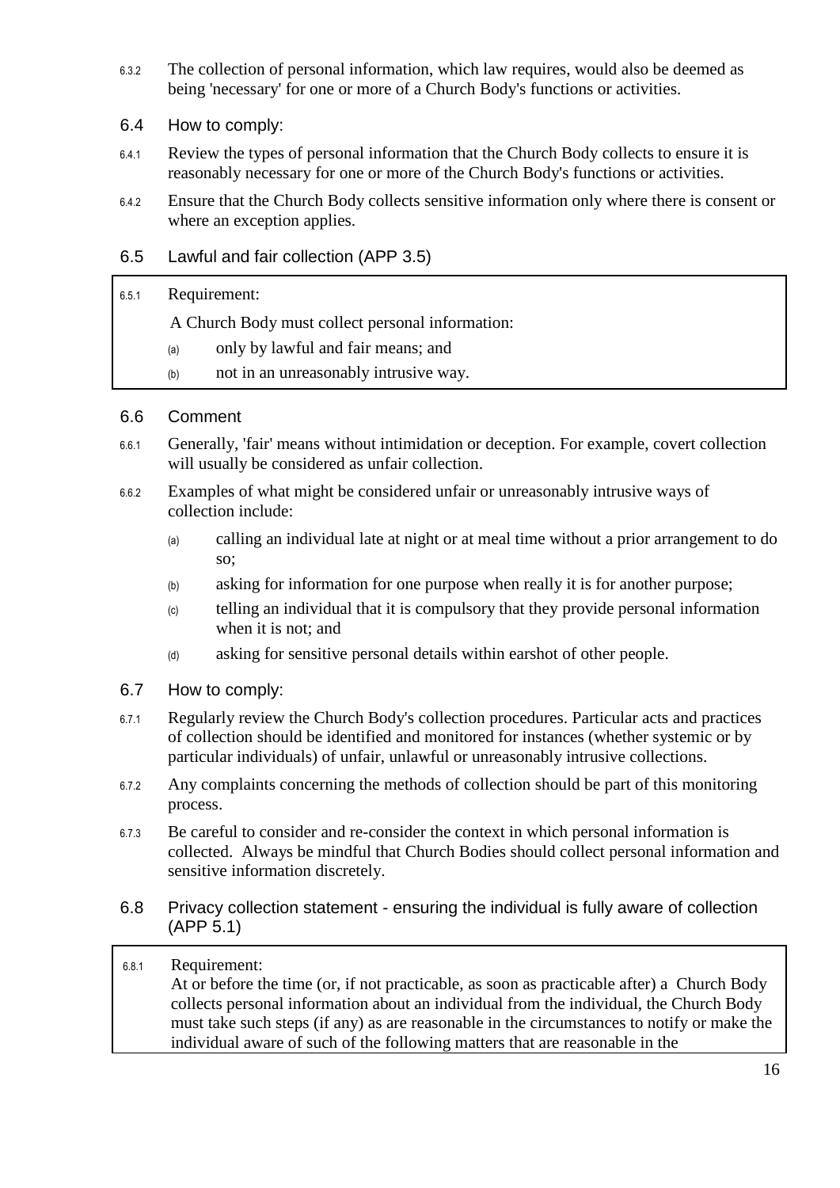6.3.2 The collection of personal information, which law requires, would also be deemed as being 'necessary' for one or more of a Church Body's functions or activities.

## 6.4 How to comply:

6.4.1 Review the types of personal information that the Church Body collects to ensure it is reasonably necessary for one or more of the Church Body's functions or activities.

6.4.2 Ensure that the Church Body collects sensitive information only where there is consent or where an exception applies.

## 6.5 Lawful and fair collection (APP 3.5)

6.5.1 Requirement:

A Church Body must collect personal information:

(a) only by lawful and fair means; and

(b) not in an unreasonably intrusive way.

## 6.6 Comment

6.6.1 Generally, 'fair' means without intimidation or deception. For example, covert collection will usually be considered as unfair collection.

6.6.2 Examples of what might be considered unfair or unreasonably intrusive ways of collection include:

(a) calling an individual late at night or at meal time without a prior arrangement to do so;

(b) asking for information for one purpose when really it is for another purpose;

(c) telling an individual that it is compulsory that they provide personal information when it is not; and

(d) asking for sensitive personal details within earshot of other people.

## 6.7 How to comply:

6.7.1 Regularly review the Church Body's collection procedures. Particular acts and practices of collection should be identified and monitored for instances (whether systemic or by particular individuals) of unfair, unlawful or unreasonably intrusive collections.

6.7.2 Any complaints concerning the methods of collection should be part of this monitoring process.

6.7.3 Be careful to consider and re-consider the context in which personal information is collected. Always be mindful that Church Bodies should collect personal information and sensitive information discretely.

## 6.8 Privacy collection statement - ensuring the individual is fully aware of collection (APP 5.1)

6.8.1 Requirement:

At or before the time (or, if not practicable, as soon as practicable after) a Church Body collects personal information about an individual from the individual, the Church Body must take such steps (if any) as are reasonable in the circumstances to notify or make the individual aware of such of the following matters that are reasonable in the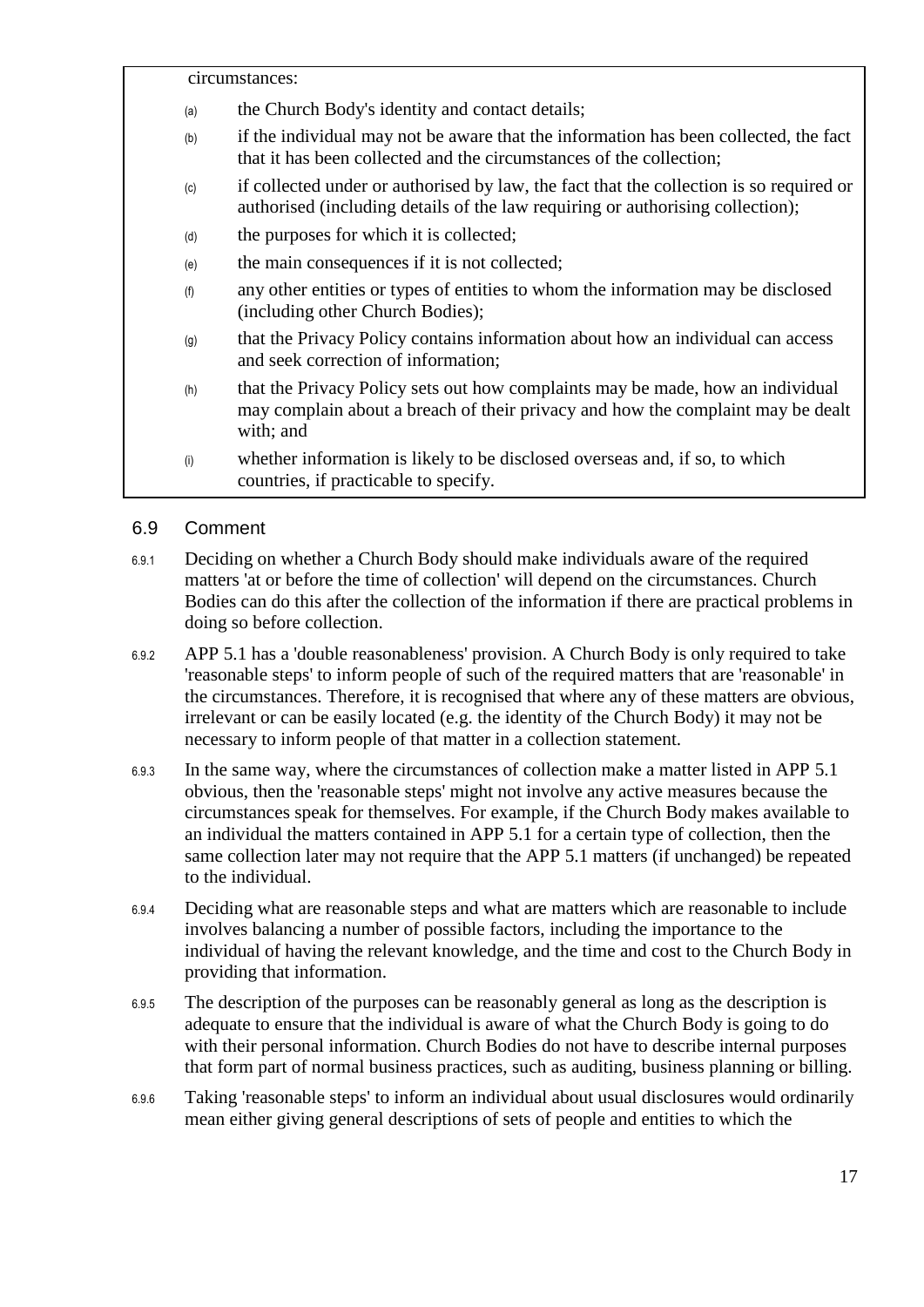circumstances:

(a) the Church Body's identity and contact details;

(b) if the individual may not be aware that the information has been collected, the fact that it has been collected and the circumstances of the collection;

(c) if collected under or authorised by law, the fact that the collection is so required or authorised (including details of the law requiring or authorising collection);

(d) the purposes for which it is collected;

(e) the main consequences if it is not collected;

(f) any other entities or types of entities to whom the information may be disclosed (including other Church Bodies);

(g) that the Privacy Policy contains information about how an individual can access and seek correction of information;

(h) that the Privacy Policy sets out how complaints may be made, how an individual may complain about a breach of their privacy and how the complaint may be dealt with; and

(i) whether information is likely to be disclosed overseas and, if so, to which countries, if practicable to specify.

## 6.9 Comment

6.9.1 Deciding on whether a Church Body should make individuals aware of the required matters 'at or before the time of collection' will depend on the circumstances. Church Bodies can do this after the collection of the information if there are practical problems in doing so before collection.

6.9.2 APP 5.1 has a 'double reasonableness' provision. A Church Body is only required to take 'reasonable steps' to inform people of such of the required matters that are 'reasonable' in the circumstances. Therefore, it is recognised that where any of these matters are obvious, irrelevant or can be easily located (e.g. the identity of the Church Body) it may not be necessary to inform people of that matter in a collection statement.

6.9.3 In the same way, where the circumstances of collection make a matter listed in APP 5.1 obvious, then the 'reasonable steps' might not involve any active measures because the circumstances speak for themselves. For example, if the Church Body makes available to an individual the matters contained in APP 5.1 for a certain type of collection, then the same collection later may not require that the APP 5.1 matters (if unchanged) be repeated to the individual.

6.9.4 Deciding what are reasonable steps and what are matters which are reasonable to include involves balancing a number of possible factors, including the importance to the individual of having the relevant knowledge, and the time and cost to the Church Body in providing that information.

6.9.5 The description of the purposes can be reasonably general as long as the description is adequate to ensure that the individual is aware of what the Church Body is going to do with their personal information. Church Bodies do not have to describe internal purposes that form part of normal business practices, such as auditing, business planning or billing.

6.9.6 Taking 'reasonable steps' to inform an individual about usual disclosures would ordinarily mean either giving general descriptions of sets of people and entities to which the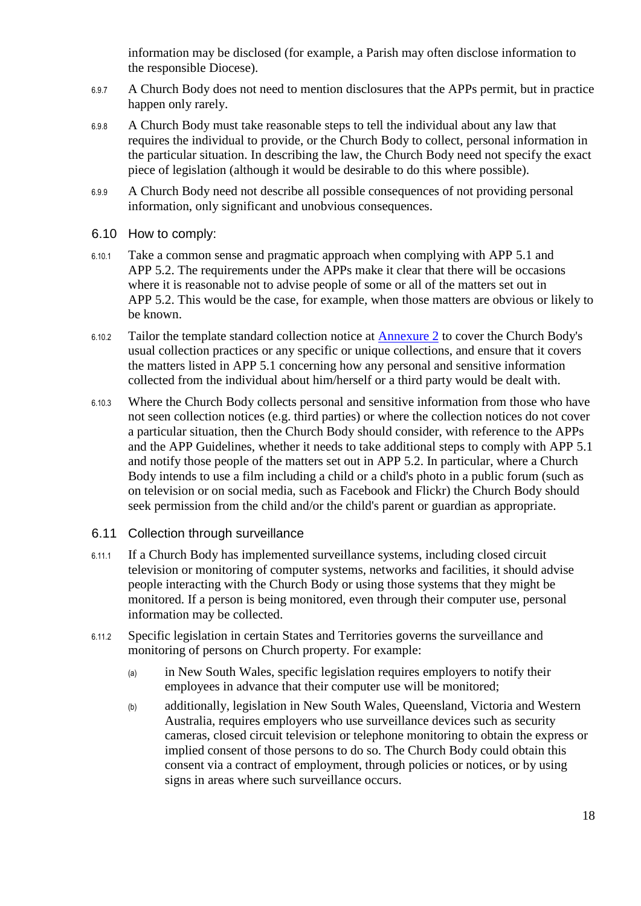information may be disclosed (for example, a Parish may often disclose information to the responsible Diocese).

6.9.7 A Church Body does not need to mention disclosures that the APPs permit, but in practice happen only rarely.

6.9.8 A Church Body must take reasonable steps to tell the individual about any law that requires the individual to provide, or the Church Body to collect, personal information in the particular situation. In describing the law, the Church Body need not specify the exact piece of legislation (although it would be desirable to do this where possible).

6.9.9 A Church Body need not describe all possible consequences of not providing personal information, only significant and unobvious consequences.

## 6.10 How to comply:

6.10.1 Take a common sense and pragmatic approach when complying with APP 5.1 and APP 5.2. The requirements under the APPs make it clear that there will be occasions where it is reasonable not to advise people of some or all of the matters set out in APP 5.2. This would be the case, for example, when those matters are obvious or likely to be known.

6.10.2 Tailor the template standard collection notice at [Annexure 2](#) to cover the Church Body's usual collection practices or any specific or unique collections, and ensure that it covers the matters listed in APP 5.1 concerning how any personal and sensitive information collected from the individual about him/herself or a third party would be dealt with.

6.10.3 Where the Church Body collects personal and sensitive information from those who have not seen collection notices (e.g. third parties) or where the collection notices do not cover a particular situation, then the Church Body should consider, with reference to the APPs and the APP Guidelines, whether it needs to take additional steps to comply with APP 5.1 and notify those people of the matters set out in APP 5.2. In particular, where a Church Body intends to use a film including a child or a child's photo in a public forum (such as on television or on social media, such as Facebook and Flickr) the Church Body should seek permission from the child and/or the child's parent or guardian as appropriate.

## 6.11 Collection through surveillance

6.11.1 If a Church Body has implemented surveillance systems, including closed circuit television or monitoring of computer systems, networks and facilities, it should advise people interacting with the Church Body or using those systems that they might be monitored. If a person is being monitored, even through their computer use, personal information may be collected.

6.11.2 Specific legislation in certain States and Territories governs the surveillance and monitoring of persons on Church property. For example:

(a) in New South Wales, specific legislation requires employers to notify their employees in advance that their computer use will be monitored;

(b) additionally, legislation in New South Wales, Queensland, Victoria and Western Australia, requires employers who use surveillance devices such as security cameras, closed circuit television or telephone monitoring to obtain the express or implied consent of those persons to do so. The Church Body could obtain this consent via a contract of employment, through policies or notices, or by using signs in areas where such surveillance occurs.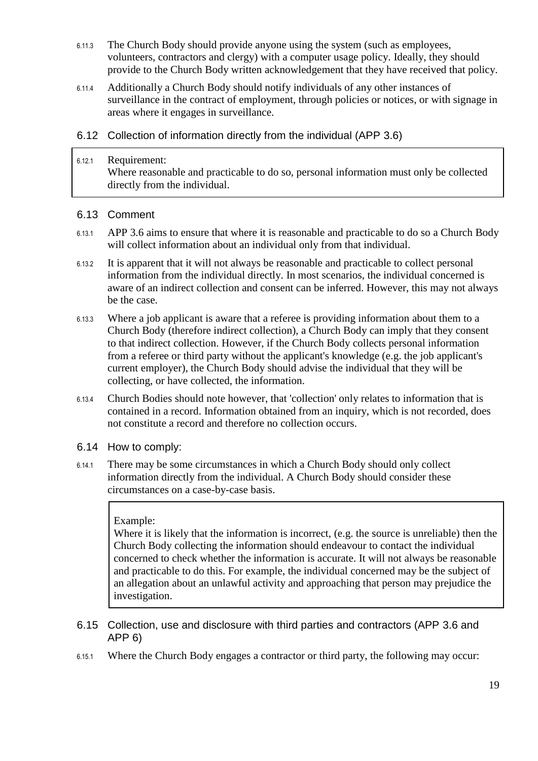6.11.3 The Church Body should provide anyone using the system (such as employees, volunteers, contractors and clergy) with a computer usage policy. Ideally, they should provide to the Church Body written acknowledgement that they have received that policy.

6.11.4 Additionally a Church Body should notify individuals of any other instances of surveillance in the contract of employment, through policies or notices, or with signage in areas where it engages in surveillance.

### 6.12 Collection of information directly from the individual (APP 3.6)

> 6.12.1 Requirement:
> Where reasonable and practicable to do so, personal information must only be collected directly from the individual.

### 6.13 Comment

6.13.1 APP 3.6 aims to ensure that where it is reasonable and practicable to do so a Church Body will collect information about an individual only from that individual.

6.13.2 It is apparent that it will not always be reasonable and practicable to collect personal information from the individual directly. In most scenarios, the individual concerned is aware of an indirect collection and consent can be inferred. However, this may not always be the case.

6.13.3 Where a job applicant is aware that a referee is providing information about them to a Church Body (therefore indirect collection), a Church Body can imply that they consent to that indirect collection. However, if the Church Body collects personal information from a referee or third party without the applicant's knowledge (e.g. the job applicant's current employer), the Church Body should advise the individual that they will be collecting, or have collected, the information.

6.13.4 Church Bodies should note however, that 'collection' only relates to information that is contained in a record. Information obtained from an inquiry, which is not recorded, does not constitute a record and therefore no collection occurs.

### 6.14 How to comply:

6.14.1 There may be some circumstances in which a Church Body should only collect information directly from the individual. A Church Body should consider these circumstances on a case-by-case basis.

> Example:
> Where it is likely that the information is incorrect, (e.g. the source is unreliable) then the Church Body collecting the information should endeavour to contact the individual concerned to check whether the information is accurate. It will not always be reasonable and practicable to do this. For example, the individual concerned may be the subject of an allegation about an unlawful activity and approaching that person may prejudice the investigation.

### 6.15 Collection, use and disclosure with third parties and contractors (APP 3.6 and APP 6)

6.15.1 Where the Church Body engages a contractor or third party, the following may occur: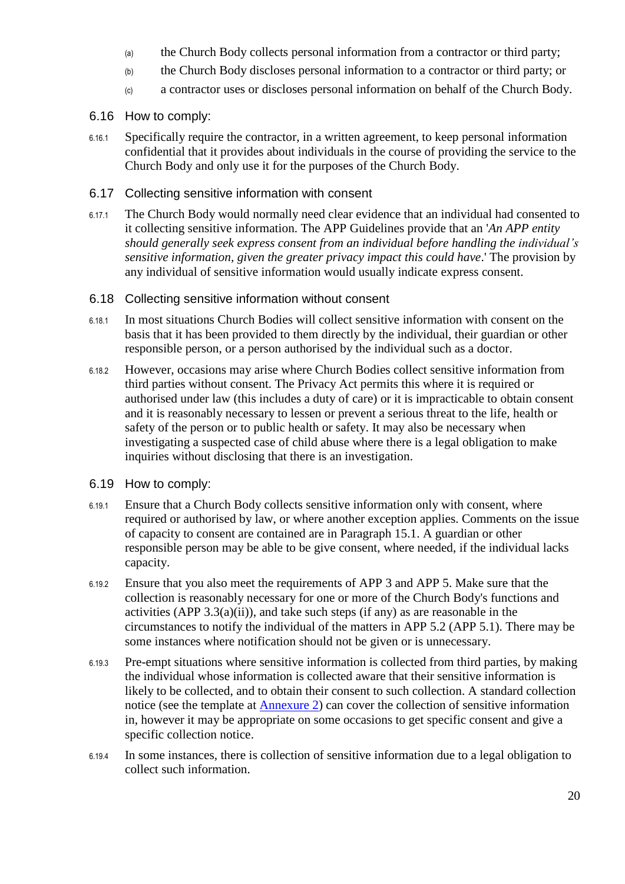(a) the Church Body collects personal information from a contractor or third party;

(b) the Church Body discloses personal information to a contractor or third party; or

(c) a contractor uses or discloses personal information on behalf of the Church Body.

### 6.16 How to comply:

6.16.1 Specifically require the contractor, in a written agreement, to keep personal information confidential that it provides about individuals in the course of providing the service to the Church Body and only use it for the purposes of the Church Body.

### 6.17 Collecting sensitive information with consent

6.17.1 The Church Body would normally need clear evidence that an individual had consented to it collecting sensitive information. The APP Guidelines provide that an '*An APP entity should generally seek express consent from an individual before handling the individual's sensitive information, given the greater privacy impact this could have*.' The provision by any individual of sensitive information would usually indicate express consent.

### 6.18 Collecting sensitive information without consent

6.18.1 In most situations Church Bodies will collect sensitive information with consent on the basis that it has been provided to them directly by the individual, their guardian or other responsible person, or a person authorised by the individual such as a doctor.

6.18.2 However, occasions may arise where Church Bodies collect sensitive information from third parties without consent. The Privacy Act permits this where it is required or authorised under law (this includes a duty of care) or it is impracticable to obtain consent and it is reasonably necessary to lessen or prevent a serious threat to the life, health or safety of the person or to public health or safety. It may also be necessary when investigating a suspected case of child abuse where there is a legal obligation to make inquiries without disclosing that there is an investigation.

### 6.19 How to comply:

6.19.1 Ensure that a Church Body collects sensitive information only with consent, where required or authorised by law, or where another exception applies. Comments on the issue of capacity to consent are contained are in Paragraph 15.1. A guardian or other responsible person may be able to be give consent, where needed, if the individual lacks capacity.

6.19.2 Ensure that you also meet the requirements of APP 3 and APP 5. Make sure that the collection is reasonably necessary for one or more of the Church Body's functions and activities (APP 3.3(a)(ii)), and take such steps (if any) as are reasonable in the circumstances to notify the individual of the matters in APP 5.2 (APP 5.1). There may be some instances where notification should not be given or is unnecessary.

6.19.3 Pre-empt situations where sensitive information is collected from third parties, by making the individual whose information is collected aware that their sensitive information is likely to be collected, and to obtain their consent to such collection. A standard collection notice (see the template at Annexure 2) can cover the collection of sensitive information in, however it may be appropriate on some occasions to get specific consent and give a specific collection notice.

6.19.4 In some instances, there is collection of sensitive information due to a legal obligation to collect such information.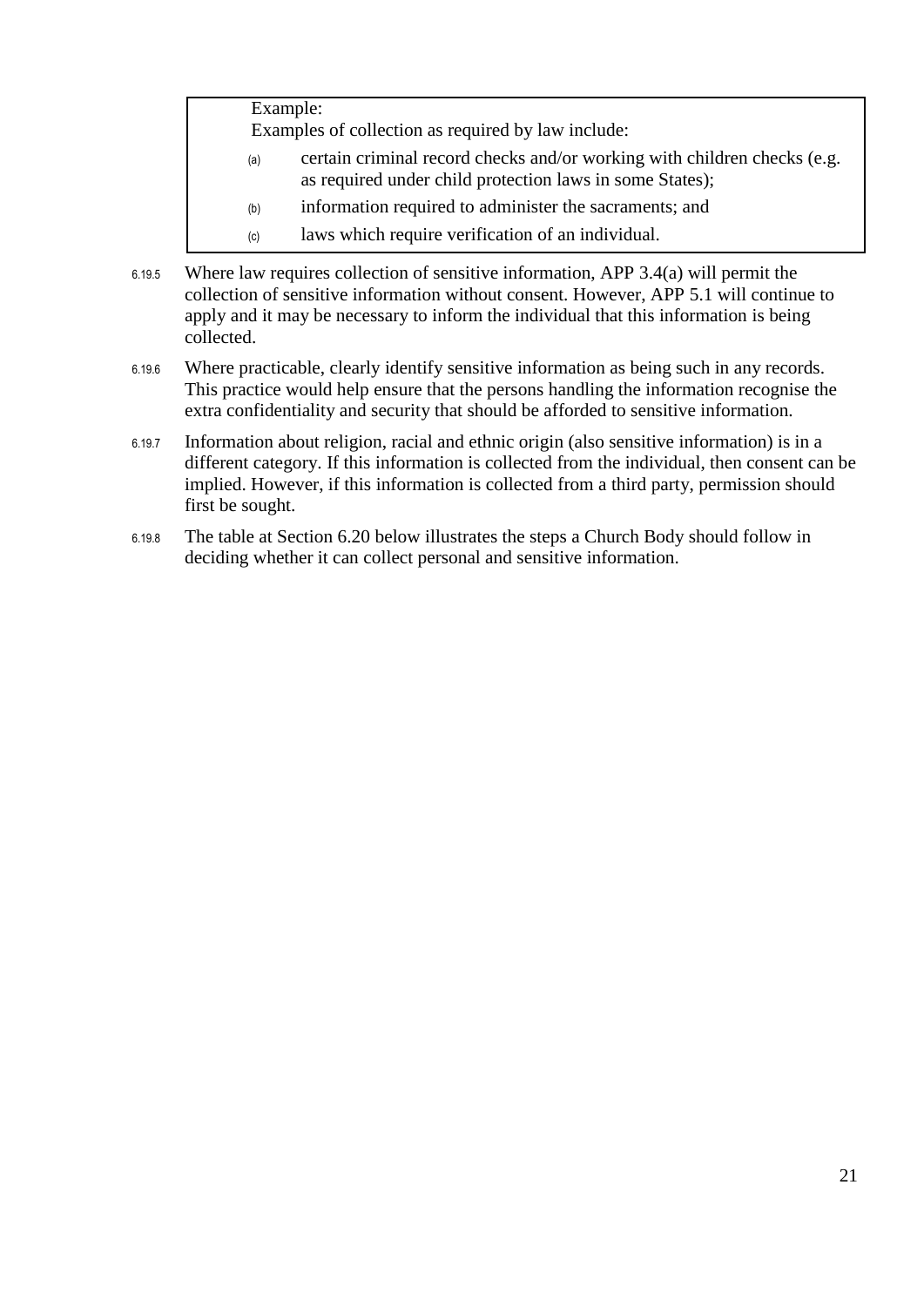> Example:
>
> Examples of collection as required by law include:
>
> (a) certain criminal record checks and/or working with children checks (e.g. as required under child protection laws in some States);
>
> (b) information required to administer the sacraments; and
>
> (c) laws which require verification of an individual.

6.19.5 Where law requires collection of sensitive information, APP 3.4(a) will permit the collection of sensitive information without consent. However, APP 5.1 will continue to apply and it may be necessary to inform the individual that this information is being collected.

6.19.6 Where practicable, clearly identify sensitive information as being such in any records. This practice would help ensure that the persons handling the information recognise the extra confidentiality and security that should be afforded to sensitive information.

6.19.7 Information about religion, racial and ethnic origin (also sensitive information) is in a different category. If this information is collected from the individual, then consent can be implied. However, if this information is collected from a third party, permission should first be sought.

6.19.8 The table at Section 6.20 below illustrates the steps a Church Body should follow in deciding whether it can collect personal and sensitive information.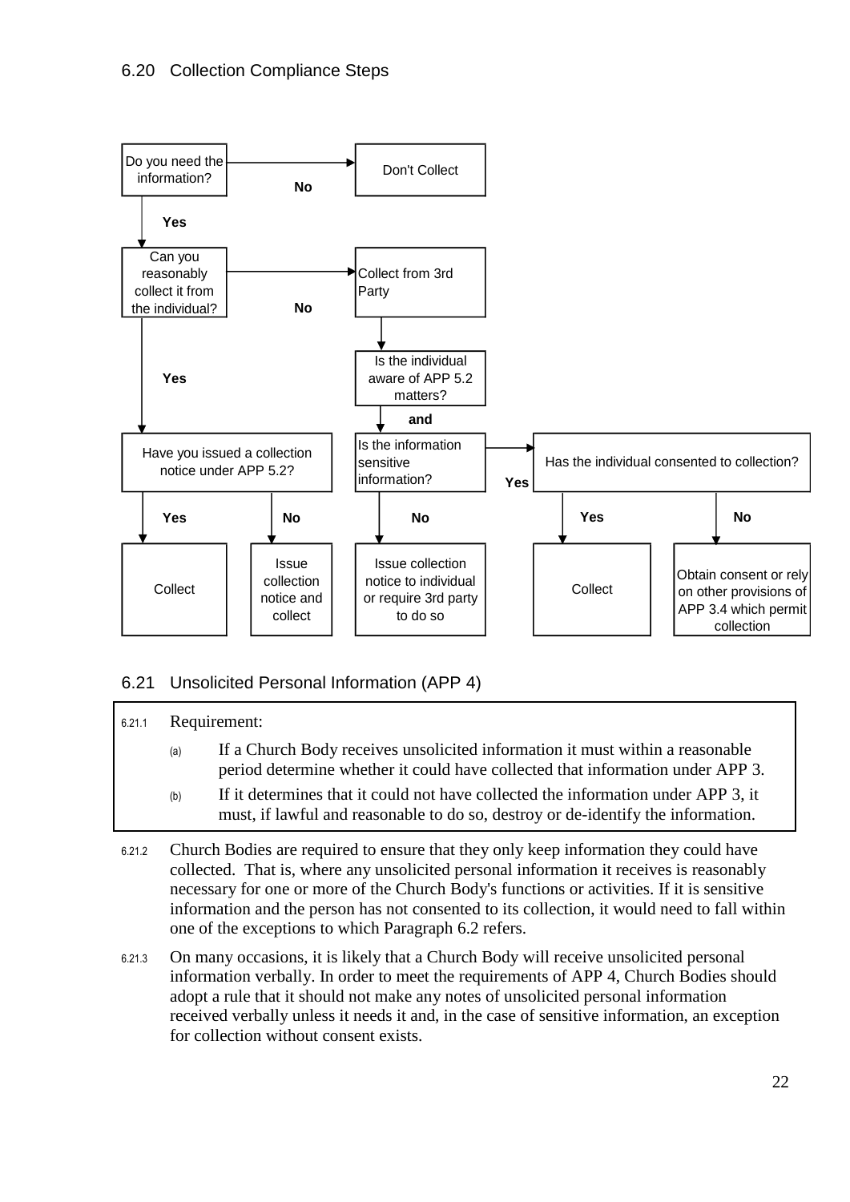## 6.20 Collection Compliance Steps

Do you need the information?
- **No** → Don't Collect
- **Yes** → Can you reasonably collect it from the individual?
  - **No** → Collect from 3rd Party → Is the individual aware of APP 5.2 matters? **and** Is the information sensitive information?
    - **No** → Issue collection notice to individual or require 3rd party to do so
    - **Yes** → Has the individual consented to collection?
      - **Yes** → Collect
      - **No** → Obtain consent or rely on other provisions of APP 3.4 which permit collection
  - **Yes** → Have you issued a collection notice under APP 5.2?
    - **Yes** → Collect
    - **No** → Issue collection notice and collect

## 6.21 Unsolicited Personal Information (APP 4)

6.21.1 Requirement:

(a) If a Church Body receives unsolicited information it must within a reasonable period determine whether it could have collected that information under APP 3.

(b) If it determines that it could not have collected the information under APP 3, it must, if lawful and reasonable to do so, destroy or de-identify the information.

6.21.2 Church Bodies are required to ensure that they only keep information they could have collected. That is, where any unsolicited personal information it receives is reasonably necessary for one or more of the Church Body's functions or activities. If it is sensitive information and the person has not consented to its collection, it would need to fall within one of the exceptions to which Paragraph 6.2 refers.

6.21.3 On many occasions, it is likely that a Church Body will receive unsolicited personal information verbally. In order to meet the requirements of APP 4, Church Bodies should adopt a rule that it should not make any notes of unsolicited personal information received verbally unless it needs it and, in the case of sensitive information, an exception for collection without consent exists.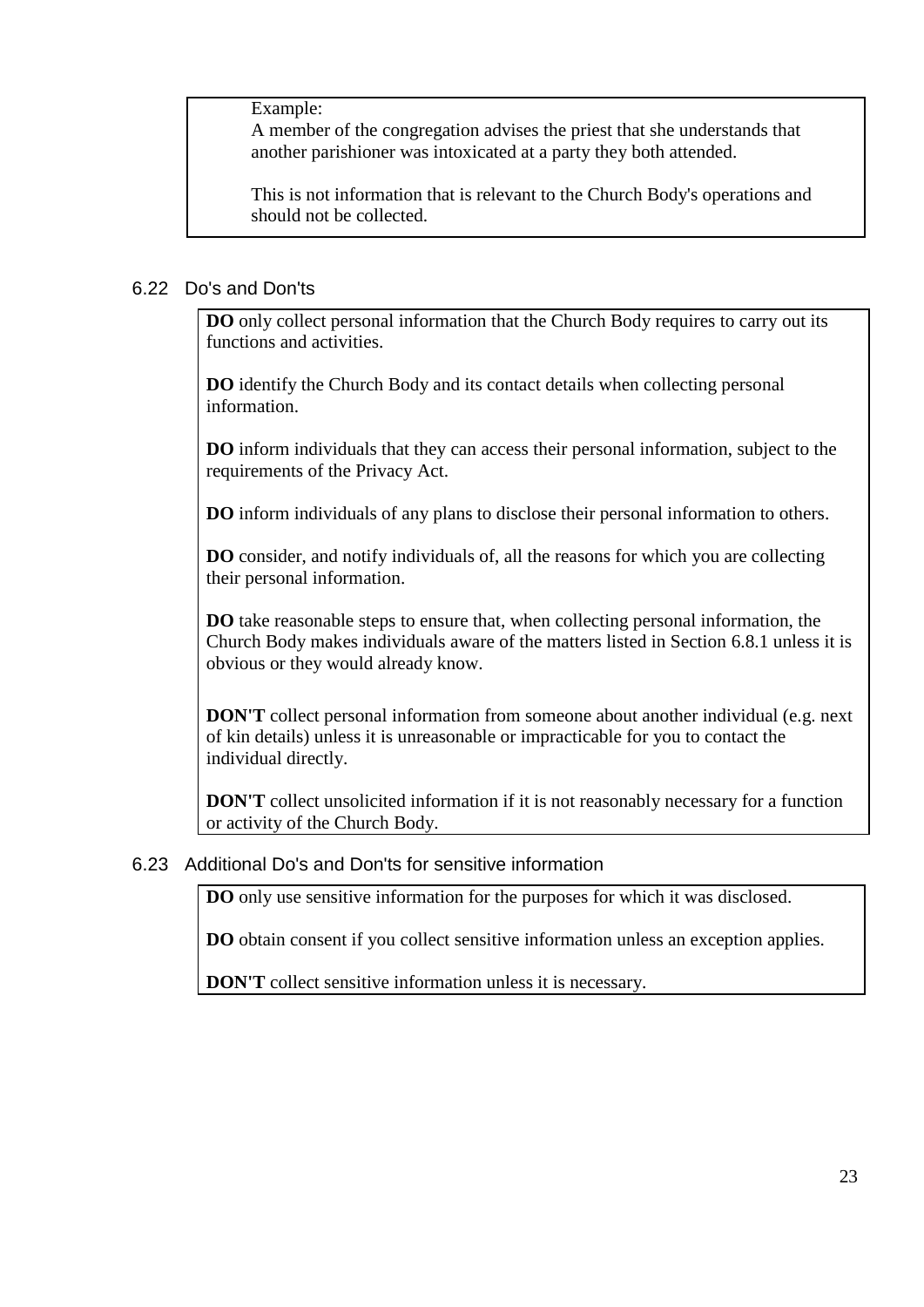Example:

A member of the congregation advises the priest that she understands that another parishioner was intoxicated at a party they both attended.

This is not information that is relevant to the Church Body's operations and should not be collected.

### 6.22 Do's and Don'ts

**DO** only collect personal information that the Church Body requires to carry out its functions and activities.

**DO** identify the Church Body and its contact details when collecting personal information.

**DO** inform individuals that they can access their personal information, subject to the requirements of the Privacy Act.

**DO** inform individuals of any plans to disclose their personal information to others.

**DO** consider, and notify individuals of, all the reasons for which you are collecting their personal information.

**DO** take reasonable steps to ensure that, when collecting personal information, the Church Body makes individuals aware of the matters listed in Section 6.8.1 unless it is obvious or they would already know.

**DON'T** collect personal information from someone about another individual (e.g. next of kin details) unless it is unreasonable or impracticable for you to contact the individual directly.

**DON'T** collect unsolicited information if it is not reasonably necessary for a function or activity of the Church Body.

### 6.23 Additional Do's and Don'ts for sensitive information

**DO** only use sensitive information for the purposes for which it was disclosed.

**DO** obtain consent if you collect sensitive information unless an exception applies.

**DON'T** collect sensitive information unless it is necessary.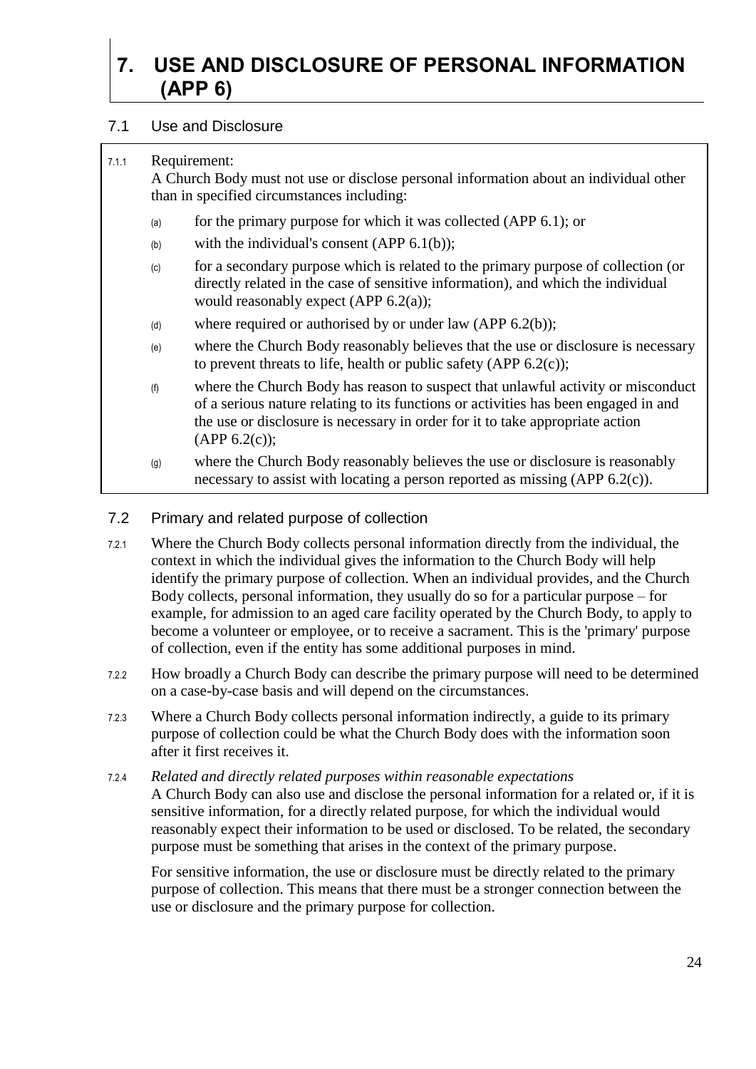# 7. USE AND DISCLOSURE OF PERSONAL INFORMATION (APP 6)

## 7.1 Use and Disclosure

7.1.1 Requirement:
A Church Body must not use or disclose personal information about an individual other than in specified circumstances including:

(a) for the primary purpose for which it was collected (APP 6.1); or

(b) with the individual's consent (APP 6.1(b));

(c) for a secondary purpose which is related to the primary purpose of collection (or directly related in the case of sensitive information), and which the individual would reasonably expect (APP 6.2(a));

(d) where required or authorised by or under law (APP 6.2(b));

(e) where the Church Body reasonably believes that the use or disclosure is necessary to prevent threats to life, health or public safety (APP 6.2(c));

(f) where the Church Body has reason to suspect that unlawful activity or misconduct of a serious nature relating to its functions or activities has been engaged in and the use or disclosure is necessary in order for it to take appropriate action (APP 6.2(c));

(g) where the Church Body reasonably believes the use or disclosure is reasonably necessary to assist with locating a person reported as missing (APP 6.2(c)).

## 7.2 Primary and related purpose of collection

7.2.1 Where the Church Body collects personal information directly from the individual, the context in which the individual gives the information to the Church Body will help identify the primary purpose of collection. When an individual provides, and the Church Body collects, personal information, they usually do so for a particular purpose – for example, for admission to an aged care facility operated by the Church Body, to apply to become a volunteer or employee, or to receive a sacrament. This is the 'primary' purpose of collection, even if the entity has some additional purposes in mind.

7.2.2 How broadly a Church Body can describe the primary purpose will need to be determined on a case-by-case basis and will depend on the circumstances.

7.2.3 Where a Church Body collects personal information indirectly, a guide to its primary purpose of collection could be what the Church Body does with the information soon after it first receives it.

7.2.4 *Related and directly related purposes within reasonable expectations*
A Church Body can also use and disclose the personal information for a related or, if it is sensitive information, for a directly related purpose, for which the individual would reasonably expect their information to be used or disclosed. To be related, the secondary purpose must be something that arises in the context of the primary purpose.

For sensitive information, the use or disclosure must be directly related to the primary purpose of collection. This means that there must be a stronger connection between the use or disclosure and the primary purpose for collection.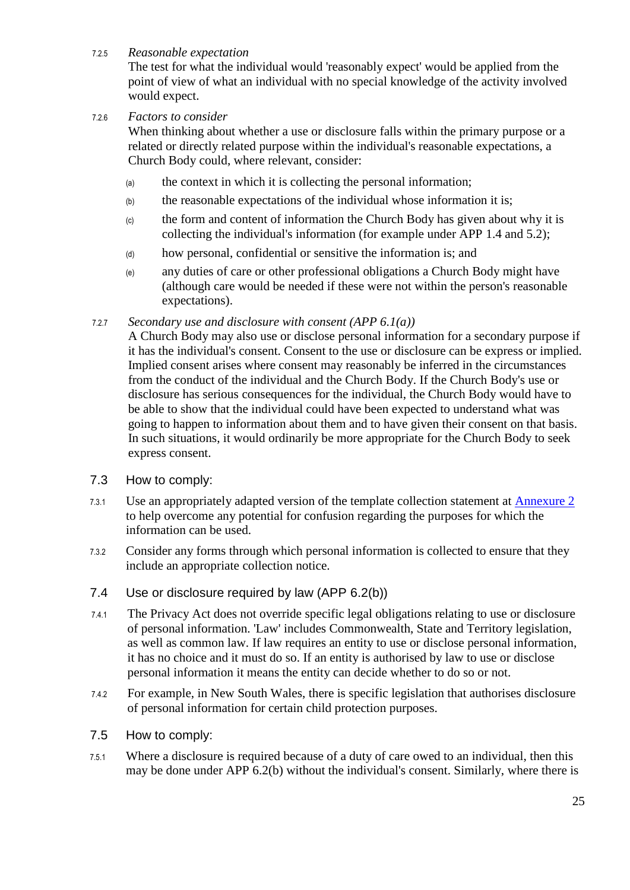7.2.5 *Reasonable expectation*

The test for what the individual would 'reasonably expect' would be applied from the point of view of what an individual with no special knowledge of the activity involved would expect.

7.2.6 *Factors to consider*

When thinking about whether a use or disclosure falls within the primary purpose or a related or directly related purpose within the individual's reasonable expectations, a Church Body could, where relevant, consider:

(a) the context in which it is collecting the personal information;

(b) the reasonable expectations of the individual whose information it is;

(c) the form and content of information the Church Body has given about why it is collecting the individual's information (for example under APP 1.4 and 5.2);

(d) how personal, confidential or sensitive the information is; and

(e) any duties of care or other professional obligations a Church Body might have (although care would be needed if these were not within the person's reasonable expectations).

7.2.7 *Secondary use and disclosure with consent (APP 6.1(a))*

A Church Body may also use or disclose personal information for a secondary purpose if it has the individual's consent. Consent to the use or disclosure can be express or implied. Implied consent arises where consent may reasonably be inferred in the circumstances from the conduct of the individual and the Church Body. If the Church Body's use or disclosure has serious consequences for the individual, the Church Body would have to be able to show that the individual could have been expected to understand what was going to happen to information about them and to have given their consent on that basis. In such situations, it would ordinarily be more appropriate for the Church Body to seek express consent.

## 7.3 How to comply:

7.3.1 Use an appropriately adapted version of the template collection statement at Annexure 2 to help overcome any potential for confusion regarding the purposes for which the information can be used.

7.3.2 Consider any forms through which personal information is collected to ensure that they include an appropriate collection notice.

## 7.4 Use or disclosure required by law (APP 6.2(b))

7.4.1 The Privacy Act does not override specific legal obligations relating to use or disclosure of personal information. 'Law' includes Commonwealth, State and Territory legislation, as well as common law. If law requires an entity to use or disclose personal information, it has no choice and it must do so. If an entity is authorised by law to use or disclose personal information it means the entity can decide whether to do so or not.

7.4.2 For example, in New South Wales, there is specific legislation that authorises disclosure of personal information for certain child protection purposes.

## 7.5 How to comply:

7.5.1 Where a disclosure is required because of a duty of care owed to an individual, then this may be done under APP 6.2(b) without the individual's consent. Similarly, where there is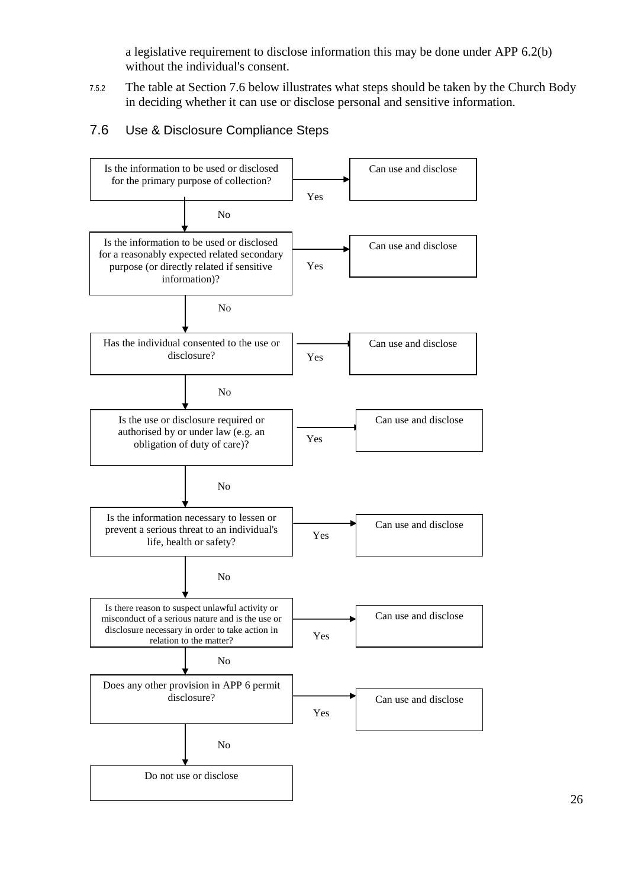a legislative requirement to disclose information this may be done under APP 6.2(b) without the individual's consent.

7.5.2 The table at Section 7.6 below illustrates what steps should be taken by the Church Body in deciding whether it can use or disclose personal and sensitive information.

## 7.6 Use & Disclosure Compliance Steps

| Question | If Yes | If No |
|---|---|---|
| Is the information to be used or disclosed for the primary purpose of collection? | Can use and disclose | Go to next question |
| Is the information to be used or disclosed for a reasonably expected related secondary purpose (or directly related if sensitive information)? | Can use and disclose | Go to next question |
| Has the individual consented to the use or disclosure? | Can use and disclose | Go to next question |
| Is the use or disclosure required or authorised by or under law (e.g. an obligation of duty of care)? | Can use and disclose | Go to next question |
| Is the information necessary to lessen or prevent a serious threat to an individual's life, health or safety? | Can use and disclose | Go to next question |
| Is there reason to suspect unlawful activity or misconduct of a serious nature and is the use or disclosure necessary in order to take action in relation to the matter? | Can use and disclose | Go to next question |
| Does any other provision in APP 6 permit disclosure? | Can use and disclose | Do not use or disclose |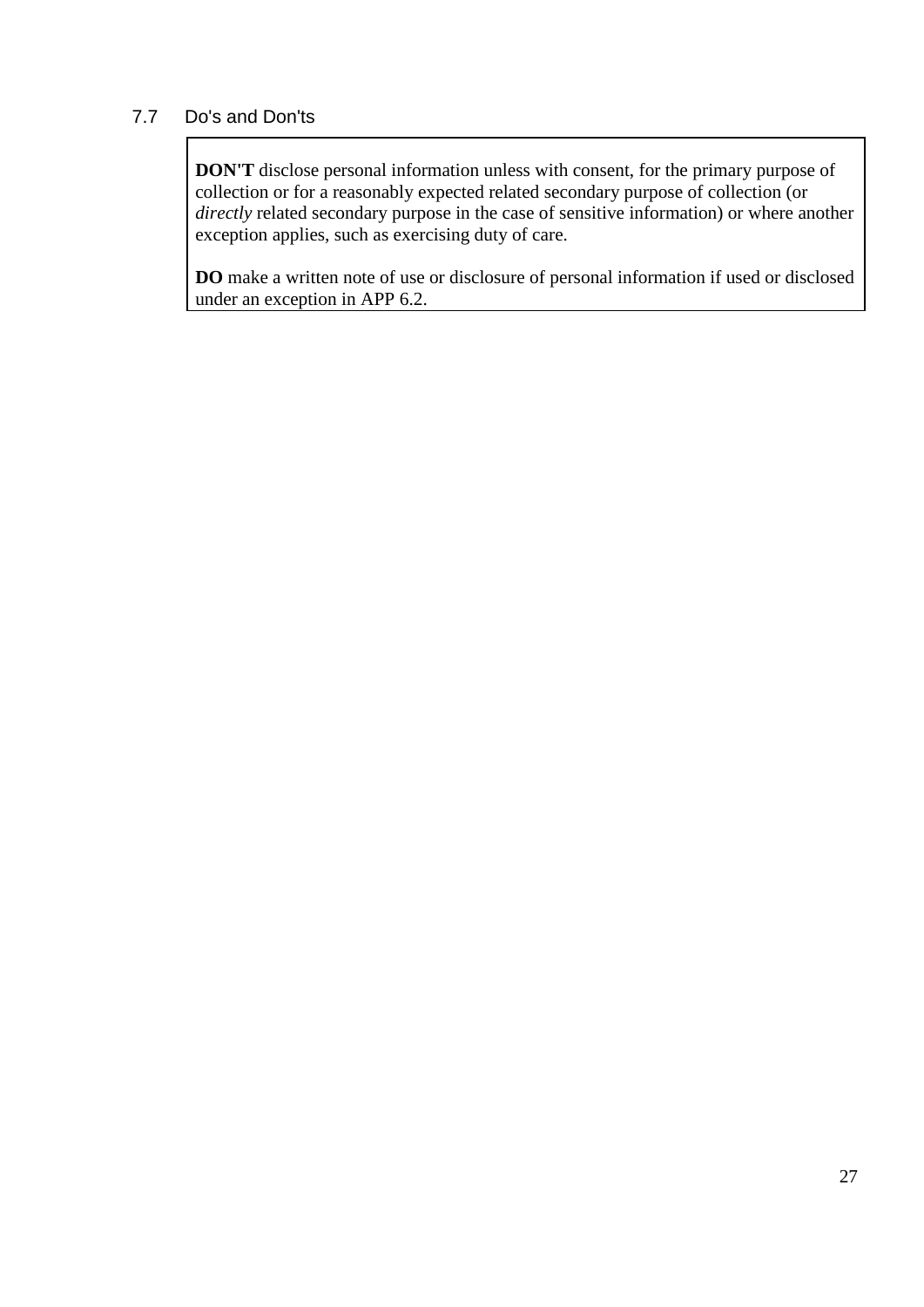### 7.7 Do's and Don'ts

**DON'T** disclose personal information unless with consent, for the primary purpose of collection or for a reasonably expected related secondary purpose of collection (or *directly* related secondary purpose in the case of sensitive information) or where another exception applies, such as exercising duty of care.

**DO** make a written note of use or disclosure of personal information if used or disclosed under an exception in APP 6.2.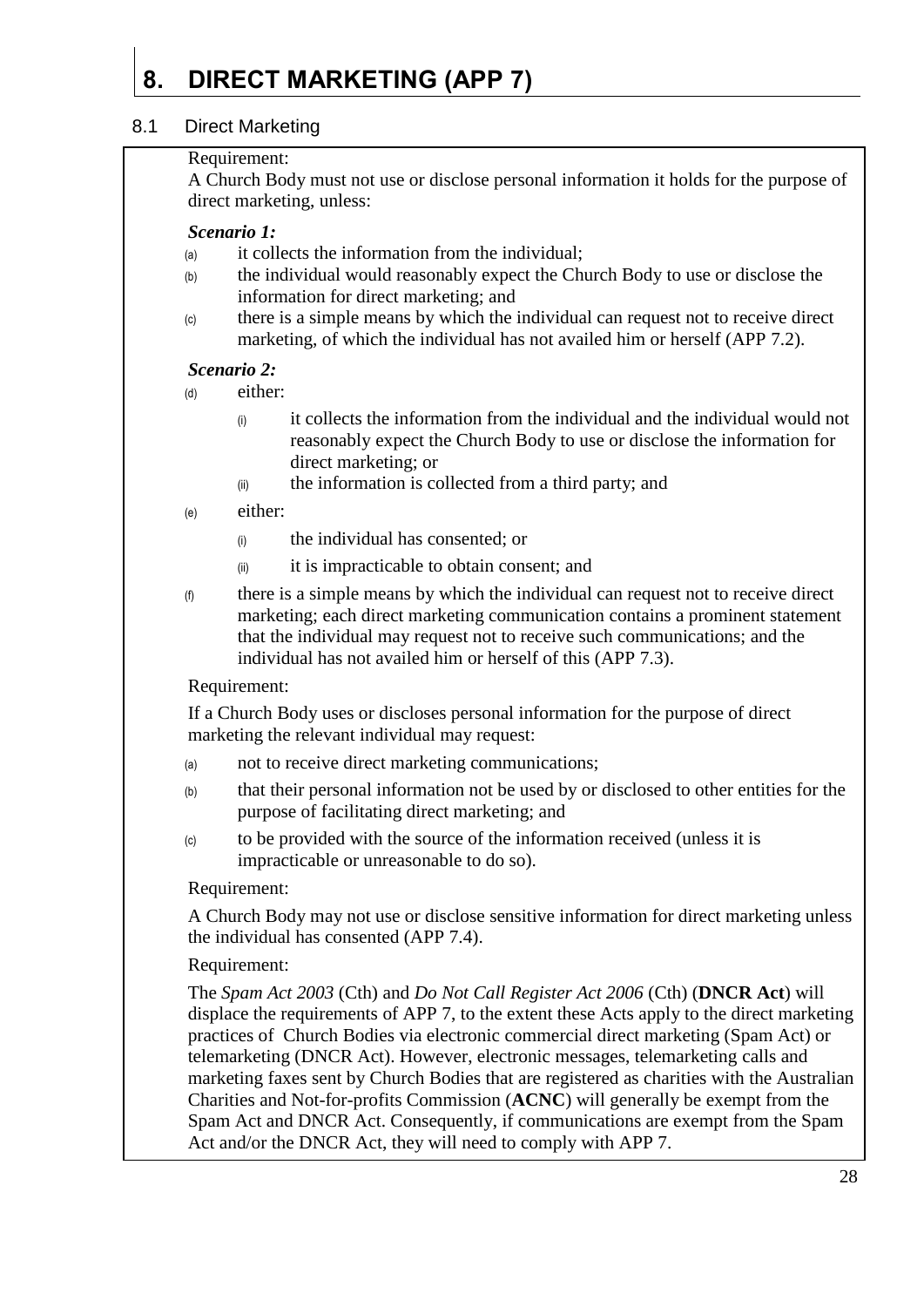# 8. DIRECT MARKETING (APP 7)

## 8.1 Direct Marketing

Requirement:

A Church Body must not use or disclose personal information it holds for the purpose of direct marketing, unless:

***Scenario 1:***

(a) it collects the information from the individual;

(b) the individual would reasonably expect the Church Body to use or disclose the information for direct marketing; and

(c) there is a simple means by which the individual can request not to receive direct marketing, of which the individual has not availed him or herself (APP 7.2).

***Scenario 2:***

(d) either:

   (i) it collects the information from the individual and the individual would not reasonably expect the Church Body to use or disclose the information for direct marketing; or

   (ii) the information is collected from a third party; and

(e) either:

   (i) the individual has consented; or

   (ii) it is impracticable to obtain consent; and

(f) there is a simple means by which the individual can request not to receive direct marketing; each direct marketing communication contains a prominent statement that the individual may request not to receive such communications; and the individual has not availed him or herself of this (APP 7.3).

Requirement:

If a Church Body uses or discloses personal information for the purpose of direct marketing the relevant individual may request:

(a) not to receive direct marketing communications;

(b) that their personal information not be used by or disclosed to other entities for the purpose of facilitating direct marketing; and

(c) to be provided with the source of the information received (unless it is impracticable or unreasonable to do so).

Requirement:

A Church Body may not use or disclose sensitive information for direct marketing unless the individual has consented (APP 7.4).

Requirement:

The *Spam Act 2003* (Cth) and *Do Not Call Register Act 2006* (Cth) (**DNCR Act**) will displace the requirements of APP 7, to the extent these Acts apply to the direct marketing practices of Church Bodies via electronic commercial direct marketing (Spam Act) or telemarketing (DNCR Act). However, electronic messages, telemarketing calls and marketing faxes sent by Church Bodies that are registered as charities with the Australian Charities and Not-for-profits Commission (**ACNC**) will generally be exempt from the Spam Act and DNCR Act. Consequently, if communications are exempt from the Spam Act and/or the DNCR Act, they will need to comply with APP 7.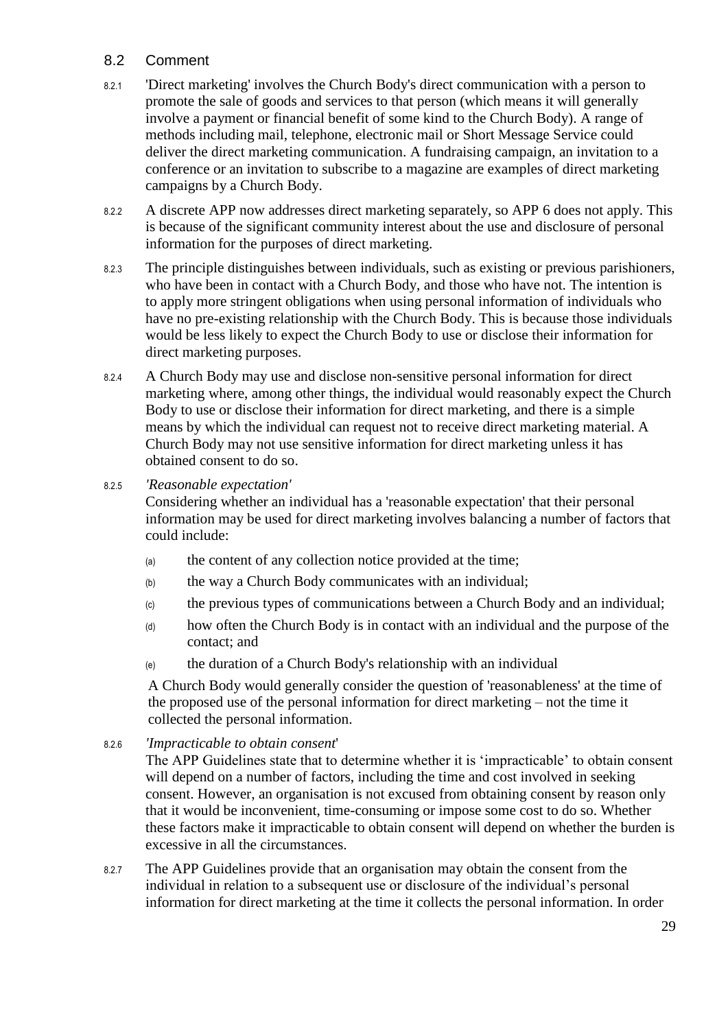## 8.2 Comment

8.2.1 'Direct marketing' involves the Church Body's direct communication with a person to promote the sale of goods and services to that person (which means it will generally involve a payment or financial benefit of some kind to the Church Body). A range of methods including mail, telephone, electronic mail or Short Message Service could deliver the direct marketing communication. A fundraising campaign, an invitation to a conference or an invitation to subscribe to a magazine are examples of direct marketing campaigns by a Church Body.

8.2.2 A discrete APP now addresses direct marketing separately, so APP 6 does not apply. This is because of the significant community interest about the use and disclosure of personal information for the purposes of direct marketing.

8.2.3 The principle distinguishes between individuals, such as existing or previous parishioners, who have been in contact with a Church Body, and those who have not. The intention is to apply more stringent obligations when using personal information of individuals who have no pre-existing relationship with the Church Body. This is because those individuals would be less likely to expect the Church Body to use or disclose their information for direct marketing purposes.

8.2.4 A Church Body may use and disclose non-sensitive personal information for direct marketing where, among other things, the individual would reasonably expect the Church Body to use or disclose their information for direct marketing, and there is a simple means by which the individual can request not to receive direct marketing material. A Church Body may not use sensitive information for direct marketing unless it has obtained consent to do so.

8.2.5 *'Reasonable expectation'*

Considering whether an individual has a 'reasonable expectation' that their personal information may be used for direct marketing involves balancing a number of factors that could include:

(a) the content of any collection notice provided at the time;

(b) the way a Church Body communicates with an individual;

(c) the previous types of communications between a Church Body and an individual;

(d) how often the Church Body is in contact with an individual and the purpose of the contact; and

(e) the duration of a Church Body's relationship with an individual

A Church Body would generally consider the question of 'reasonableness' at the time of the proposed use of the personal information for direct marketing – not the time it collected the personal information.

8.2.6 *'Impracticable to obtain consent'*

The APP Guidelines state that to determine whether it is 'impracticable' to obtain consent will depend on a number of factors, including the time and cost involved in seeking consent. However, an organisation is not excused from obtaining consent by reason only that it would be inconvenient, time-consuming or impose some cost to do so. Whether these factors make it impracticable to obtain consent will depend on whether the burden is excessive in all the circumstances.

8.2.7 The APP Guidelines provide that an organisation may obtain the consent from the individual in relation to a subsequent use or disclosure of the individual's personal information for direct marketing at the time it collects the personal information. In order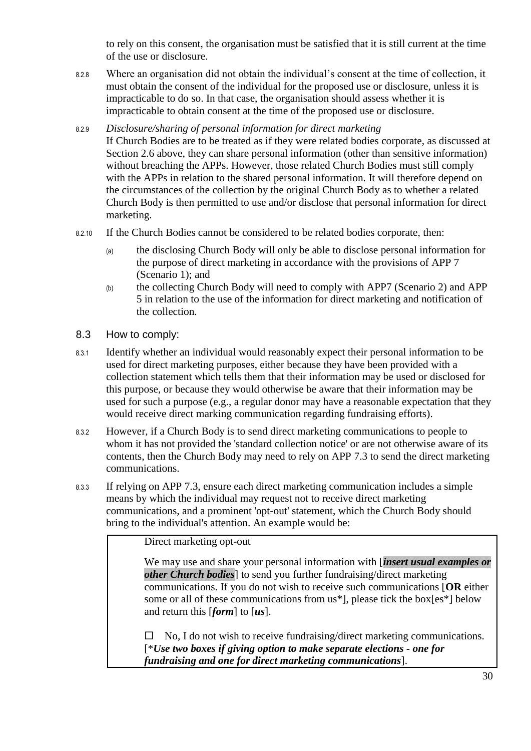to rely on this consent, the organisation must be satisfied that it is still current at the time of the use or disclosure.

8.2.8 Where an organisation did not obtain the individual's consent at the time of collection, it must obtain the consent of the individual for the proposed use or disclosure, unless it is impracticable to do so. In that case, the organisation should assess whether it is impracticable to obtain consent at the time of the proposed use or disclosure.

8.2.9 *Disclosure/sharing of personal information for direct marketing*
If Church Bodies are to be treated as if they were related bodies corporate, as discussed at Section 2.6 above, they can share personal information (other than sensitive information) without breaching the APPs. However, those related Church Bodies must still comply with the APPs in relation to the shared personal information. It will therefore depend on the circumstances of the collection by the original Church Body as to whether a related Church Body is then permitted to use and/or disclose that personal information for direct marketing.

8.2.10 If the Church Bodies cannot be considered to be related bodies corporate, then:

(a) the disclosing Church Body will only be able to disclose personal information for the purpose of direct marketing in accordance with the provisions of APP 7 (Scenario 1); and

(b) the collecting Church Body will need to comply with APP7 (Scenario 2) and APP 5 in relation to the use of the information for direct marketing and notification of the collection.

## 8.3 How to comply:

8.3.1 Identify whether an individual would reasonably expect their personal information to be used for direct marketing purposes, either because they have been provided with a collection statement which tells them that their information may be used or disclosed for this purpose, or because they would otherwise be aware that their information may be used for such a purpose (e.g., a regular donor may have a reasonable expectation that they would receive direct marking communication regarding fundraising efforts).

8.3.2 However, if a Church Body is to send direct marketing communications to people to whom it has not provided the 'standard collection notice' or are not otherwise aware of its contents, then the Church Body may need to rely on APP 7.3 to send the direct marketing communications.

8.3.3 If relying on APP 7.3, ensure each direct marketing communication includes a simple means by which the individual may request not to receive direct marketing communications, and a prominent 'opt-out' statement, which the Church Body should bring to the individual's attention. An example would be:

> Direct marketing opt-out
>
> We may use and share your personal information with [***insert usual examples or other Church bodies***] to send you further fundraising/direct marketing communications. If you do not wish to receive such communications [**OR** either some or all of these communications from us*], please tick the box[es*] below and return this [***form***] to [***us***].
>
> ☐ No, I do not wish to receive fundraising/direct marketing communications. [****Use two boxes if giving option to make separate elections - one for fundraising and one for direct marketing communications***].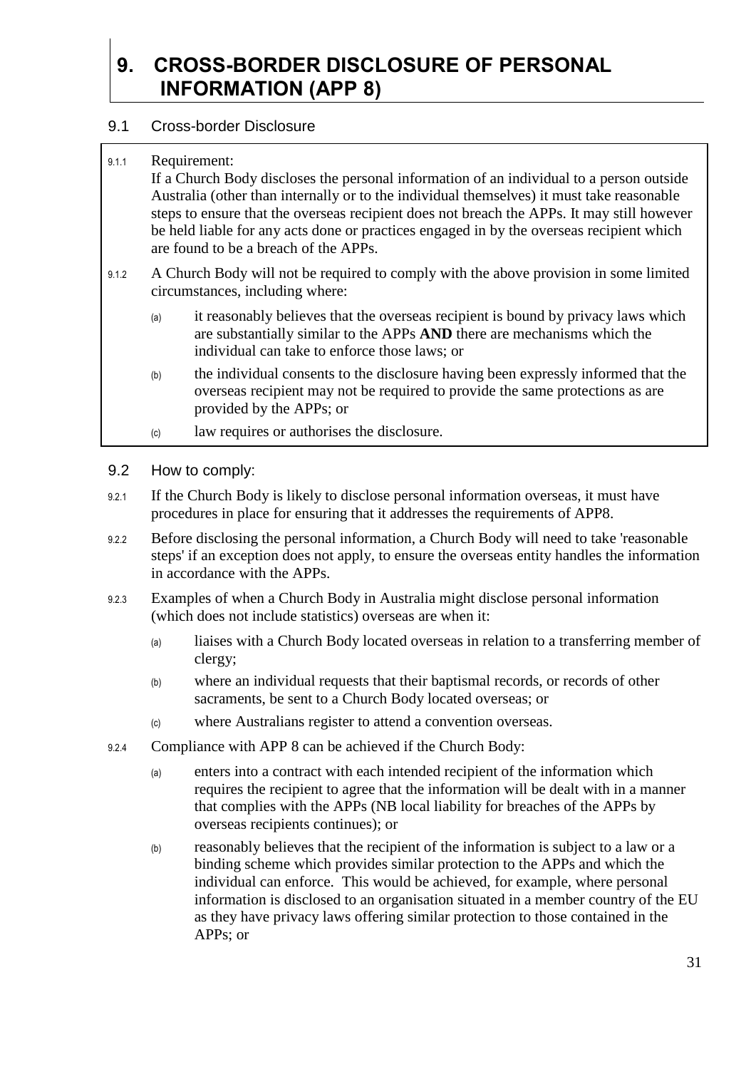# 9. CROSS-BORDER DISCLOSURE OF PERSONAL INFORMATION (APP 8)

## 9.1 Cross-border Disclosure

9.1.1 Requirement:
If a Church Body discloses the personal information of an individual to a person outside Australia (other than internally or to the individual themselves) it must take reasonable steps to ensure that the overseas recipient does not breach the APPs. It may still however be held liable for any acts done or practices engaged in by the overseas recipient which are found to be a breach of the APPs.

9.1.2 A Church Body will not be required to comply with the above provision in some limited circumstances, including where:

- (a) it reasonably believes that the overseas recipient is bound by privacy laws which are substantially similar to the APPs **AND** there are mechanisms which the individual can take to enforce those laws; or
- (b) the individual consents to the disclosure having been expressly informed that the overseas recipient may not be required to provide the same protections as are provided by the APPs; or
- (c) law requires or authorises the disclosure.

## 9.2 How to comply:

9.2.1 If the Church Body is likely to disclose personal information overseas, it must have procedures in place for ensuring that it addresses the requirements of APP8.

9.2.2 Before disclosing the personal information, a Church Body will need to take 'reasonable steps' if an exception does not apply, to ensure the overseas entity handles the information in accordance with the APPs.

9.2.3 Examples of when a Church Body in Australia might disclose personal information (which does not include statistics) overseas are when it:

- (a) liaises with a Church Body located overseas in relation to a transferring member of clergy;
- (b) where an individual requests that their baptismal records, or records of other sacraments, be sent to a Church Body located overseas; or
- (c) where Australians register to attend a convention overseas.

9.2.4 Compliance with APP 8 can be achieved if the Church Body:

- (a) enters into a contract with each intended recipient of the information which requires the recipient to agree that the information will be dealt with in a manner that complies with the APPs (NB local liability for breaches of the APPs by overseas recipients continues); or
- (b) reasonably believes that the recipient of the information is subject to a law or a binding scheme which provides similar protection to the APPs and which the individual can enforce. This would be achieved, for example, where personal information is disclosed to an organisation situated in a member country of the EU as they have privacy laws offering similar protection to those contained in the APPs; or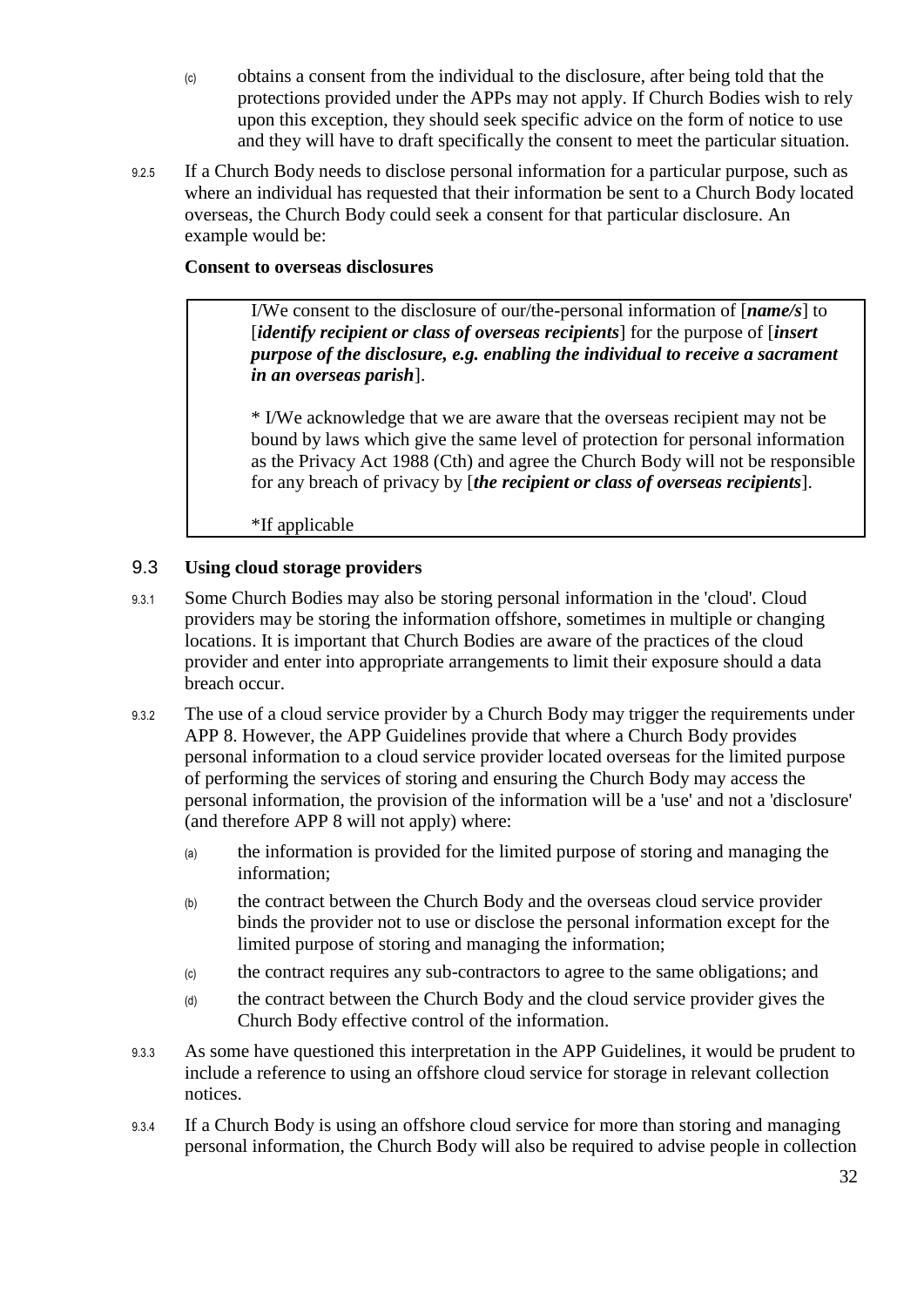(c) obtains a consent from the individual to the disclosure, after being told that the protections provided under the APPs may not apply. If Church Bodies wish to rely upon this exception, they should seek specific advice on the form of notice to use and they will have to draft specifically the consent to meet the particular situation.

9.2.5 If a Church Body needs to disclose personal information for a particular purpose, such as where an individual has requested that their information be sent to a Church Body located overseas, the Church Body could seek a consent for that particular disclosure. An example would be:

**Consent to overseas disclosures**

> I/We consent to the disclosure of our/the-personal information of [***name/s***] to [***identify recipient or class of overseas recipients***] for the purpose of [***insert purpose of the disclosure, e.g. enabling the individual to receive a sacrament in an overseas parish***].
>
> * I/We acknowledge that we are aware that the overseas recipient may not be bound by laws which give the same level of protection for personal information as the Privacy Act 1988 (Cth) and agree the Church Body will not be responsible for any breach of privacy by [***the recipient or class of overseas recipients***].
>
> *If applicable

## 9.3 Using cloud storage providers

9.3.1 Some Church Bodies may also be storing personal information in the 'cloud'. Cloud providers may be storing the information offshore, sometimes in multiple or changing locations. It is important that Church Bodies are aware of the practices of the cloud provider and enter into appropriate arrangements to limit their exposure should a data breach occur.

9.3.2 The use of a cloud service provider by a Church Body may trigger the requirements under APP 8. However, the APP Guidelines provide that where a Church Body provides personal information to a cloud service provider located overseas for the limited purpose of performing the services of storing and ensuring the Church Body may access the personal information, the provision of the information will be a 'use' and not a 'disclosure' (and therefore APP 8 will not apply) where:

(a) the information is provided for the limited purpose of storing and managing the information;

(b) the contract between the Church Body and the overseas cloud service provider binds the provider not to use or disclose the personal information except for the limited purpose of storing and managing the information;

(c) the contract requires any sub-contractors to agree to the same obligations; and

(d) the contract between the Church Body and the cloud service provider gives the Church Body effective control of the information.

9.3.3 As some have questioned this interpretation in the APP Guidelines, it would be prudent to include a reference to using an offshore cloud service for storage in relevant collection notices.

9.3.4 If a Church Body is using an offshore cloud service for more than storing and managing personal information, the Church Body will also be required to advise people in collection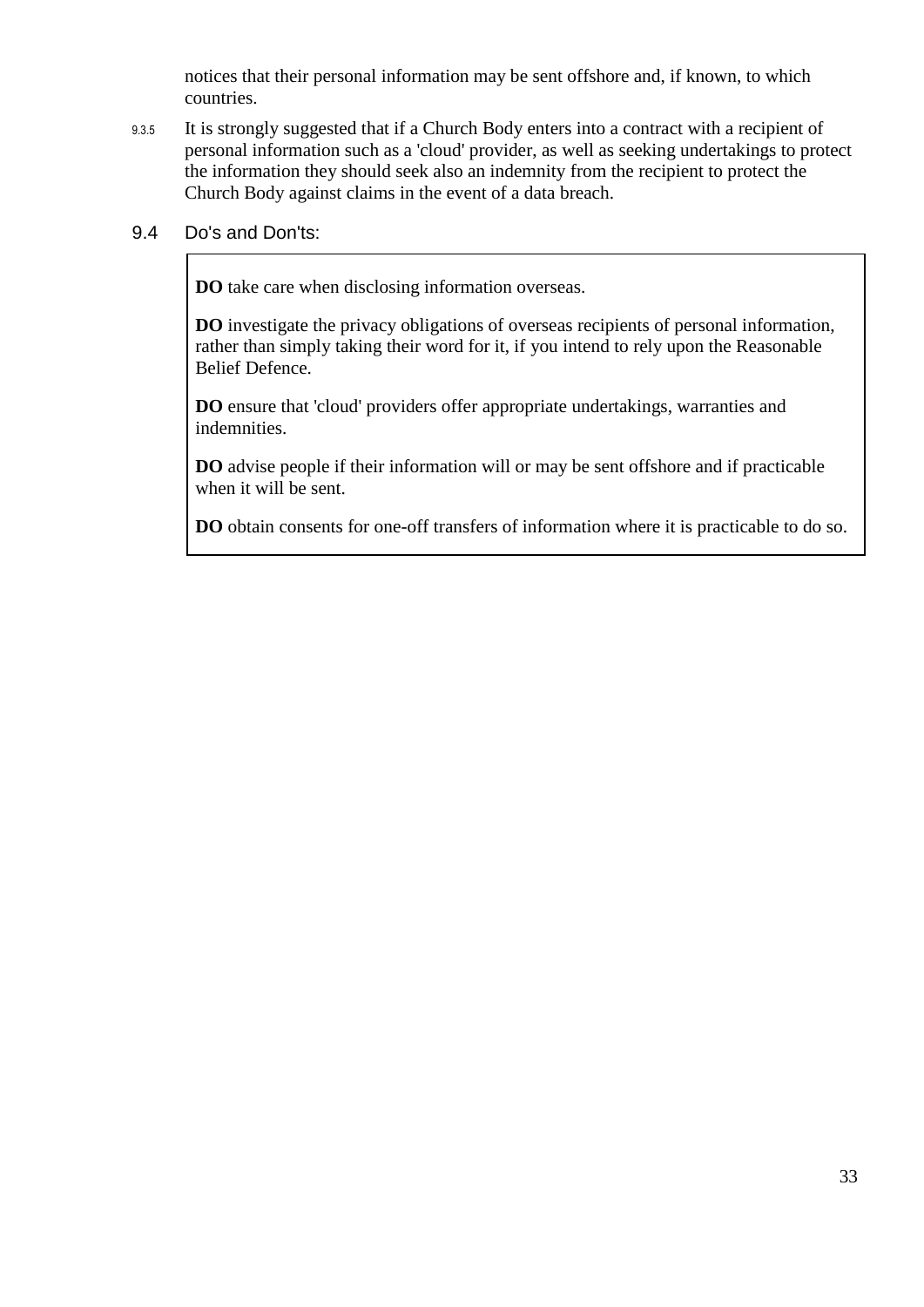notices that their personal information may be sent offshore and, if known, to which countries.

9.3.5 It is strongly suggested that if a Church Body enters into a contract with a recipient of personal information such as a 'cloud' provider, as well as seeking undertakings to protect the information they should seek also an indemnity from the recipient to protect the Church Body against claims in the event of a data breach.

## 9.4 Do's and Don'ts:

**DO** take care when disclosing information overseas.

**DO** investigate the privacy obligations of overseas recipients of personal information, rather than simply taking their word for it, if you intend to rely upon the Reasonable Belief Defence.

**DO** ensure that 'cloud' providers offer appropriate undertakings, warranties and indemnities.

**DO** advise people if their information will or may be sent offshore and if practicable when it will be sent.

**DO** obtain consents for one-off transfers of information where it is practicable to do so.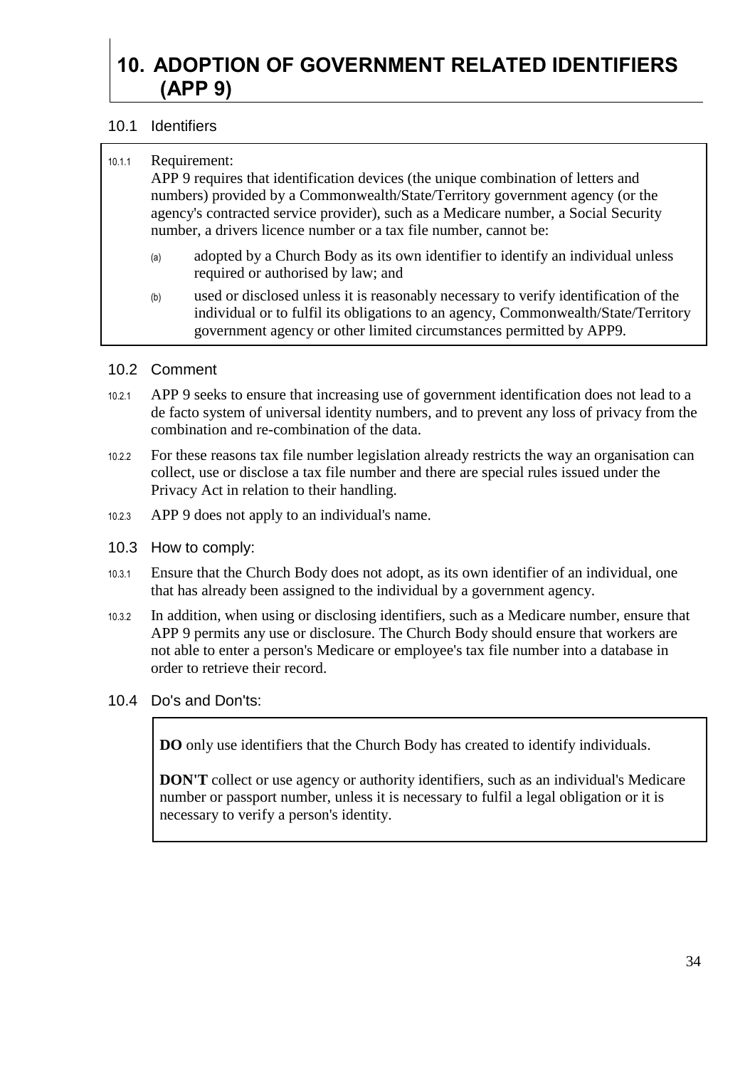# 10. ADOPTION OF GOVERNMENT RELATED IDENTIFIERS (APP 9)

## 10.1 Identifiers

10.1.1 Requirement:
APP 9 requires that identification devices (the unique combination of letters and numbers) provided by a Commonwealth/State/Territory government agency (or the agency's contracted service provider), such as a Medicare number, a Social Security number, a drivers licence number or a tax file number, cannot be:

(a) adopted by a Church Body as its own identifier to identify an individual unless required or authorised by law; and

(b) used or disclosed unless it is reasonably necessary to verify identification of the individual or to fulfil its obligations to an agency, Commonwealth/State/Territory government agency or other limited circumstances permitted by APP9.

## 10.2 Comment

10.2.1 APP 9 seeks to ensure that increasing use of government identification does not lead to a de facto system of universal identity numbers, and to prevent any loss of privacy from the combination and re-combination of the data.

10.2.2 For these reasons tax file number legislation already restricts the way an organisation can collect, use or disclose a tax file number and there are special rules issued under the Privacy Act in relation to their handling.

10.2.3 APP 9 does not apply to an individual's name.

## 10.3 How to comply:

10.3.1 Ensure that the Church Body does not adopt, as its own identifier of an individual, one that has already been assigned to the individual by a government agency.

10.3.2 In addition, when using or disclosing identifiers, such as a Medicare number, ensure that APP 9 permits any use or disclosure. The Church Body should ensure that workers are not able to enter a person's Medicare or employee's tax file number into a database in order to retrieve their record.

## 10.4 Do's and Don'ts:

**DO** only use identifiers that the Church Body has created to identify individuals.

**DON'T** collect or use agency or authority identifiers, such as an individual's Medicare number or passport number, unless it is necessary to fulfil a legal obligation or it is necessary to verify a person's identity.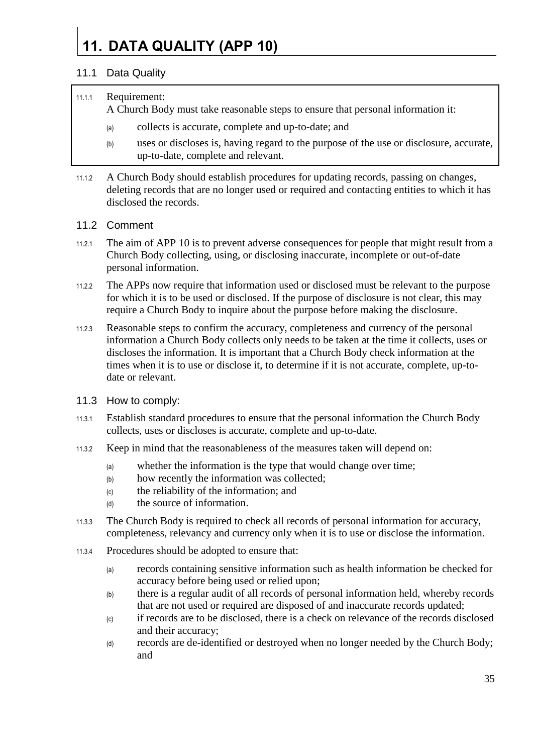# 11. DATA QUALITY (APP 10)

## 11.1 Data Quality

11.1.1 Requirement:
A Church Body must take reasonable steps to ensure that personal information it:

(a) collects is accurate, complete and up-to-date; and

(b) uses or discloses is, having regard to the purpose of the use or disclosure, accurate, up-to-date, complete and relevant.

11.1.2 A Church Body should establish procedures for updating records, passing on changes, deleting records that are no longer used or required and contacting entities to which it has disclosed the records.

## 11.2 Comment

11.2.1 The aim of APP 10 is to prevent adverse consequences for people that might result from a Church Body collecting, using, or disclosing inaccurate, incomplete or out-of-date personal information.

11.2.2 The APPs now require that information used or disclosed must be relevant to the purpose for which it is to be used or disclosed. If the purpose of disclosure is not clear, this may require a Church Body to inquire about the purpose before making the disclosure.

11.2.3 Reasonable steps to confirm the accuracy, completeness and currency of the personal information a Church Body collects only needs to be taken at the time it collects, uses or discloses the information. It is important that a Church Body check information at the times when it is to use or disclose it, to determine if it is not accurate, complete, up-to-date or relevant.

## 11.3 How to comply:

11.3.1 Establish standard procedures to ensure that the personal information the Church Body collects, uses or discloses is accurate, complete and up-to-date.

11.3.2 Keep in mind that the reasonableness of the measures taken will depend on:

(a) whether the information is the type that would change over time;
(b) how recently the information was collected;
(c) the reliability of the information; and
(d) the source of information.

11.3.3 The Church Body is required to check all records of personal information for accuracy, completeness, relevancy and currency only when it is to use or disclose the information.

11.3.4 Procedures should be adopted to ensure that:

(a) records containing sensitive information such as health information be checked for accuracy before being used or relied upon;

(b) there is a regular audit of all records of personal information held, whereby records that are not used or required are disposed of and inaccurate records updated;

(c) if records are to be disclosed, there is a check on relevance of the records disclosed and their accuracy;

(d) records are de-identified or destroyed when no longer needed by the Church Body; and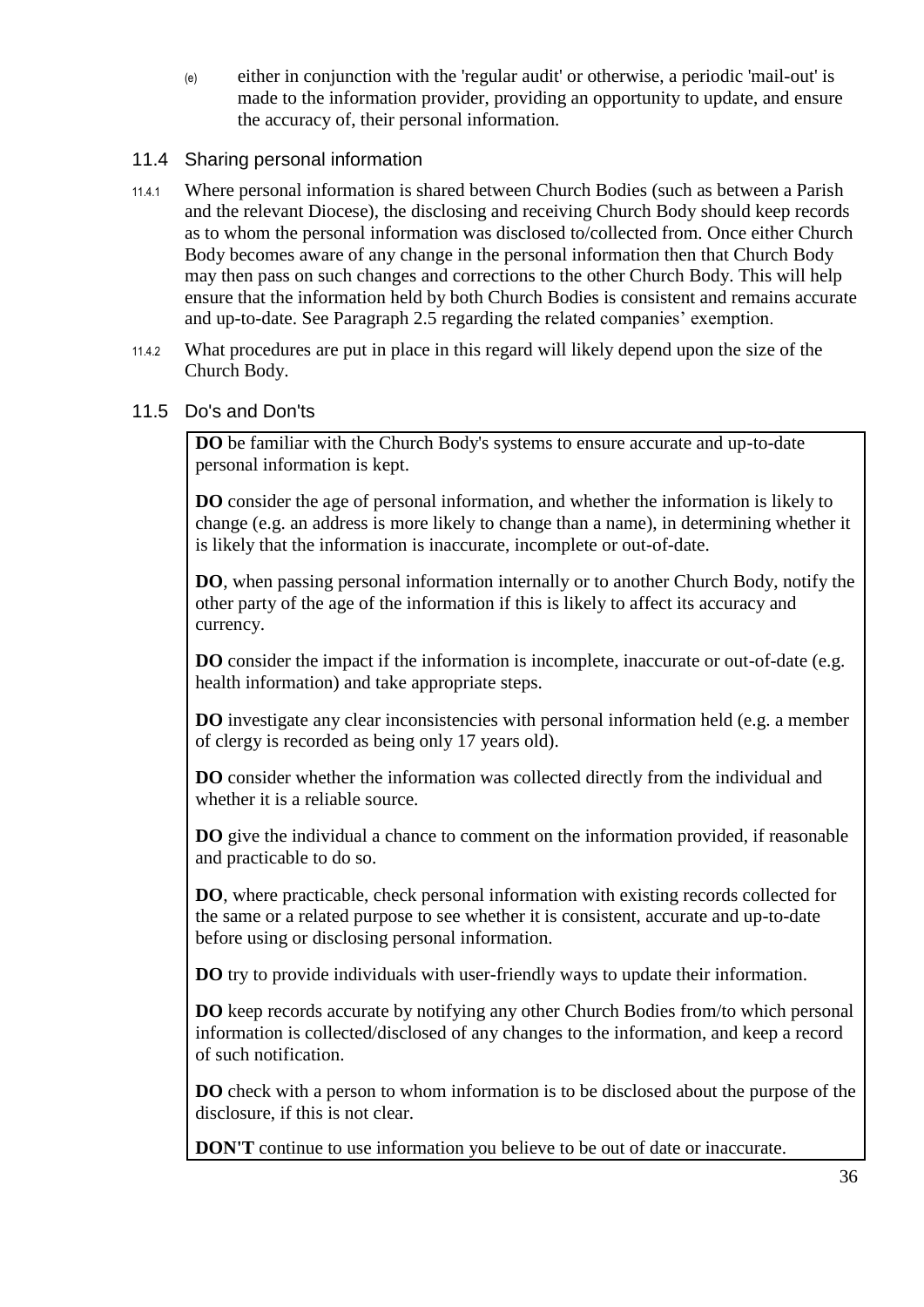(e) either in conjunction with the 'regular audit' or otherwise, a periodic 'mail-out' is made to the information provider, providing an opportunity to update, and ensure the accuracy of, their personal information.

## 11.4 Sharing personal information

11.4.1 Where personal information is shared between Church Bodies (such as between a Parish and the relevant Diocese), the disclosing and receiving Church Body should keep records as to whom the personal information was disclosed to/collected from. Once either Church Body becomes aware of any change in the personal information then that Church Body may then pass on such changes and corrections to the other Church Body. This will help ensure that the information held by both Church Bodies is consistent and remains accurate and up-to-date. See Paragraph 2.5 regarding the related companies' exemption.

11.4.2 What procedures are put in place in this regard will likely depend upon the size of the Church Body.

## 11.5 Do's and Don'ts

**DO** be familiar with the Church Body's systems to ensure accurate and up-to-date personal information is kept.

**DO** consider the age of personal information, and whether the information is likely to change (e.g. an address is more likely to change than a name), in determining whether it is likely that the information is inaccurate, incomplete or out-of-date.

**DO**, when passing personal information internally or to another Church Body, notify the other party of the age of the information if this is likely to affect its accuracy and currency.

**DO** consider the impact if the information is incomplete, inaccurate or out-of-date (e.g. health information) and take appropriate steps.

**DO** investigate any clear inconsistencies with personal information held (e.g. a member of clergy is recorded as being only 17 years old).

**DO** consider whether the information was collected directly from the individual and whether it is a reliable source.

**DO** give the individual a chance to comment on the information provided, if reasonable and practicable to do so.

**DO**, where practicable, check personal information with existing records collected for the same or a related purpose to see whether it is consistent, accurate and up-to-date before using or disclosing personal information.

**DO** try to provide individuals with user-friendly ways to update their information.

**DO** keep records accurate by notifying any other Church Bodies from/to which personal information is collected/disclosed of any changes to the information, and keep a record of such notification.

**DO** check with a person to whom information is to be disclosed about the purpose of the disclosure, if this is not clear.

**DON'T** continue to use information you believe to be out of date or inaccurate.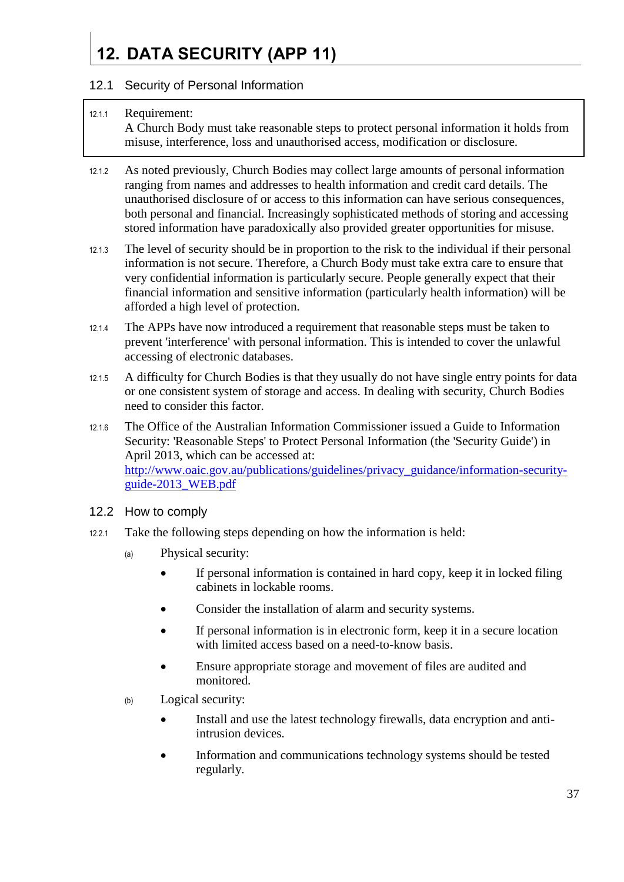# 12. DATA SECURITY (APP 11)

## 12.1 Security of Personal Information

12.1.1 Requirement:
A Church Body must take reasonable steps to protect personal information it holds from misuse, interference, loss and unauthorised access, modification or disclosure.

12.1.2 As noted previously, Church Bodies may collect large amounts of personal information ranging from names and addresses to health information and credit card details. The unauthorised disclosure of or access to this information can have serious consequences, both personal and financial. Increasingly sophisticated methods of storing and accessing stored information have paradoxically also provided greater opportunities for misuse.

12.1.3 The level of security should be in proportion to the risk to the individual if their personal information is not secure. Therefore, a Church Body must take extra care to ensure that very confidential information is particularly secure. People generally expect that their financial information and sensitive information (particularly health information) will be afforded a high level of protection.

12.1.4 The APPs have now introduced a requirement that reasonable steps must be taken to prevent 'interference' with personal information. This is intended to cover the unlawful accessing of electronic databases.

12.1.5 A difficulty for Church Bodies is that they usually do not have single entry points for data or one consistent system of storage and access. In dealing with security, Church Bodies need to consider this factor.

12.1.6 The Office of the Australian Information Commissioner issued a Guide to Information Security: 'Reasonable Steps' to Protect Personal Information (the 'Security Guide') in April 2013, which can be accessed at: [http://www.oaic.gov.au/publications/guidelines/privacy_guidance/information-security-guide-2013_WEB.pdf](http://www.oaic.gov.au/publications/guidelines/privacy_guidance/information-security-guide-2013_WEB.pdf)

## 12.2 How to comply

12.2.1 Take the following steps depending on how the information is held:

(a) Physical security:

- If personal information is contained in hard copy, keep it in locked filing cabinets in lockable rooms.
- Consider the installation of alarm and security systems.
- If personal information is in electronic form, keep it in a secure location with limited access based on a need-to-know basis.
- Ensure appropriate storage and movement of files are audited and monitored.

(b) Logical security:

- Install and use the latest technology firewalls, data encryption and anti-intrusion devices.
- Information and communications technology systems should be tested regularly.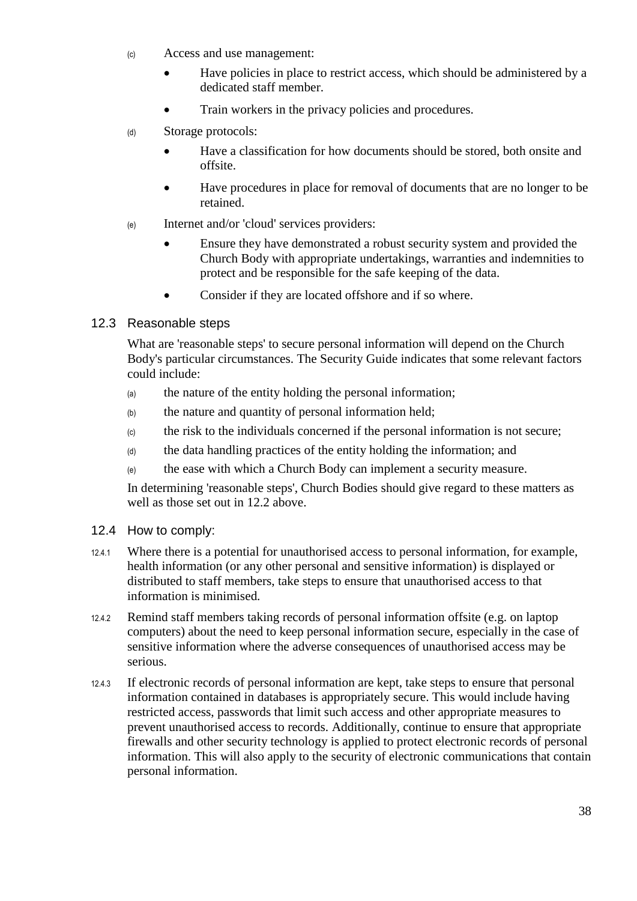(c) Access and use management:

- Have policies in place to restrict access, which should be administered by a dedicated staff member.
- Train workers in the privacy policies and procedures.

(d) Storage protocols:

- Have a classification for how documents should be stored, both onsite and offsite.
- Have procedures in place for removal of documents that are no longer to be retained.

(e) Internet and/or 'cloud' services providers:

- Ensure they have demonstrated a robust security system and provided the Church Body with appropriate undertakings, warranties and indemnities to protect and be responsible for the safe keeping of the data.
- Consider if they are located offshore and if so where.

## 12.3 Reasonable steps

What are 'reasonable steps' to secure personal information will depend on the Church Body's particular circumstances. The Security Guide indicates that some relevant factors could include:

(a) the nature of the entity holding the personal information;

(b) the nature and quantity of personal information held;

(c) the risk to the individuals concerned if the personal information is not secure;

(d) the data handling practices of the entity holding the information; and

(e) the ease with which a Church Body can implement a security measure.

In determining 'reasonable steps', Church Bodies should give regard to these matters as well as those set out in 12.2 above.

## 12.4 How to comply:

12.4.1 Where there is a potential for unauthorised access to personal information, for example, health information (or any other personal and sensitive information) is displayed or distributed to staff members, take steps to ensure that unauthorised access to that information is minimised.

12.4.2 Remind staff members taking records of personal information offsite (e.g. on laptop computers) about the need to keep personal information secure, especially in the case of sensitive information where the adverse consequences of unauthorised access may be serious.

12.4.3 If electronic records of personal information are kept, take steps to ensure that personal information contained in databases is appropriately secure. This would include having restricted access, passwords that limit such access and other appropriate measures to prevent unauthorised access to records. Additionally, continue to ensure that appropriate firewalls and other security technology is applied to protect electronic records of personal information. This will also apply to the security of electronic communications that contain personal information.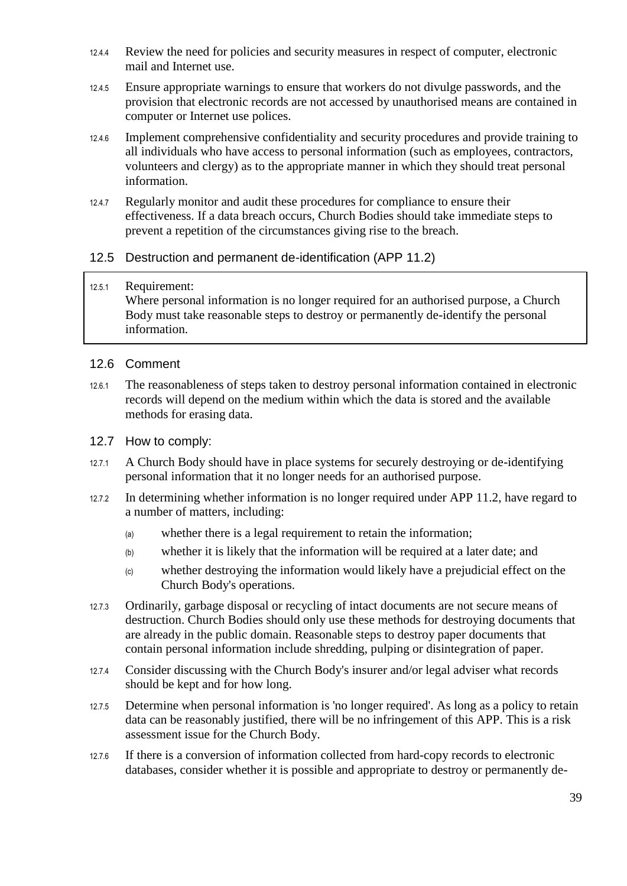12.4.4 Review the need for policies and security measures in respect of computer, electronic mail and Internet use.

12.4.5 Ensure appropriate warnings to ensure that workers do not divulge passwords, and the provision that electronic records are not accessed by unauthorised means are contained in computer or Internet use polices.

12.4.6 Implement comprehensive confidentiality and security procedures and provide training to all individuals who have access to personal information (such as employees, contractors, volunteers and clergy) as to the appropriate manner in which they should treat personal information.

12.4.7 Regularly monitor and audit these procedures for compliance to ensure their effectiveness. If a data breach occurs, Church Bodies should take immediate steps to prevent a repetition of the circumstances giving rise to the breach.

## 12.5 Destruction and permanent de-identification (APP 11.2)

12.5.1 Requirement:
Where personal information is no longer required for an authorised purpose, a Church Body must take reasonable steps to destroy or permanently de-identify the personal information.

## 12.6 Comment

12.6.1 The reasonableness of steps taken to destroy personal information contained in electronic records will depend on the medium within which the data is stored and the available methods for erasing data.

## 12.7 How to comply:

12.7.1 A Church Body should have in place systems for securely destroying or de-identifying personal information that it no longer needs for an authorised purpose.

12.7.2 In determining whether information is no longer required under APP 11.2, have regard to a number of matters, including:

(a) whether there is a legal requirement to retain the information;

(b) whether it is likely that the information will be required at a later date; and

(c) whether destroying the information would likely have a prejudicial effect on the Church Body's operations.

12.7.3 Ordinarily, garbage disposal or recycling of intact documents are not secure means of destruction. Church Bodies should only use these methods for destroying documents that are already in the public domain. Reasonable steps to destroy paper documents that contain personal information include shredding, pulping or disintegration of paper.

12.7.4 Consider discussing with the Church Body's insurer and/or legal adviser what records should be kept and for how long.

12.7.5 Determine when personal information is 'no longer required'. As long as a policy to retain data can be reasonably justified, there will be no infringement of this APP. This is a risk assessment issue for the Church Body.

12.7.6 If there is a conversion of information collected from hard-copy records to electronic databases, consider whether it is possible and appropriate to destroy or permanently de-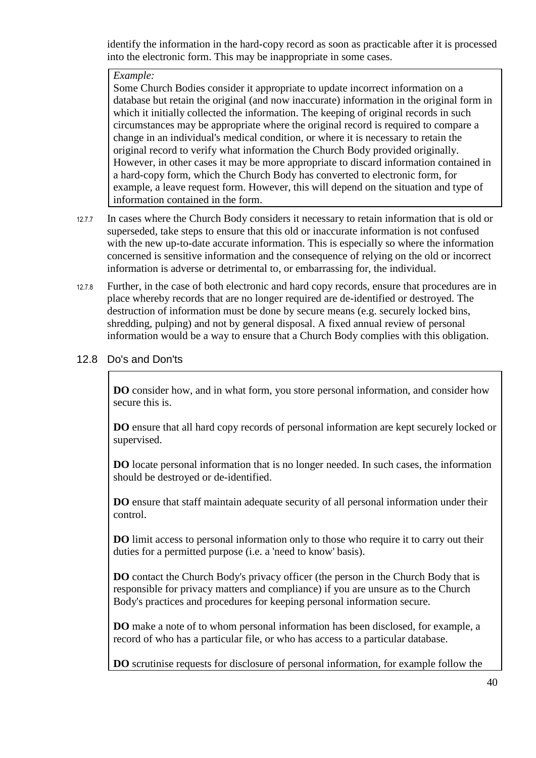identify the information in the hard-copy record as soon as practicable after it is processed into the electronic form. This may be inappropriate in some cases.

> *Example:*
> Some Church Bodies consider it appropriate to update incorrect information on a database but retain the original (and now inaccurate) information in the original form in which it initially collected the information. The keeping of original records in such circumstances may be appropriate where the original record is required to compare a change in an individual's medical condition, or where it is necessary to retain the original record to verify what information the Church Body provided originally. However, in other cases it may be more appropriate to discard information contained in a hard-copy form, which the Church Body has converted to electronic form, for example, a leave request form. However, this will depend on the situation and type of information contained in the form.

12.7.7 In cases where the Church Body considers it necessary to retain information that is old or superseded, take steps to ensure that this old or inaccurate information is not confused with the new up-to-date accurate information. This is especially so where the information concerned is sensitive information and the consequence of relying on the old or incorrect information is adverse or detrimental to, or embarrassing for, the individual.

12.7.8 Further, in the case of both electronic and hard copy records, ensure that procedures are in place whereby records that are no longer required are de-identified or destroyed. The destruction of information must be done by secure means (e.g. securely locked bins, shredding, pulping) and not by general disposal. A fixed annual review of personal information would be a way to ensure that a Church Body complies with this obligation.

## 12.8 Do's and Don'ts

**DO** consider how, and in what form, you store personal information, and consider how secure this is.

**DO** ensure that all hard copy records of personal information are kept securely locked or supervised.

**DO** locate personal information that is no longer needed. In such cases, the information should be destroyed or de-identified.

**DO** ensure that staff maintain adequate security of all personal information under their control.

**DO** limit access to personal information only to those who require it to carry out their duties for a permitted purpose (i.e. a 'need to know' basis).

**DO** contact the Church Body's privacy officer (the person in the Church Body that is responsible for privacy matters and compliance) if you are unsure as to the Church Body's practices and procedures for keeping personal information secure.

**DO** make a note of to whom personal information has been disclosed, for example, a record of who has a particular file, or who has access to a particular database.

**DO** scrutinise requests for disclosure of personal information, for example follow the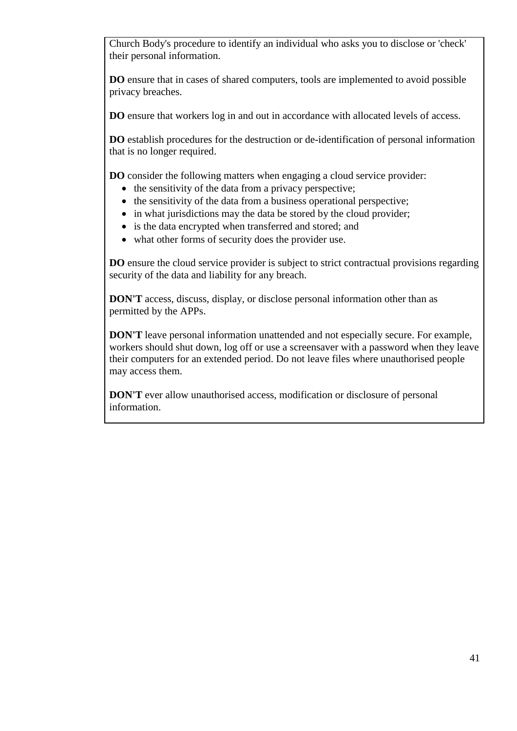Church Body's procedure to identify an individual who asks you to disclose or 'check' their personal information.

**DO** ensure that in cases of shared computers, tools are implemented to avoid possible privacy breaches.

**DO** ensure that workers log in and out in accordance with allocated levels of access.

**DO** establish procedures for the destruction or de-identification of personal information that is no longer required.

**DO** consider the following matters when engaging a cloud service provider:

- the sensitivity of the data from a privacy perspective;
- the sensitivity of the data from a business operational perspective;
- in what jurisdictions may the data be stored by the cloud provider;
- is the data encrypted when transferred and stored; and
- what other forms of security does the provider use.

**DO** ensure the cloud service provider is subject to strict contractual provisions regarding security of the data and liability for any breach.

**DON'T** access, discuss, display, or disclose personal information other than as permitted by the APPs.

**DON'T** leave personal information unattended and not especially secure. For example, workers should shut down, log off or use a screensaver with a password when they leave their computers for an extended period. Do not leave files where unauthorised people may access them.

**DON'T** ever allow unauthorised access, modification or disclosure of personal information.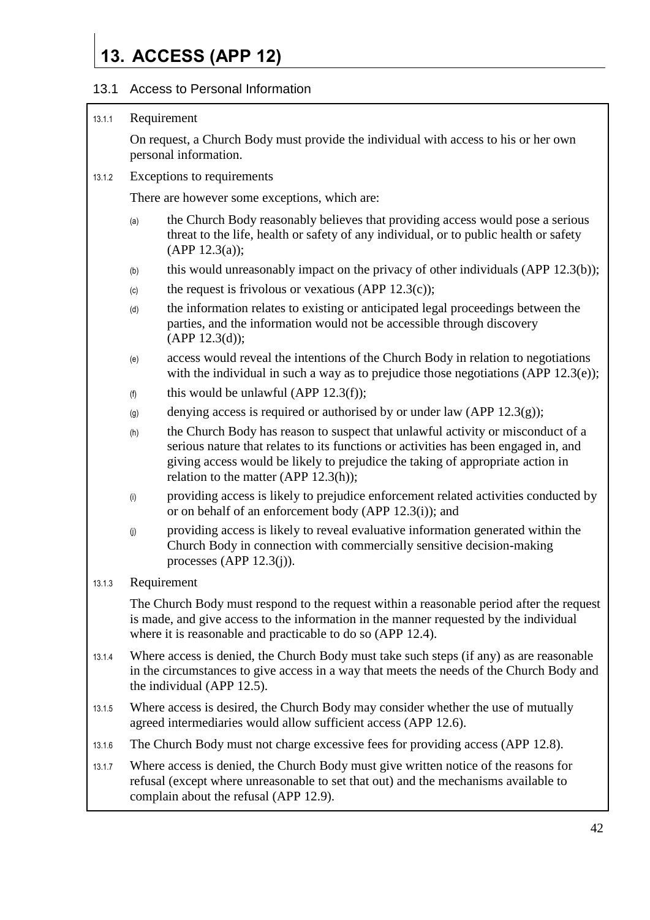# 13. ACCESS (APP 12)

## 13.1 Access to Personal Information

13.1.1 Requirement

On request, a Church Body must provide the individual with access to his or her own personal information.

13.1.2 Exceptions to requirements

There are however some exceptions, which are:

(a) the Church Body reasonably believes that providing access would pose a serious threat to the life, health or safety of any individual, or to public health or safety (APP 12.3(a));

(b) this would unreasonably impact on the privacy of other individuals (APP 12.3(b));

(c) the request is frivolous or vexatious (APP 12.3(c));

(d) the information relates to existing or anticipated legal proceedings between the parties, and the information would not be accessible through discovery (APP 12.3(d));

(e) access would reveal the intentions of the Church Body in relation to negotiations with the individual in such a way as to prejudice those negotiations (APP 12.3(e));

(f) this would be unlawful (APP 12.3(f));

(g) denying access is required or authorised by or under law (APP 12.3(g));

(h) the Church Body has reason to suspect that unlawful activity or misconduct of a serious nature that relates to its functions or activities has been engaged in, and giving access would be likely to prejudice the taking of appropriate action in relation to the matter (APP 12.3(h));

(i) providing access is likely to prejudice enforcement related activities conducted by or on behalf of an enforcement body (APP 12.3(i)); and

(j) providing access is likely to reveal evaluative information generated within the Church Body in connection with commercially sensitive decision-making processes (APP 12.3(j)).

13.1.3 Requirement

The Church Body must respond to the request within a reasonable period after the request is made, and give access to the information in the manner requested by the individual where it is reasonable and practicable to do so (APP 12.4).

13.1.4 Where access is denied, the Church Body must take such steps (if any) as are reasonable in the circumstances to give access in a way that meets the needs of the Church Body and the individual (APP 12.5).

13.1.5 Where access is desired, the Church Body may consider whether the use of mutually agreed intermediaries would allow sufficient access (APP 12.6).

13.1.6 The Church Body must not charge excessive fees for providing access (APP 12.8).

13.1.7 Where access is denied, the Church Body must give written notice of the reasons for refusal (except where unreasonable to set that out) and the mechanisms available to complain about the refusal (APP 12.9).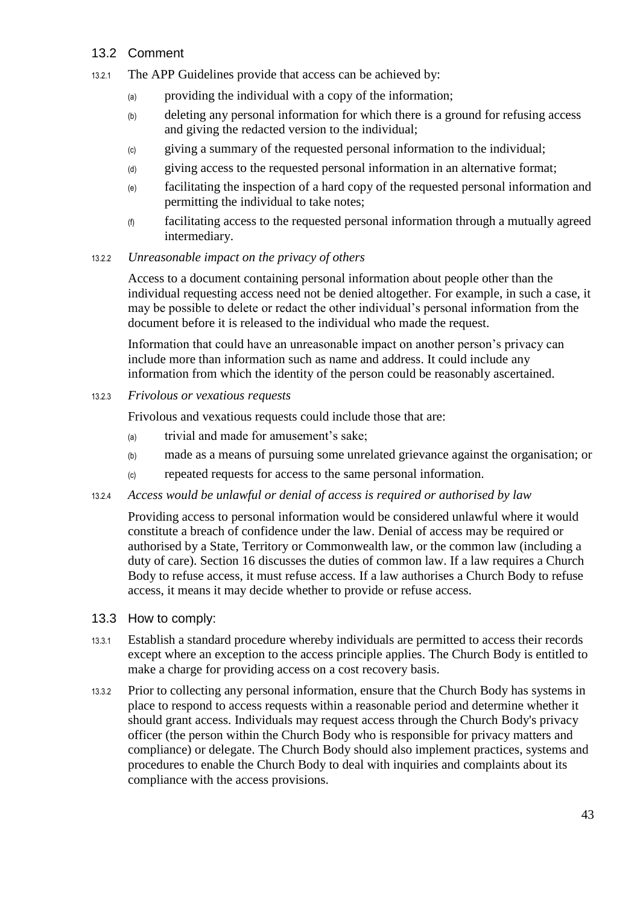## 13.2 Comment

13.2.1 The APP Guidelines provide that access can be achieved by:

(a) providing the individual with a copy of the information;

(b) deleting any personal information for which there is a ground for refusing access and giving the redacted version to the individual;

(c) giving a summary of the requested personal information to the individual;

(d) giving access to the requested personal information in an alternative format;

(e) facilitating the inspection of a hard copy of the requested personal information and permitting the individual to take notes;

(f) facilitating access to the requested personal information through a mutually agreed intermediary.

13.2.2 *Unreasonable impact on the privacy of others*

Access to a document containing personal information about people other than the individual requesting access need not be denied altogether. For example, in such a case, it may be possible to delete or redact the other individual's personal information from the document before it is released to the individual who made the request.

Information that could have an unreasonable impact on another person's privacy can include more than information such as name and address. It could include any information from which the identity of the person could be reasonably ascertained.

13.2.3 *Frivolous or vexatious requests*

Frivolous and vexatious requests could include those that are:

(a) trivial and made for amusement's sake;

(b) made as a means of pursuing some unrelated grievance against the organisation; or

(c) repeated requests for access to the same personal information.

13.2.4 *Access would be unlawful or denial of access is required or authorised by law*

Providing access to personal information would be considered unlawful where it would constitute a breach of confidence under the law. Denial of access may be required or authorised by a State, Territory or Commonwealth law, or the common law (including a duty of care). Section 16 discusses the duties of common law. If a law requires a Church Body to refuse access, it must refuse access. If a law authorises a Church Body to refuse access, it means it may decide whether to provide or refuse access.

## 13.3 How to comply:

13.3.1 Establish a standard procedure whereby individuals are permitted to access their records except where an exception to the access principle applies. The Church Body is entitled to make a charge for providing access on a cost recovery basis.

13.3.2 Prior to collecting any personal information, ensure that the Church Body has systems in place to respond to access requests within a reasonable period and determine whether it should grant access. Individuals may request access through the Church Body's privacy officer (the person within the Church Body who is responsible for privacy matters and compliance) or delegate. The Church Body should also implement practices, systems and procedures to enable the Church Body to deal with inquiries and complaints about its compliance with the access provisions.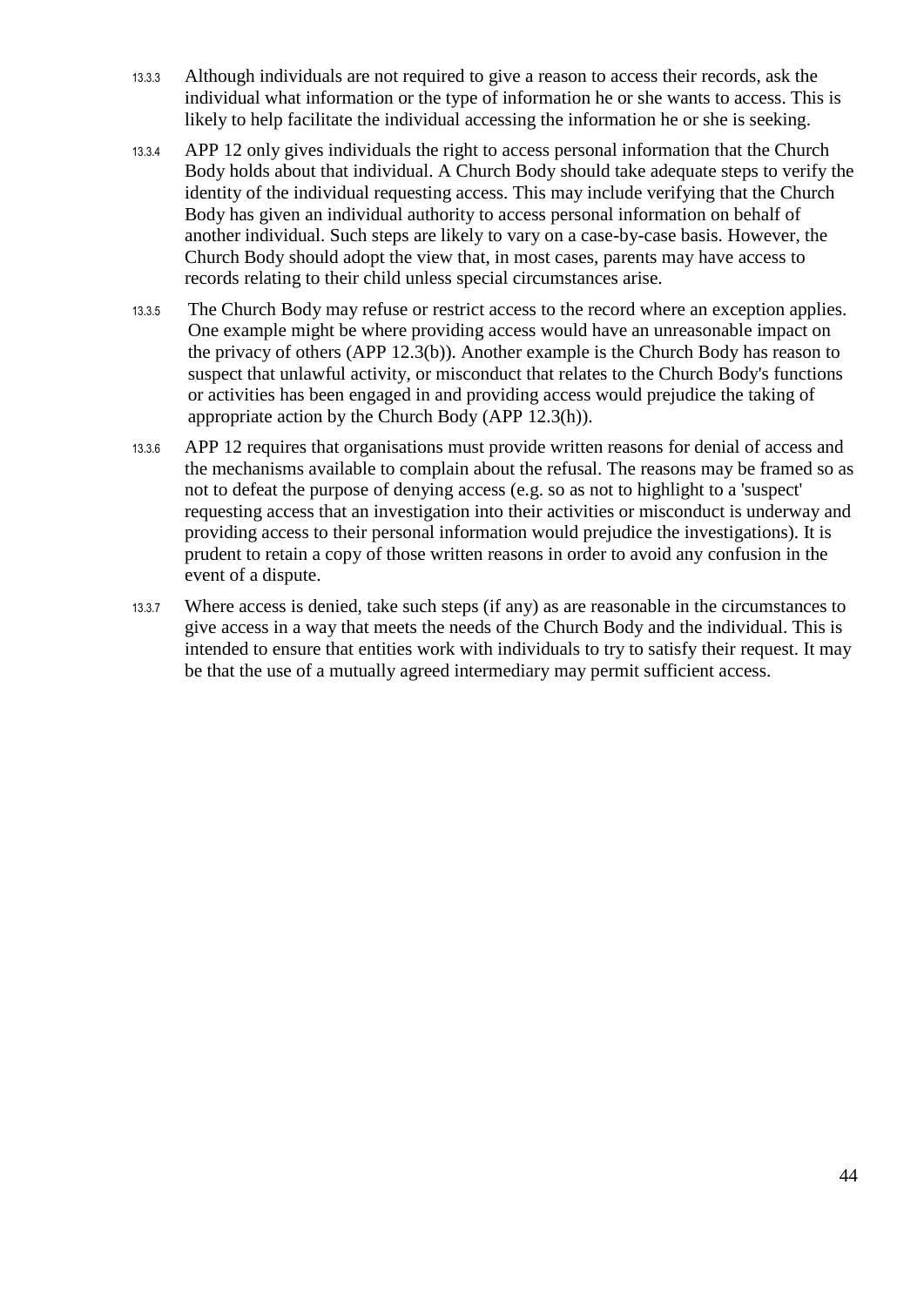13.3.3 Although individuals are not required to give a reason to access their records, ask the individual what information or the type of information he or she wants to access. This is likely to help facilitate the individual accessing the information he or she is seeking.

13.3.4 APP 12 only gives individuals the right to access personal information that the Church Body holds about that individual. A Church Body should take adequate steps to verify the identity of the individual requesting access. This may include verifying that the Church Body has given an individual authority to access personal information on behalf of another individual. Such steps are likely to vary on a case-by-case basis. However, the Church Body should adopt the view that, in most cases, parents may have access to records relating to their child unless special circumstances arise.

13.3.5 The Church Body may refuse or restrict access to the record where an exception applies. One example might be where providing access would have an unreasonable impact on the privacy of others (APP 12.3(b)). Another example is the Church Body has reason to suspect that unlawful activity, or misconduct that relates to the Church Body's functions or activities has been engaged in and providing access would prejudice the taking of appropriate action by the Church Body (APP 12.3(h)).

13.3.6 APP 12 requires that organisations must provide written reasons for denial of access and the mechanisms available to complain about the refusal. The reasons may be framed so as not to defeat the purpose of denying access (e.g. so as not to highlight to a 'suspect' requesting access that an investigation into their activities or misconduct is underway and providing access to their personal information would prejudice the investigations). It is prudent to retain a copy of those written reasons in order to avoid any confusion in the event of a dispute.

13.3.7 Where access is denied, take such steps (if any) as are reasonable in the circumstances to give access in a way that meets the needs of the Church Body and the individual. This is intended to ensure that entities work with individuals to try to satisfy their request. It may be that the use of a mutually agreed intermediary may permit sufficient access.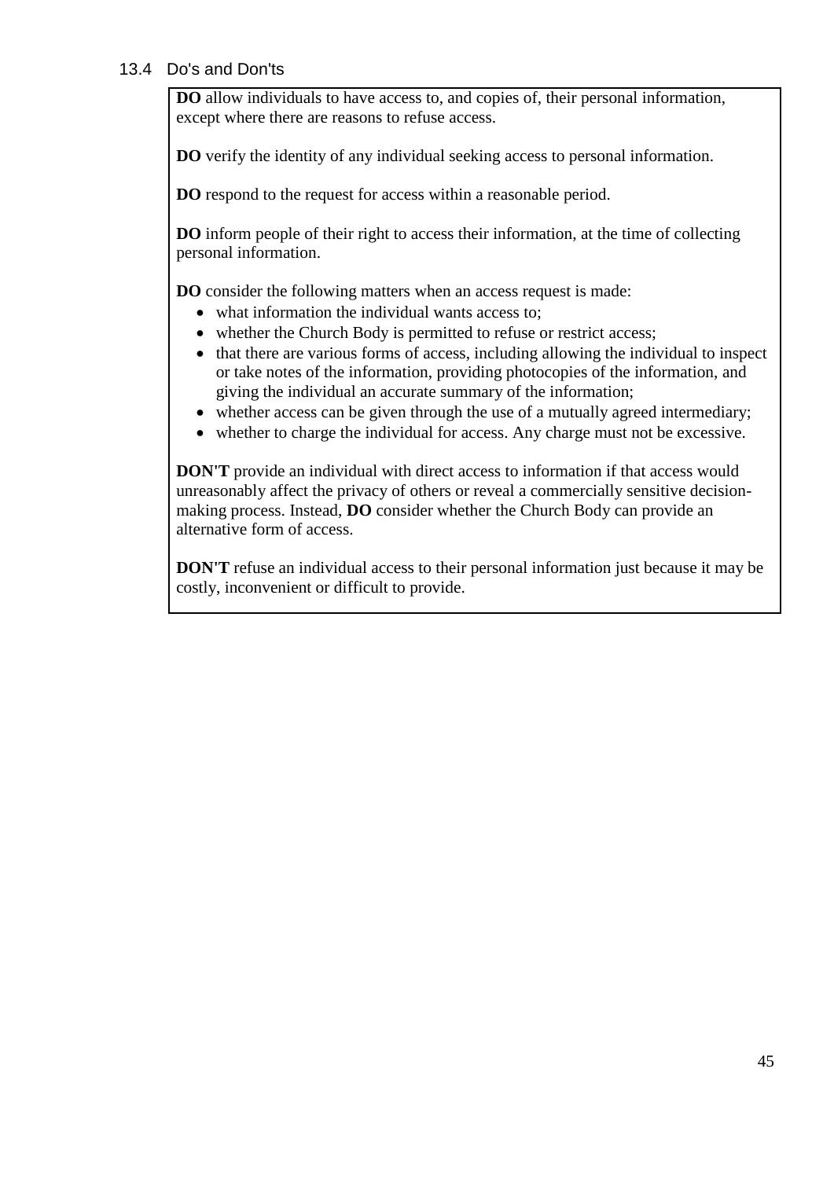## 13.4 Do's and Don'ts

**DO** allow individuals to have access to, and copies of, their personal information, except where there are reasons to refuse access.

**DO** verify the identity of any individual seeking access to personal information.

**DO** respond to the request for access within a reasonable period.

**DO** inform people of their right to access their information, at the time of collecting personal information.

**DO** consider the following matters when an access request is made:

- what information the individual wants access to;
- whether the Church Body is permitted to refuse or restrict access;
- that there are various forms of access, including allowing the individual to inspect or take notes of the information, providing photocopies of the information, and giving the individual an accurate summary of the information;
- whether access can be given through the use of a mutually agreed intermediary;
- whether to charge the individual for access. Any charge must not be excessive.

**DON'T** provide an individual with direct access to information if that access would unreasonably affect the privacy of others or reveal a commercially sensitive decision-making process. Instead, **DO** consider whether the Church Body can provide an alternative form of access.

**DON'T** refuse an individual access to their personal information just because it may be costly, inconvenient or difficult to provide.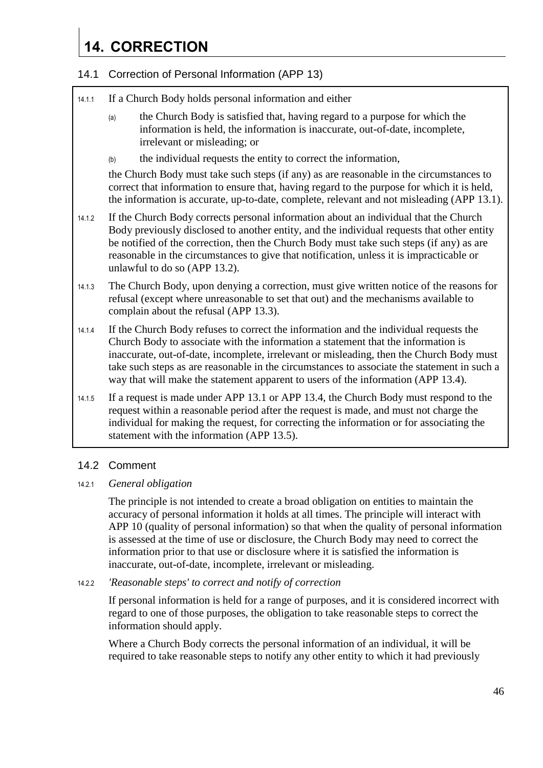# 14. CORRECTION

## 14.1 Correction of Personal Information (APP 13)

14.1.1 If a Church Body holds personal information and either

(a) the Church Body is satisfied that, having regard to a purpose for which the information is held, the information is inaccurate, out-of-date, incomplete, irrelevant or misleading; or

(b) the individual requests the entity to correct the information,

the Church Body must take such steps (if any) as are reasonable in the circumstances to correct that information to ensure that, having regard to the purpose for which it is held, the information is accurate, up-to-date, complete, relevant and not misleading (APP 13.1).

14.1.2 If the Church Body corrects personal information about an individual that the Church Body previously disclosed to another entity, and the individual requests that other entity be notified of the correction, then the Church Body must take such steps (if any) as are reasonable in the circumstances to give that notification, unless it is impracticable or unlawful to do so (APP 13.2).

14.1.3 The Church Body, upon denying a correction, must give written notice of the reasons for refusal (except where unreasonable to set that out) and the mechanisms available to complain about the refusal (APP 13.3).

14.1.4 If the Church Body refuses to correct the information and the individual requests the Church Body to associate with the information a statement that the information is inaccurate, out-of-date, incomplete, irrelevant or misleading, then the Church Body must take such steps as are reasonable in the circumstances to associate the statement in such a way that will make the statement apparent to users of the information (APP 13.4).

14.1.5 If a request is made under APP 13.1 or APP 13.4, the Church Body must respond to the request within a reasonable period after the request is made, and must not charge the individual for making the request, for correcting the information or for associating the statement with the information (APP 13.5).

## 14.2 Comment

14.2.1 *General obligation*

The principle is not intended to create a broad obligation on entities to maintain the accuracy of personal information it holds at all times. The principle will interact with APP 10 (quality of personal information) so that when the quality of personal information is assessed at the time of use or disclosure, the Church Body may need to correct the information prior to that use or disclosure where it is satisfied the information is inaccurate, out-of-date, incomplete, irrelevant or misleading.

14.2.2 *'Reasonable steps' to correct and notify of correction*

If personal information is held for a range of purposes, and it is considered incorrect with regard to one of those purposes, the obligation to take reasonable steps to correct the information should apply.

Where a Church Body corrects the personal information of an individual, it will be required to take reasonable steps to notify any other entity to which it had previously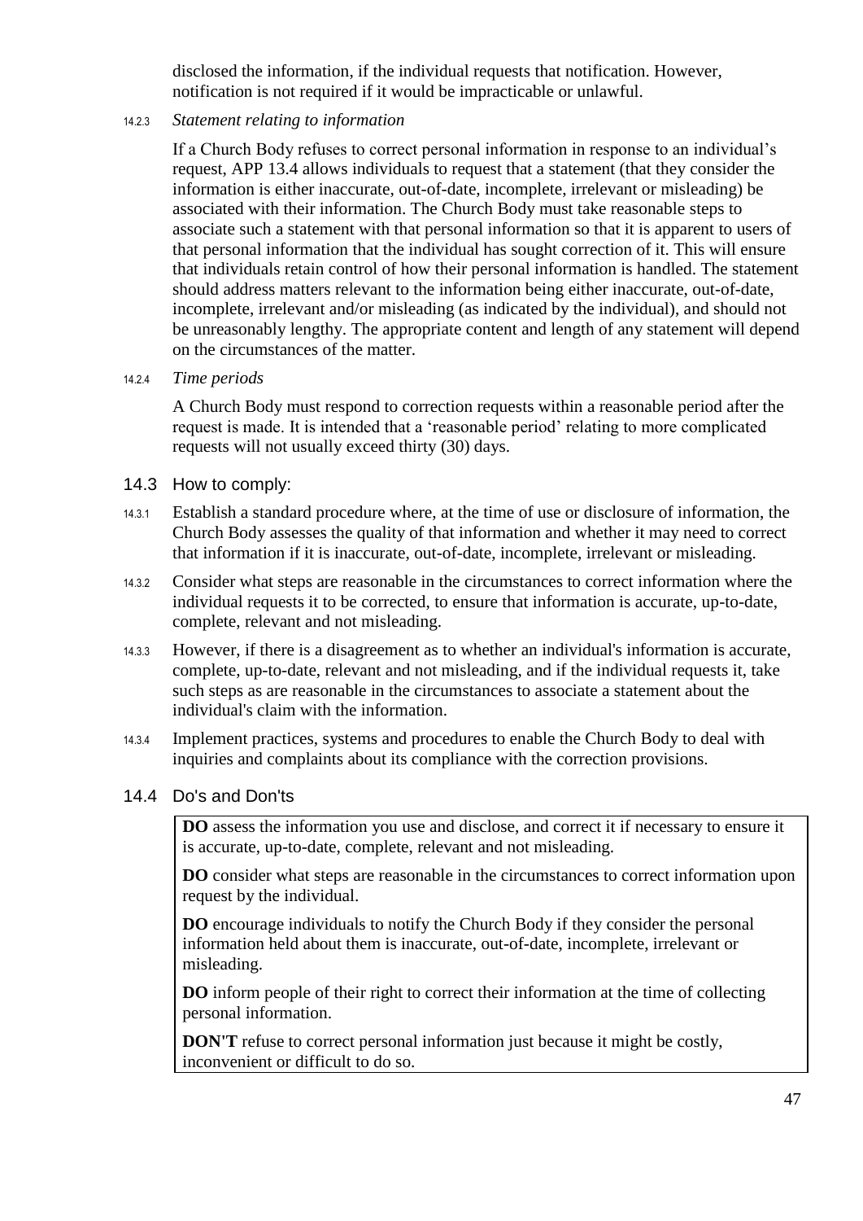disclosed the information, if the individual requests that notification. However, notification is not required if it would be impracticable or unlawful.

14.2.3 *Statement relating to information*

If a Church Body refuses to correct personal information in response to an individual's request, APP 13.4 allows individuals to request that a statement (that they consider the information is either inaccurate, out-of-date, incomplete, irrelevant or misleading) be associated with their information. The Church Body must take reasonable steps to associate such a statement with that personal information so that it is apparent to users of that personal information that the individual has sought correction of it. This will ensure that individuals retain control of how their personal information is handled. The statement should address matters relevant to the information being either inaccurate, out-of-date, incomplete, irrelevant and/or misleading (as indicated by the individual), and should not be unreasonably lengthy. The appropriate content and length of any statement will depend on the circumstances of the matter.

14.2.4 *Time periods*

A Church Body must respond to correction requests within a reasonable period after the request is made. It is intended that a 'reasonable period' relating to more complicated requests will not usually exceed thirty (30) days.

## 14.3 How to comply:

14.3.1 Establish a standard procedure where, at the time of use or disclosure of information, the Church Body assesses the quality of that information and whether it may need to correct that information if it is inaccurate, out-of-date, incomplete, irrelevant or misleading.

14.3.2 Consider what steps are reasonable in the circumstances to correct information where the individual requests it to be corrected, to ensure that information is accurate, up-to-date, complete, relevant and not misleading.

14.3.3 However, if there is a disagreement as to whether an individual's information is accurate, complete, up-to-date, relevant and not misleading, and if the individual requests it, take such steps as are reasonable in the circumstances to associate a statement about the individual's claim with the information.

14.3.4 Implement practices, systems and procedures to enable the Church Body to deal with inquiries and complaints about its compliance with the correction provisions.

## 14.4 Do's and Don'ts

**DO** assess the information you use and disclose, and correct it if necessary to ensure it is accurate, up-to-date, complete, relevant and not misleading.

**DO** consider what steps are reasonable in the circumstances to correct information upon request by the individual.

**DO** encourage individuals to notify the Church Body if they consider the personal information held about them is inaccurate, out-of-date, incomplete, irrelevant or misleading.

**DO** inform people of their right to correct their information at the time of collecting personal information.

**DON'T** refuse to correct personal information just because it might be costly, inconvenient or difficult to do so.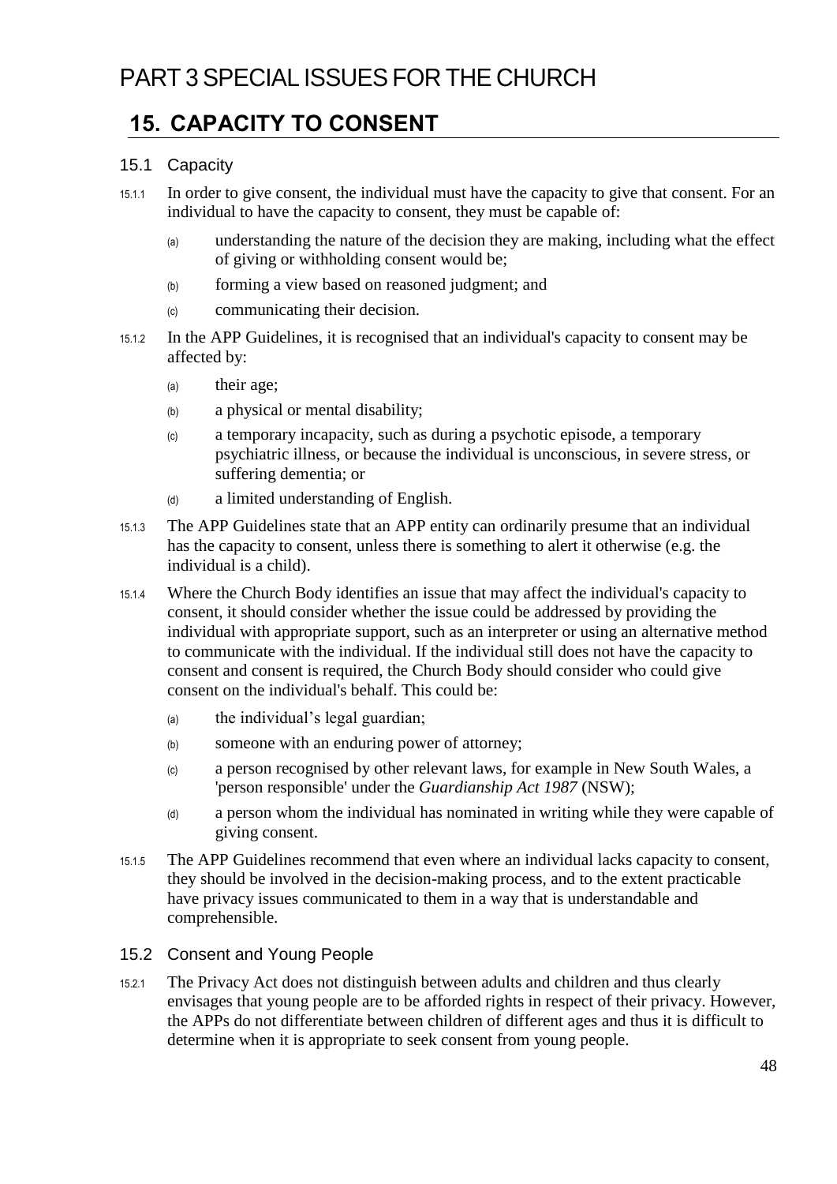# PART 3 SPECIAL ISSUES FOR THE CHURCH

## 15. CAPACITY TO CONSENT

### 15.1 Capacity

15.1.1 In order to give consent, the individual must have the capacity to give that consent. For an individual to have the capacity to consent, they must be capable of:

(a) understanding the nature of the decision they are making, including what the effect of giving or withholding consent would be;

(b) forming a view based on reasoned judgment; and

(c) communicating their decision.

15.1.2 In the APP Guidelines, it is recognised that an individual's capacity to consent may be affected by:

(a) their age;

(b) a physical or mental disability;

(c) a temporary incapacity, such as during a psychotic episode, a temporary psychiatric illness, or because the individual is unconscious, in severe stress, or suffering dementia; or

(d) a limited understanding of English.

15.1.3 The APP Guidelines state that an APP entity can ordinarily presume that an individual has the capacity to consent, unless there is something to alert it otherwise (e.g. the individual is a child).

15.1.4 Where the Church Body identifies an issue that may affect the individual's capacity to consent, it should consider whether the issue could be addressed by providing the individual with appropriate support, such as an interpreter or using an alternative method to communicate with the individual. If the individual still does not have the capacity to consent and consent is required, the Church Body should consider who could give consent on the individual's behalf. This could be:

(a) the individual’s legal guardian;

(b) someone with an enduring power of attorney;

(c) a person recognised by other relevant laws, for example in New South Wales, a 'person responsible' under the *Guardianship Act 1987* (NSW);

(d) a person whom the individual has nominated in writing while they were capable of giving consent.

15.1.5 The APP Guidelines recommend that even where an individual lacks capacity to consent, they should be involved in the decision-making process, and to the extent practicable have privacy issues communicated to them in a way that is understandable and comprehensible.

### 15.2 Consent and Young People

15.2.1 The Privacy Act does not distinguish between adults and children and thus clearly envisages that young people are to be afforded rights in respect of their privacy. However, the APPs do not differentiate between children of different ages and thus it is difficult to determine when it is appropriate to seek consent from young people.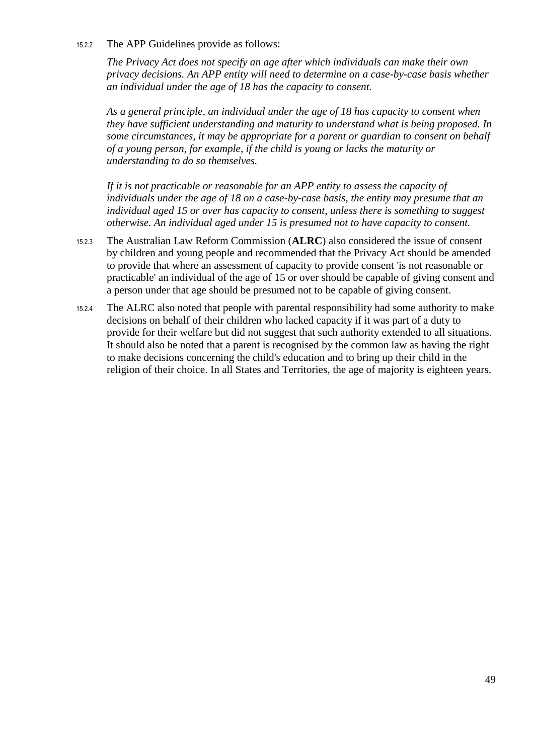15.2.2 The APP Guidelines provide as follows:

> *The Privacy Act does not specify an age after which individuals can make their own privacy decisions. An APP entity will need to determine on a case-by-case basis whether an individual under the age of 18 has the capacity to consent.*
>
> *As a general principle, an individual under the age of 18 has capacity to consent when they have sufficient understanding and maturity to understand what is being proposed. In some circumstances, it may be appropriate for a parent or guardian to consent on behalf of a young person, for example, if the child is young or lacks the maturity or understanding to do so themselves.*
>
> *If it is not practicable or reasonable for an APP entity to assess the capacity of individuals under the age of 18 on a case-by-case basis, the entity may presume that an individual aged 15 or over has capacity to consent, unless there is something to suggest otherwise. An individual aged under 15 is presumed not to have capacity to consent.*

15.2.3 The Australian Law Reform Commission (**ALRC**) also considered the issue of consent by children and young people and recommended that the Privacy Act should be amended to provide that where an assessment of capacity to provide consent 'is not reasonable or practicable' an individual of the age of 15 or over should be capable of giving consent and a person under that age should be presumed not to be capable of giving consent.

15.2.4 The ALRC also noted that people with parental responsibility had some authority to make decisions on behalf of their children who lacked capacity if it was part of a duty to provide for their welfare but did not suggest that such authority extended to all situations. It should also be noted that a parent is recognised by the common law as having the right to make decisions concerning the child's education and to bring up their child in the religion of their choice. In all States and Territories, the age of majority is eighteen years.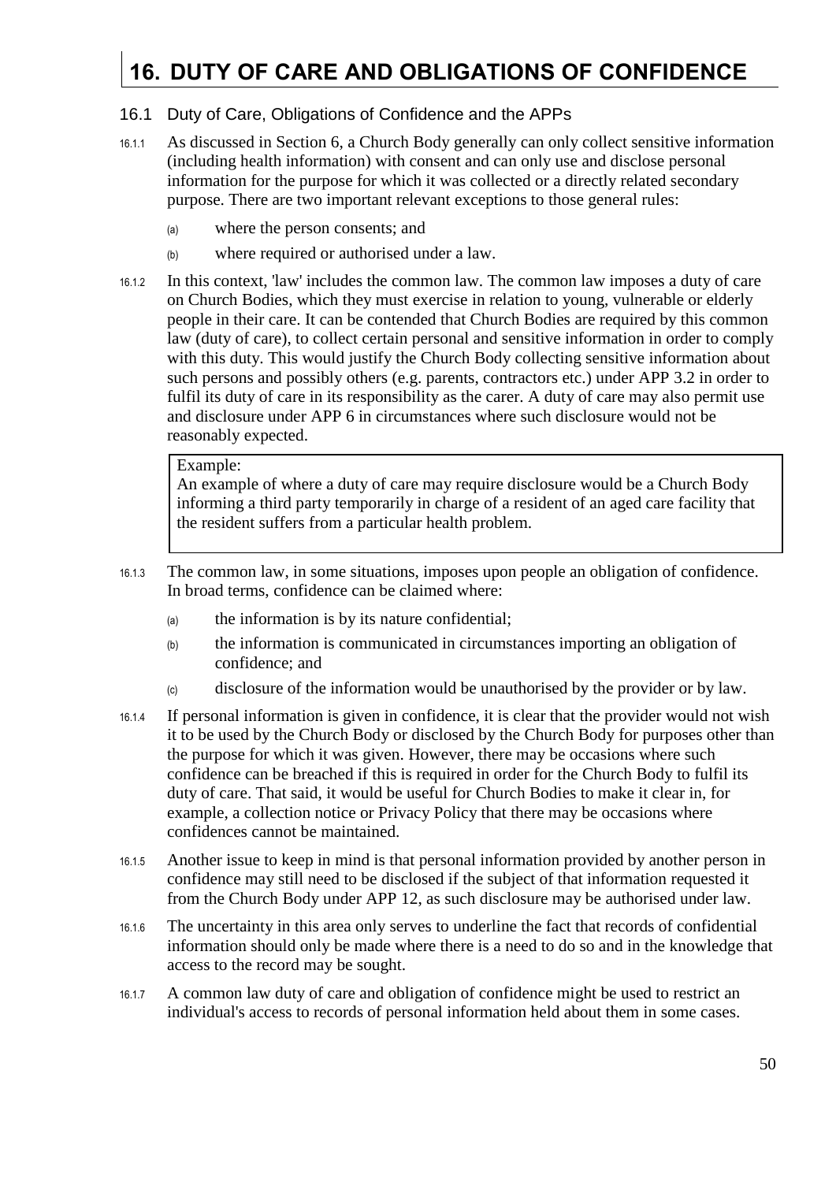# 16. DUTY OF CARE AND OBLIGATIONS OF CONFIDENCE

## 16.1 Duty of Care, Obligations of Confidence and the APPs

16.1.1 As discussed in Section 6, a Church Body generally can only collect sensitive information (including health information) with consent and can only use and disclose personal information for the purpose for which it was collected or a directly related secondary purpose. There are two important relevant exceptions to those general rules:

(a) where the person consents; and

(b) where required or authorised under a law.

16.1.2 In this context, 'law' includes the common law. The common law imposes a duty of care on Church Bodies, which they must exercise in relation to young, vulnerable or elderly people in their care. It can be contended that Church Bodies are required by this common law (duty of care), to collect certain personal and sensitive information in order to comply with this duty. This would justify the Church Body collecting sensitive information about such persons and possibly others (e.g. parents, contractors etc.) under APP 3.2 in order to fulfil its duty of care in its responsibility as the carer. A duty of care may also permit use and disclosure under APP 6 in circumstances where such disclosure would not be reasonably expected.

> Example:
> An example of where a duty of care may require disclosure would be a Church Body informing a third party temporarily in charge of a resident of an aged care facility that the resident suffers from a particular health problem.

16.1.3 The common law, in some situations, imposes upon people an obligation of confidence. In broad terms, confidence can be claimed where:

(a) the information is by its nature confidential;

(b) the information is communicated in circumstances importing an obligation of confidence; and

(c) disclosure of the information would be unauthorised by the provider or by law.

16.1.4 If personal information is given in confidence, it is clear that the provider would not wish it to be used by the Church Body or disclosed by the Church Body for purposes other than the purpose for which it was given. However, there may be occasions where such confidence can be breached if this is required in order for the Church Body to fulfil its duty of care. That said, it would be useful for Church Bodies to make it clear in, for example, a collection notice or Privacy Policy that there may be occasions where confidences cannot be maintained.

16.1.5 Another issue to keep in mind is that personal information provided by another person in confidence may still need to be disclosed if the subject of that information requested it from the Church Body under APP 12, as such disclosure may be authorised under law.

16.1.6 The uncertainty in this area only serves to underline the fact that records of confidential information should only be made where there is a need to do so and in the knowledge that access to the record may be sought.

16.1.7 A common law duty of care and obligation of confidence might be used to restrict an individual's access to records of personal information held about them in some cases.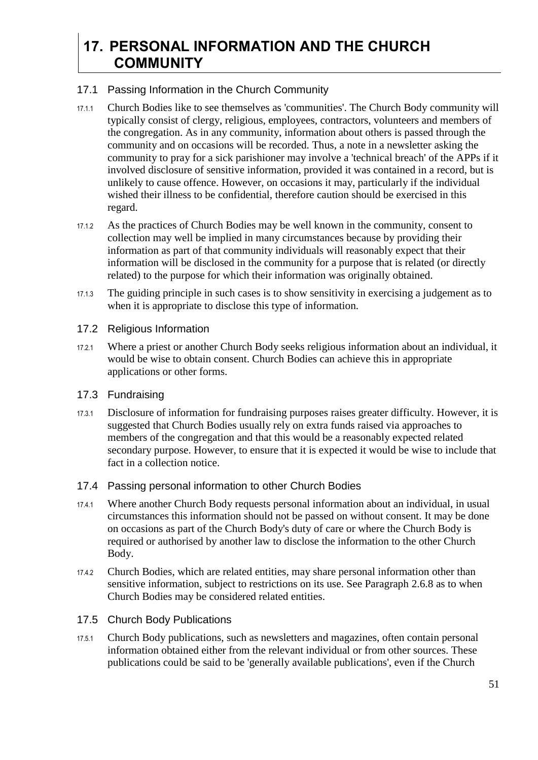# 17. PERSONAL INFORMATION AND THE CHURCH COMMUNITY

## 17.1 Passing Information in the Church Community

17.1.1 Church Bodies like to see themselves as 'communities'. The Church Body community will typically consist of clergy, religious, employees, contractors, volunteers and members of the congregation. As in any community, information about others is passed through the community and on occasions will be recorded. Thus, a note in a newsletter asking the community to pray for a sick parishioner may involve a 'technical breach' of the APPs if it involved disclosure of sensitive information, provided it was contained in a record, but is unlikely to cause offence. However, on occasions it may, particularly if the individual wished their illness to be confidential, therefore caution should be exercised in this regard.

17.1.2 As the practices of Church Bodies may be well known in the community, consent to collection may well be implied in many circumstances because by providing their information as part of that community individuals will reasonably expect that their information will be disclosed in the community for a purpose that is related (or directly related) to the purpose for which their information was originally obtained.

17.1.3 The guiding principle in such cases is to show sensitivity in exercising a judgement as to when it is appropriate to disclose this type of information.

## 17.2 Religious Information

17.2.1 Where a priest or another Church Body seeks religious information about an individual, it would be wise to obtain consent. Church Bodies can achieve this in appropriate applications or other forms.

## 17.3 Fundraising

17.3.1 Disclosure of information for fundraising purposes raises greater difficulty. However, it is suggested that Church Bodies usually rely on extra funds raised via approaches to members of the congregation and that this would be a reasonably expected related secondary purpose. However, to ensure that it is expected it would be wise to include that fact in a collection notice.

## 17.4 Passing personal information to other Church Bodies

17.4.1 Where another Church Body requests personal information about an individual, in usual circumstances this information should not be passed on without consent. It may be done on occasions as part of the Church Body's duty of care or where the Church Body is required or authorised by another law to disclose the information to the other Church Body.

17.4.2 Church Bodies, which are related entities, may share personal information other than sensitive information, subject to restrictions on its use. See Paragraph 2.6.8 as to when Church Bodies may be considered related entities.

## 17.5 Church Body Publications

17.5.1 Church Body publications, such as newsletters and magazines, often contain personal information obtained either from the relevant individual or from other sources. These publications could be said to be 'generally available publications', even if the Church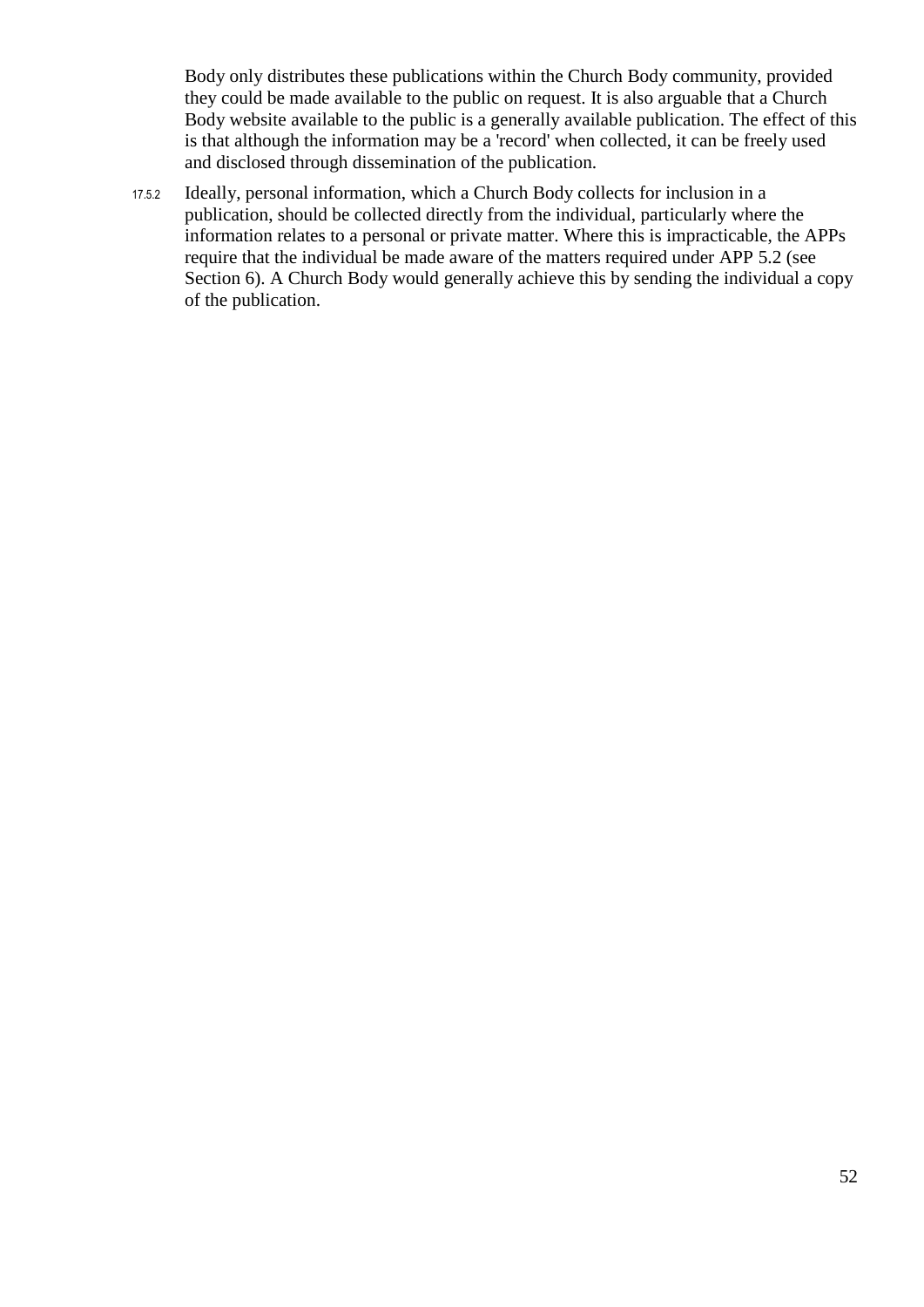Body only distributes these publications within the Church Body community, provided they could be made available to the public on request. It is also arguable that a Church Body website available to the public is a generally available publication. The effect of this is that although the information may be a 'record' when collected, it can be freely used and disclosed through dissemination of the publication.

17.5.2 Ideally, personal information, which a Church Body collects for inclusion in a publication, should be collected directly from the individual, particularly where the information relates to a personal or private matter. Where this is impracticable, the APPs require that the individual be made aware of the matters required under APP 5.2 (see Section 6). A Church Body would generally achieve this by sending the individual a copy of the publication.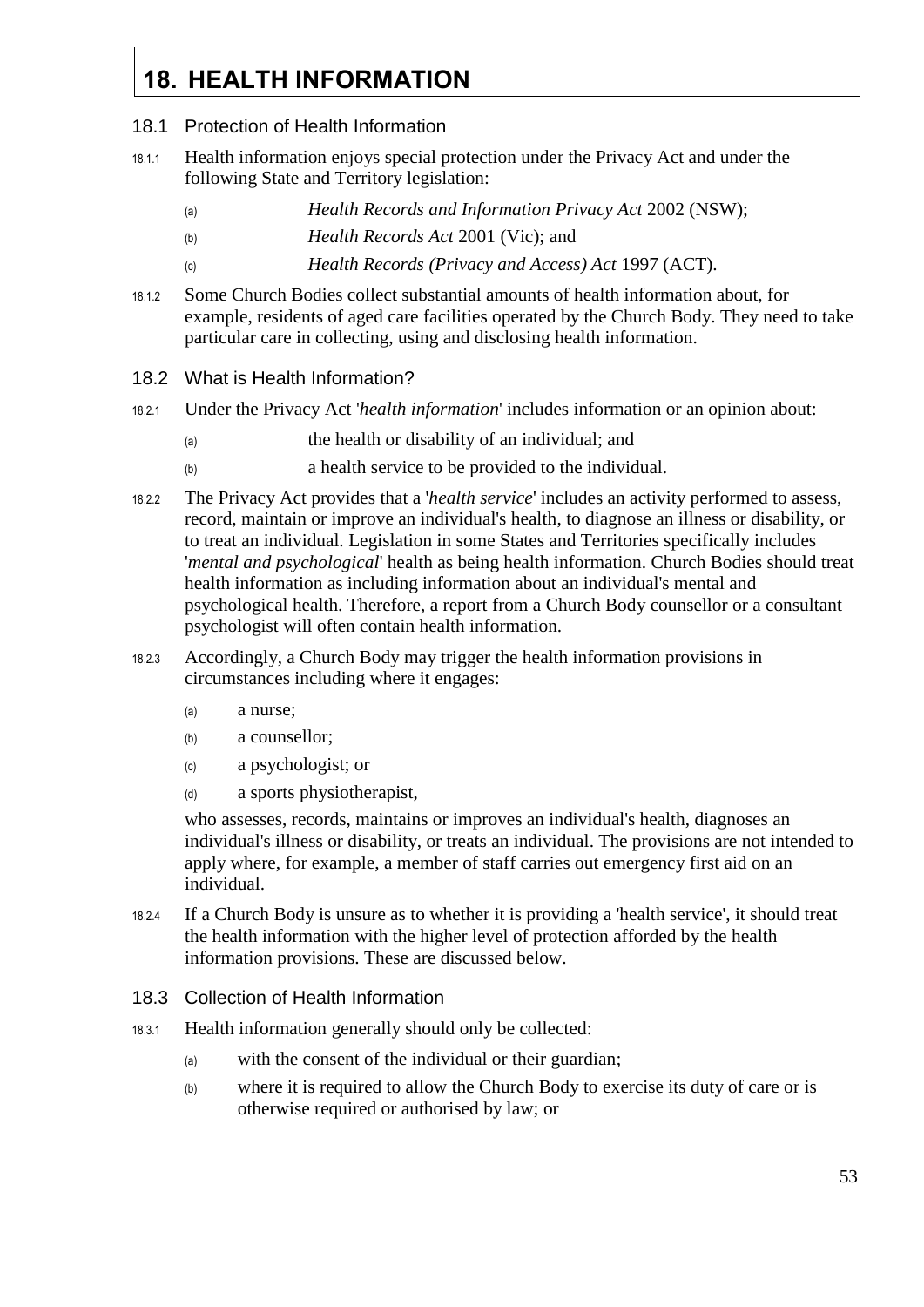# 18. HEALTH INFORMATION

## 18.1 Protection of Health Information

18.1.1 Health information enjoys special protection under the Privacy Act and under the following State and Territory legislation:

(a) *Health Records and Information Privacy Act* 2002 (NSW);

(b) *Health Records Act* 2001 (Vic); and

(c) *Health Records (Privacy and Access) Act* 1997 (ACT).

18.1.2 Some Church Bodies collect substantial amounts of health information about, for example, residents of aged care facilities operated by the Church Body. They need to take particular care in collecting, using and disclosing health information.

## 18.2 What is Health Information?

18.2.1 Under the Privacy Act '*health information*' includes information or an opinion about:

(a) the health or disability of an individual; and

(b) a health service to be provided to the individual.

18.2.2 The Privacy Act provides that a '*health service*' includes an activity performed to assess, record, maintain or improve an individual's health, to diagnose an illness or disability, or to treat an individual. Legislation in some States and Territories specifically includes '*mental and psychological*' health as being health information. Church Bodies should treat health information as including information about an individual's mental and psychological health. Therefore, a report from a Church Body counsellor or a consultant psychologist will often contain health information.

18.2.3 Accordingly, a Church Body may trigger the health information provisions in circumstances including where it engages:

(a) a nurse;

(b) a counsellor;

(c) a psychologist; or

(d) a sports physiotherapist,

who assesses, records, maintains or improves an individual's health, diagnoses an individual's illness or disability, or treats an individual. The provisions are not intended to apply where, for example, a member of staff carries out emergency first aid on an individual.

18.2.4 If a Church Body is unsure as to whether it is providing a 'health service', it should treat the health information with the higher level of protection afforded by the health information provisions. These are discussed below.

## 18.3 Collection of Health Information

18.3.1 Health information generally should only be collected:

(a) with the consent of the individual or their guardian;

(b) where it is required to allow the Church Body to exercise its duty of care or is otherwise required or authorised by law; or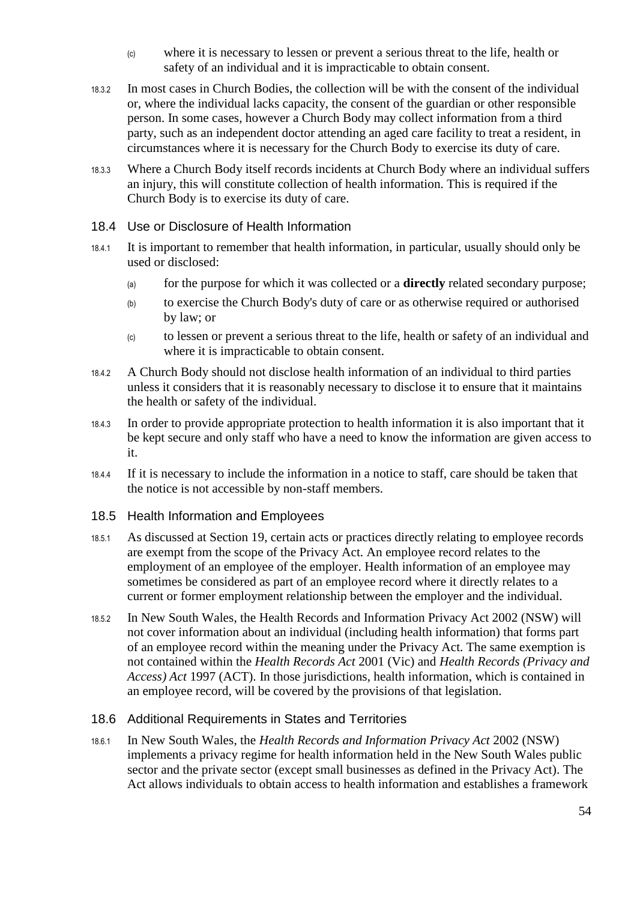(c) where it is necessary to lessen or prevent a serious threat to the life, health or safety of an individual and it is impracticable to obtain consent.

18.3.2 In most cases in Church Bodies, the collection will be with the consent of the individual or, where the individual lacks capacity, the consent of the guardian or other responsible person. In some cases, however a Church Body may collect information from a third party, such as an independent doctor attending an aged care facility to treat a resident, in circumstances where it is necessary for the Church Body to exercise its duty of care.

18.3.3 Where a Church Body itself records incidents at Church Body where an individual suffers an injury, this will constitute collection of health information. This is required if the Church Body is to exercise its duty of care.

## 18.4 Use or Disclosure of Health Information

18.4.1 It is important to remember that health information, in particular, usually should only be used or disclosed:

(a) for the purpose for which it was collected or a **directly** related secondary purpose;

(b) to exercise the Church Body's duty of care or as otherwise required or authorised by law; or

(c) to lessen or prevent a serious threat to the life, health or safety of an individual and where it is impracticable to obtain consent.

18.4.2 A Church Body should not disclose health information of an individual to third parties unless it considers that it is reasonably necessary to disclose it to ensure that it maintains the health or safety of the individual.

18.4.3 In order to provide appropriate protection to health information it is also important that it be kept secure and only staff who have a need to know the information are given access to it.

18.4.4 If it is necessary to include the information in a notice to staff, care should be taken that the notice is not accessible by non-staff members.

## 18.5 Health Information and Employees

18.5.1 As discussed at Section 19, certain acts or practices directly relating to employee records are exempt from the scope of the Privacy Act. An employee record relates to the employment of an employee of the employer. Health information of an employee may sometimes be considered as part of an employee record where it directly relates to a current or former employment relationship between the employer and the individual.

18.5.2 In New South Wales, the Health Records and Information Privacy Act 2002 (NSW) will not cover information about an individual (including health information) that forms part of an employee record within the meaning under the Privacy Act. The same exemption is not contained within the *Health Records Act* 2001 (Vic) and *Health Records (Privacy and Access) Act* 1997 (ACT). In those jurisdictions, health information, which is contained in an employee record, will be covered by the provisions of that legislation.

## 18.6 Additional Requirements in States and Territories

18.6.1 In New South Wales, the *Health Records and Information Privacy Act* 2002 (NSW) implements a privacy regime for health information held in the New South Wales public sector and the private sector (except small businesses as defined in the Privacy Act). The Act allows individuals to obtain access to health information and establishes a framework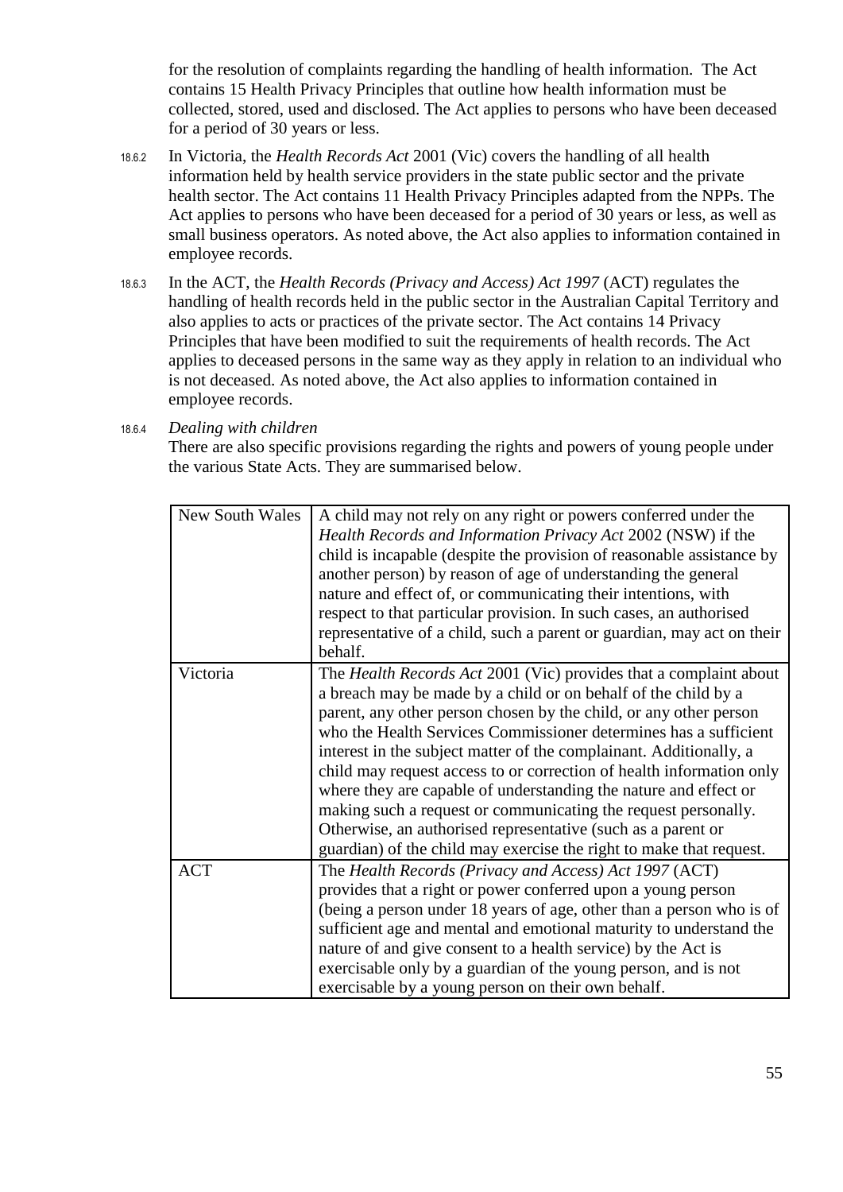for the resolution of complaints regarding the handling of health information. The Act contains 15 Health Privacy Principles that outline how health information must be collected, stored, used and disclosed. The Act applies to persons who have been deceased for a period of 30 years or less.

18.6.2 In Victoria, the *Health Records Act* 2001 (Vic) covers the handling of all health information held by health service providers in the state public sector and the private health sector. The Act contains 11 Health Privacy Principles adapted from the NPPs. The Act applies to persons who have been deceased for a period of 30 years or less, as well as small business operators. As noted above, the Act also applies to information contained in employee records.

18.6.3 In the ACT, the *Health Records (Privacy and Access) Act 1997* (ACT) regulates the handling of health records held in the public sector in the Australian Capital Territory and also applies to acts or practices of the private sector. The Act contains 14 Privacy Principles that have been modified to suit the requirements of health records. The Act applies to deceased persons in the same way as they apply in relation to an individual who is not deceased. As noted above, the Act also applies to information contained in employee records.

18.6.4 *Dealing with children*

There are also specific provisions regarding the rights and powers of young people under the various State Acts. They are summarised below.

| | |
|---|---|
| New South Wales | A child may not rely on any right or powers conferred under the *Health Records and Information Privacy Act* 2002 (NSW) if the child is incapable (despite the provision of reasonable assistance by another person) by reason of age of understanding the general nature and effect of, or communicating their intentions, with respect to that particular provision. In such cases, an authorised representative of a child, such a parent or guardian, may act on their behalf. |
| Victoria | The *Health Records Act* 2001 (Vic) provides that a complaint about a breach may be made by a child or on behalf of the child by a parent, any other person chosen by the child, or any other person who the Health Services Commissioner determines has a sufficient interest in the subject matter of the complainant. Additionally, a child may request access to or correction of health information only where they are capable of understanding the nature and effect or making such a request or communicating the request personally. Otherwise, an authorised representative (such as a parent or guardian) of the child may exercise the right to make that request. |
| ACT | The *Health Records (Privacy and Access) Act 1997* (ACT) provides that a right or power conferred upon a young person (being a person under 18 years of age, other than a person who is of sufficient age and mental and emotional maturity to understand the nature of and give consent to a health service) by the Act is exercisable only by a guardian of the young person, and is not exercisable by a young person on their own behalf. |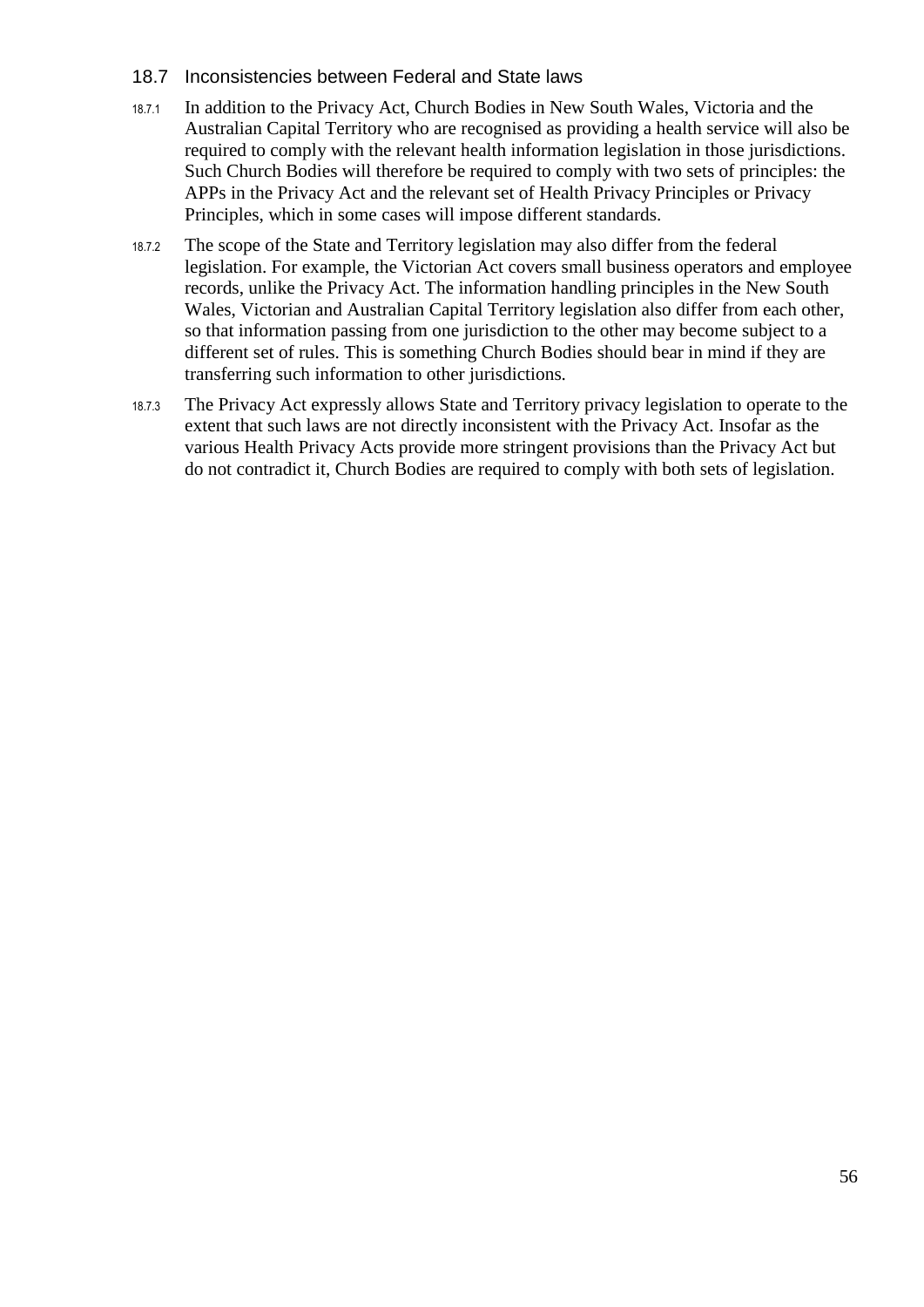## 18.7 Inconsistencies between Federal and State laws

18.7.1 In addition to the Privacy Act, Church Bodies in New South Wales, Victoria and the Australian Capital Territory who are recognised as providing a health service will also be required to comply with the relevant health information legislation in those jurisdictions. Such Church Bodies will therefore be required to comply with two sets of principles: the APPs in the Privacy Act and the relevant set of Health Privacy Principles or Privacy Principles, which in some cases will impose different standards.

18.7.2 The scope of the State and Territory legislation may also differ from the federal legislation. For example, the Victorian Act covers small business operators and employee records, unlike the Privacy Act. The information handling principles in the New South Wales, Victorian and Australian Capital Territory legislation also differ from each other, so that information passing from one jurisdiction to the other may become subject to a different set of rules. This is something Church Bodies should bear in mind if they are transferring such information to other jurisdictions.

18.7.3 The Privacy Act expressly allows State and Territory privacy legislation to operate to the extent that such laws are not directly inconsistent with the Privacy Act. Insofar as the various Health Privacy Acts provide more stringent provisions than the Privacy Act but do not contradict it, Church Bodies are required to comply with both sets of legislation.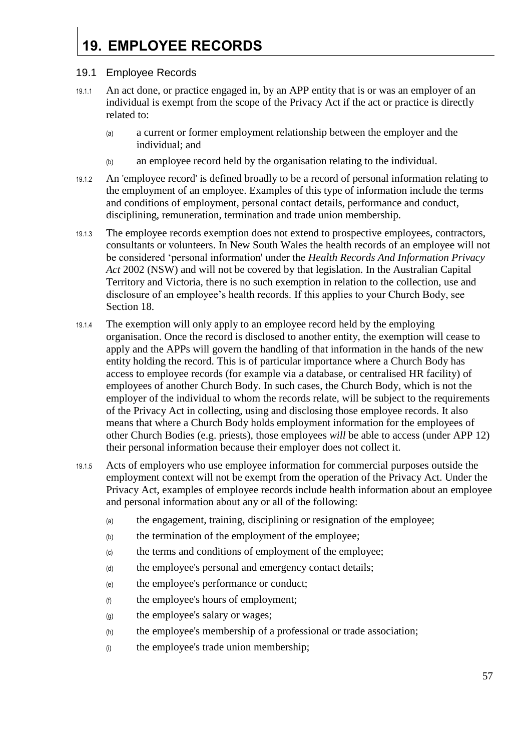# 19. EMPLOYEE RECORDS

## 19.1 Employee Records

19.1.1 An act done, or practice engaged in, by an APP entity that is or was an employer of an individual is exempt from the scope of the Privacy Act if the act or practice is directly related to:

(a) a current or former employment relationship between the employer and the individual; and

(b) an employee record held by the organisation relating to the individual.

19.1.2 An 'employee record' is defined broadly to be a record of personal information relating to the employment of an employee. Examples of this type of information include the terms and conditions of employment, personal contact details, performance and conduct, disciplining, remuneration, termination and trade union membership.

19.1.3 The employee records exemption does not extend to prospective employees, contractors, consultants or volunteers. In New South Wales the health records of an employee will not be considered 'personal information' under the *Health Records And Information Privacy Act* 2002 (NSW) and will not be covered by that legislation. In the Australian Capital Territory and Victoria, there is no such exemption in relation to the collection, use and disclosure of an employee's health records. If this applies to your Church Body, see Section 18.

19.1.4 The exemption will only apply to an employee record held by the employing organisation. Once the record is disclosed to another entity, the exemption will cease to apply and the APPs will govern the handling of that information in the hands of the new entity holding the record. This is of particular importance where a Church Body has access to employee records (for example via a database, or centralised HR facility) of employees of another Church Body. In such cases, the Church Body, which is not the employer of the individual to whom the records relate, will be subject to the requirements of the Privacy Act in collecting, using and disclosing those employee records. It also means that where a Church Body holds employment information for the employees of other Church Bodies (e.g. priests), those employees *will* be able to access (under APP 12) their personal information because their employer does not collect it.

19.1.5 Acts of employers who use employee information for commercial purposes outside the employment context will not be exempt from the operation of the Privacy Act. Under the Privacy Act, examples of employee records include health information about an employee and personal information about any or all of the following:

(a) the engagement, training, disciplining or resignation of the employee;

(b) the termination of the employment of the employee;

(c) the terms and conditions of employment of the employee;

(d) the employee's personal and emergency contact details;

(e) the employee's performance or conduct;

(f) the employee's hours of employment;

(g) the employee's salary or wages;

(h) the employee's membership of a professional or trade association;

(i) the employee's trade union membership;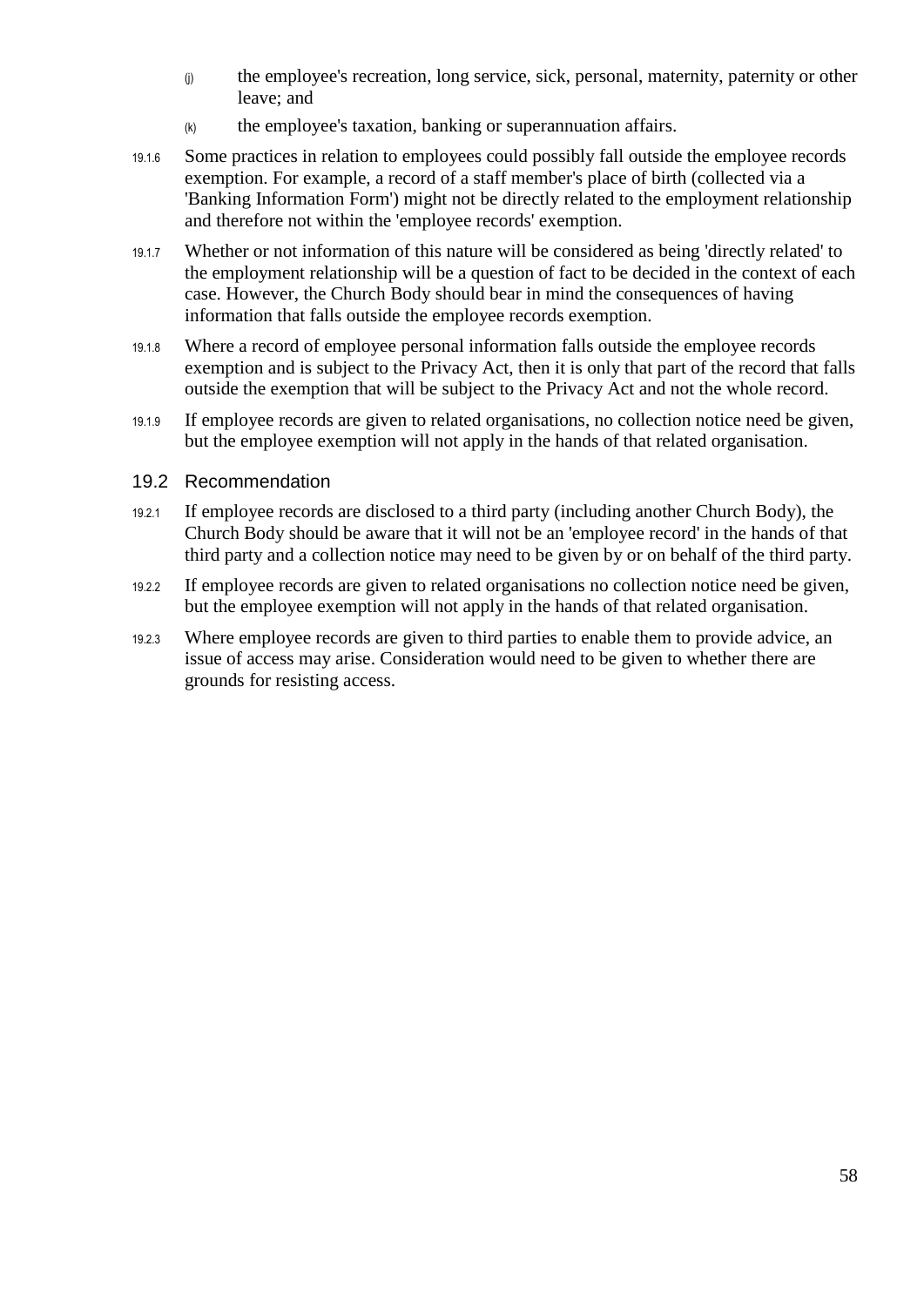(j) the employee's recreation, long service, sick, personal, maternity, paternity or other leave; and

(k) the employee's taxation, banking or superannuation affairs.

19.1.6 Some practices in relation to employees could possibly fall outside the employee records exemption. For example, a record of a staff member's place of birth (collected via a 'Banking Information Form') might not be directly related to the employment relationship and therefore not within the 'employee records' exemption.

19.1.7 Whether or not information of this nature will be considered as being 'directly related' to the employment relationship will be a question of fact to be decided in the context of each case. However, the Church Body should bear in mind the consequences of having information that falls outside the employee records exemption.

19.1.8 Where a record of employee personal information falls outside the employee records exemption and is subject to the Privacy Act, then it is only that part of the record that falls outside the exemption that will be subject to the Privacy Act and not the whole record.

19.1.9 If employee records are given to related organisations, no collection notice need be given, but the employee exemption will not apply in the hands of that related organisation.

## 19.2 Recommendation

19.2.1 If employee records are disclosed to a third party (including another Church Body), the Church Body should be aware that it will not be an 'employee record' in the hands of that third party and a collection notice may need to be given by or on behalf of the third party.

19.2.2 If employee records are given to related organisations no collection notice need be given, but the employee exemption will not apply in the hands of that related organisation.

19.2.3 Where employee records are given to third parties to enable them to provide advice, an issue of access may arise. Consideration would need to be given to whether there are grounds for resisting access.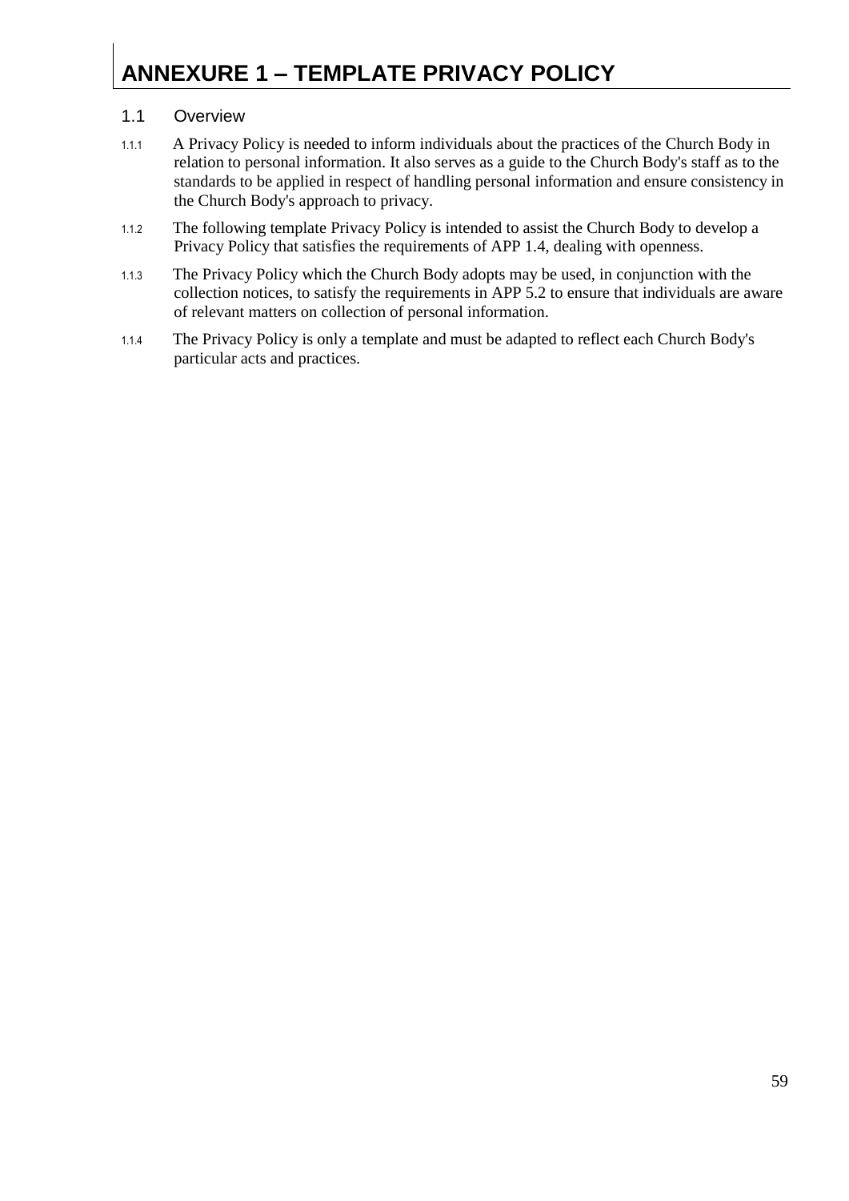# ANNEXURE 1 – TEMPLATE PRIVACY POLICY

## 1.1 Overview

1.1.1 A Privacy Policy is needed to inform individuals about the practices of the Church Body in relation to personal information. It also serves as a guide to the Church Body's staff as to the standards to be applied in respect of handling personal information and ensure consistency in the Church Body's approach to privacy.

1.1.2 The following template Privacy Policy is intended to assist the Church Body to develop a Privacy Policy that satisfies the requirements of APP 1.4, dealing with openness.

1.1.3 The Privacy Policy which the Church Body adopts may be used, in conjunction with the collection notices, to satisfy the requirements in APP 5.2 to ensure that individuals are aware of relevant matters on collection of personal information.

1.1.4 The Privacy Policy is only a template and must be adapted to reflect each Church Body's particular acts and practices.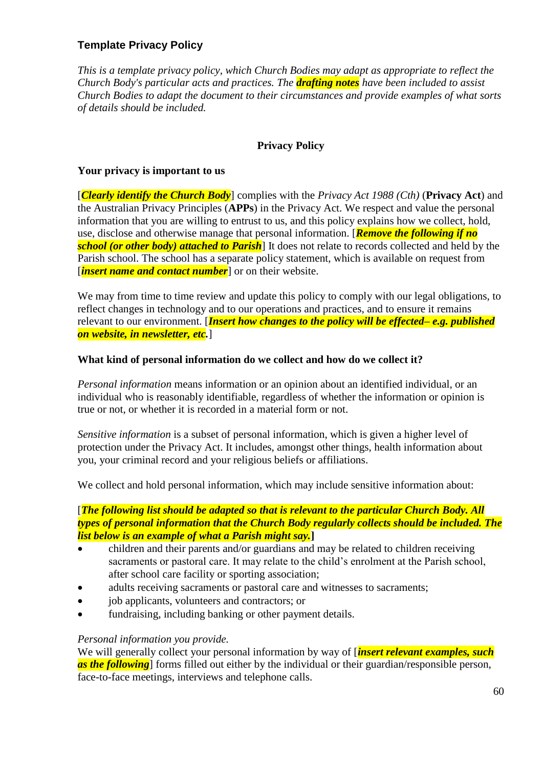### Template Privacy Policy

*This is a template privacy policy, which Church Bodies may adapt as appropriate to reflect the Church Body's particular acts and practices. The **drafting notes** have been included to assist Church Bodies to adapt the document to their circumstances and provide examples of what sorts of details should be included.*

**Privacy Policy**

**Your privacy is important to us**

[***Clearly identify the Church Body***] complies with the *Privacy Act 1988 (Cth)* (**Privacy Act**) and the Australian Privacy Principles (**APPs**) in the Privacy Act. We respect and value the personal information that you are willing to entrust to us, and this policy explains how we collect, hold, use, disclose and otherwise manage that personal information. [***Remove the following if no school (or other body) attached to Parish***] It does not relate to records collected and held by the Parish school. The school has a separate policy statement, which is available on request from [***insert name and contact number***] or on their website.

We may from time to time review and update this policy to comply with our legal obligations, to reflect changes in technology and to our operations and practices, and to ensure it remains relevant to our environment. [***Insert how changes to the policy will be effected– e.g. published on website, in newsletter, etc.***]

**What kind of personal information do we collect and how do we collect it?**

*Personal information* means information or an opinion about an identified individual, or an individual who is reasonably identifiable, regardless of whether the information or opinion is true or not, or whether it is recorded in a material form or not.

*Sensitive information* is a subset of personal information, which is given a higher level of protection under the Privacy Act. It includes, amongst other things, health information about you, your criminal record and your religious beliefs or affiliations.

We collect and hold personal information, which may include sensitive information about:

[***The following list should be adapted so that is relevant to the particular Church Body. All types of personal information that the Church Body regularly collects should be included. The list below is an example of what a Parish might say.***]

- children and their parents and/or guardians and may be related to children receiving sacraments or pastoral care. It may relate to the child's enrolment at the Parish school, after school care facility or sporting association;
- adults receiving sacraments or pastoral care and witnesses to sacraments;
- job applicants, volunteers and contractors; or
- fundraising, including banking or other payment details.

*Personal information you provide.*
We will generally collect your personal information by way of [***insert relevant examples, such as the following***] forms filled out either by the individual or their guardian/responsible person, face-to-face meetings, interviews and telephone calls.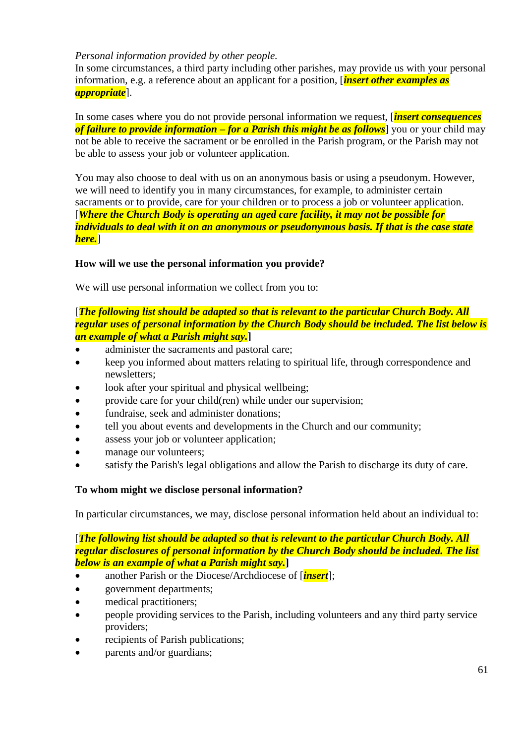*Personal information provided by other people.*
In some circumstances, a third party including other parishes, may provide us with your personal information, e.g. a reference about an applicant for a position, [***insert other examples as appropriate***].

In some cases where you do not provide personal information we request, [***insert consequences of failure to provide information – for a Parish this might be as follows***] you or your child may not be able to receive the sacrament or be enrolled in the Parish program, or the Parish may not be able to assess your job or volunteer application.

You may also choose to deal with us on an anonymous basis or using a pseudonym. However, we will need to identify you in many circumstances, for example, to administer certain sacraments or to provide, care for your children or to process a job or volunteer application. [***Where the Church Body is operating an aged care facility, it may not be possible for individuals to deal with it on an anonymous or pseudonymous basis. If that is the case state here.***]

**How will we use the personal information you provide?**

We will use personal information we collect from you to:

[***The following list should be adapted so that is relevant to the particular Church Body. All regular uses of personal information by the Church Body should be included. The list below is an example of what a Parish might say.*****]**

- administer the sacraments and pastoral care;
- keep you informed about matters relating to spiritual life, through correspondence and newsletters;
- look after your spiritual and physical wellbeing;
- provide care for your child(ren) while under our supervision;
- fundraise, seek and administer donations;
- tell you about events and developments in the Church and our community;
- assess your job or volunteer application;
- manage our volunteers;
- satisfy the Parish's legal obligations and allow the Parish to discharge its duty of care.

**To whom might we disclose personal information?**

In particular circumstances, we may, disclose personal information held about an individual to:

[***The following list should be adapted so that is relevant to the particular Church Body. All regular disclosures of personal information by the Church Body should be included. The list below is an example of what a Parish might say.*****]**

- another Parish or the Diocese/Archdiocese of [***insert***];
- government departments;
- medical practitioners;
- people providing services to the Parish, including volunteers and any third party service providers;
- recipients of Parish publications;
- parents and/or guardians;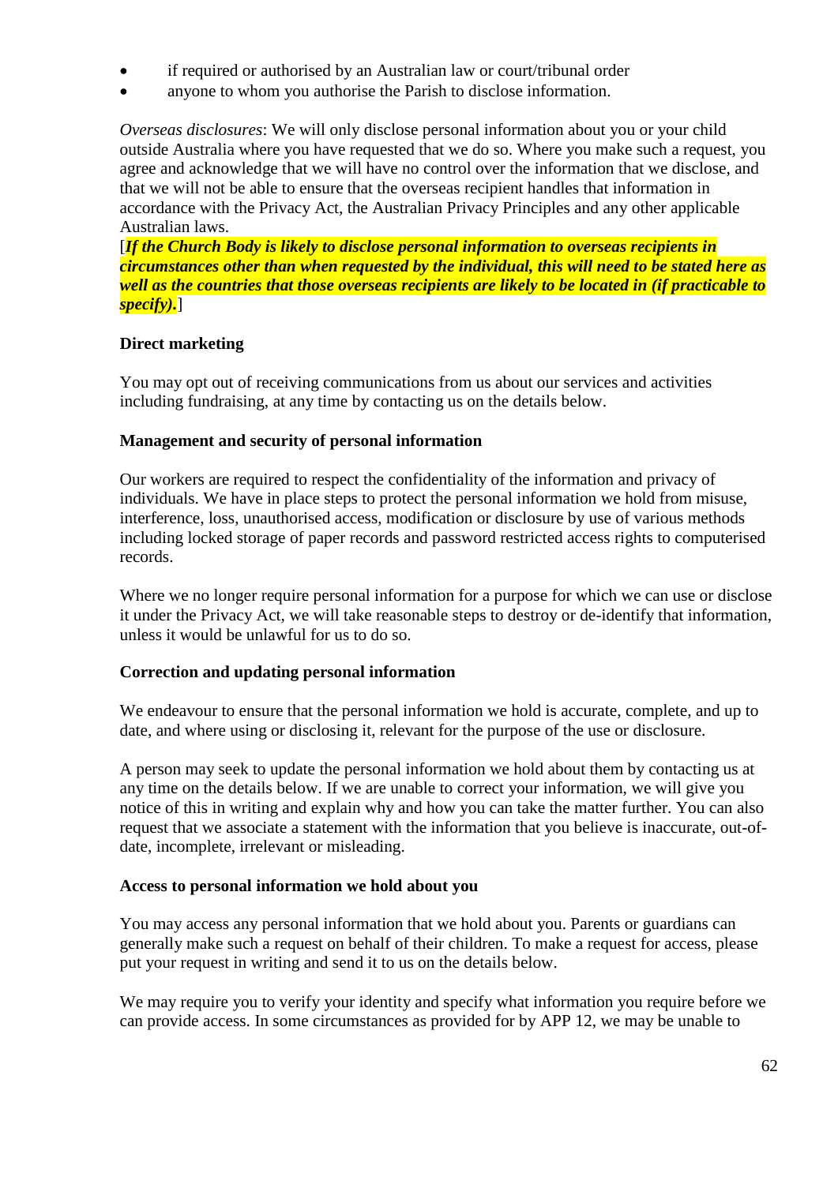- if required or authorised by an Australian law or court/tribunal order
- anyone to whom you authorise the Parish to disclose information.

*Overseas disclosures*: We will only disclose personal information about you or your child outside Australia where you have requested that we do so. Where you make such a request, you agree and acknowledge that we will have no control over the information that we disclose, and that we will not be able to ensure that the overseas recipient handles that information in accordance with the Privacy Act, the Australian Privacy Principles and any other applicable Australian laws.
[***If the Church Body is likely to disclose personal information to overseas recipients in circumstances other than when requested by the individual, this will need to be stated here as well as the countries that those overseas recipients are likely to be located in (if practicable to specify).***]

**Direct marketing**

You may opt out of receiving communications from us about our services and activities including fundraising, at any time by contacting us on the details below.

**Management and security of personal information**

Our workers are required to respect the confidentiality of the information and privacy of individuals. We have in place steps to protect the personal information we hold from misuse, interference, loss, unauthorised access, modification or disclosure by use of various methods including locked storage of paper records and password restricted access rights to computerised records.

Where we no longer require personal information for a purpose for which we can use or disclose it under the Privacy Act, we will take reasonable steps to destroy or de-identify that information, unless it would be unlawful for us to do so.

**Correction and updating personal information**

We endeavour to ensure that the personal information we hold is accurate, complete, and up to date, and where using or disclosing it, relevant for the purpose of the use or disclosure.

A person may seek to update the personal information we hold about them by contacting us at any time on the details below. If we are unable to correct your information, we will give you notice of this in writing and explain why and how you can take the matter further. You can also request that we associate a statement with the information that you believe is inaccurate, out-of-date, incomplete, irrelevant or misleading.

**Access to personal information we hold about you**

You may access any personal information that we hold about you. Parents or guardians can generally make such a request on behalf of their children. To make a request for access, please put your request in writing and send it to us on the details below.

We may require you to verify your identity and specify what information you require before we can provide access. In some circumstances as provided for by APP 12, we may be unable to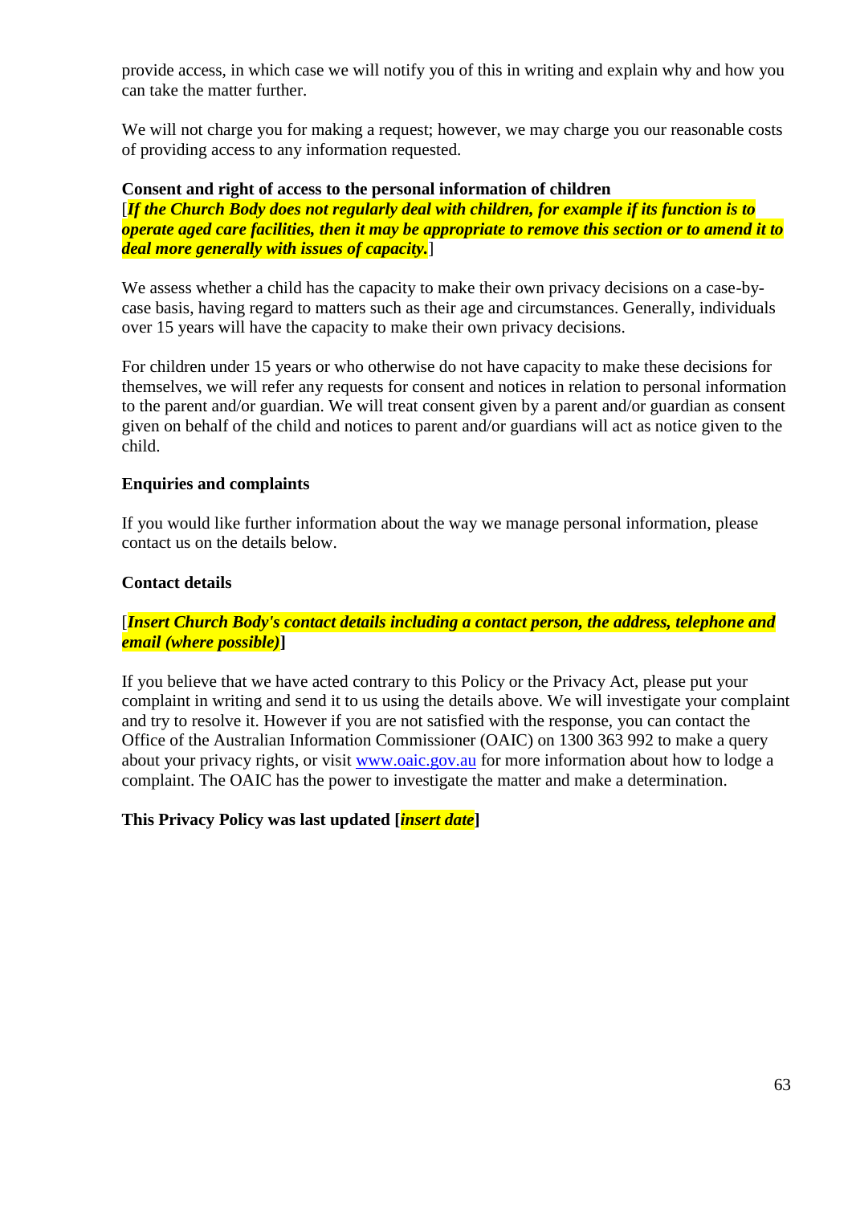provide access, in which case we will notify you of this in writing and explain why and how you can take the matter further.

We will not charge you for making a request; however, we may charge you our reasonable costs of providing access to any information requested.

**Consent and right of access to the personal information of children**
[***If the Church Body does not regularly deal with children, for example if its function is to operate aged care facilities, then it may be appropriate to remove this section or to amend it to deal more generally with issues of capacity.***]

We assess whether a child has the capacity to make their own privacy decisions on a case-by-case basis, having regard to matters such as their age and circumstances. Generally, individuals over 15 years will have the capacity to make their own privacy decisions.

For children under 15 years or who otherwise do not have capacity to make these decisions for themselves, we will refer any requests for consent and notices in relation to personal information to the parent and/or guardian. We will treat consent given by a parent and/or guardian as consent given on behalf of the child and notices to parent and/or guardians will act as notice given to the child.

**Enquiries and complaints**

If you would like further information about the way we manage personal information, please contact us on the details below.

**Contact details**

[***Insert Church Body's contact details including a contact person, the address, telephone and email (where possible)***]

If you believe that we have acted contrary to this Policy or the Privacy Act, please put your complaint in writing and send it to us using the details above. We will investigate your complaint and try to resolve it. However if you are not satisfied with the response, you can contact the Office of the Australian Information Commissioner (OAIC) on 1300 363 992 to make a query about your privacy rights, or visit www.oaic.gov.au for more information about how to lodge a complaint. The OAIC has the power to investigate the matter and make a determination.

**This Privacy Policy was last updated [*insert date*]**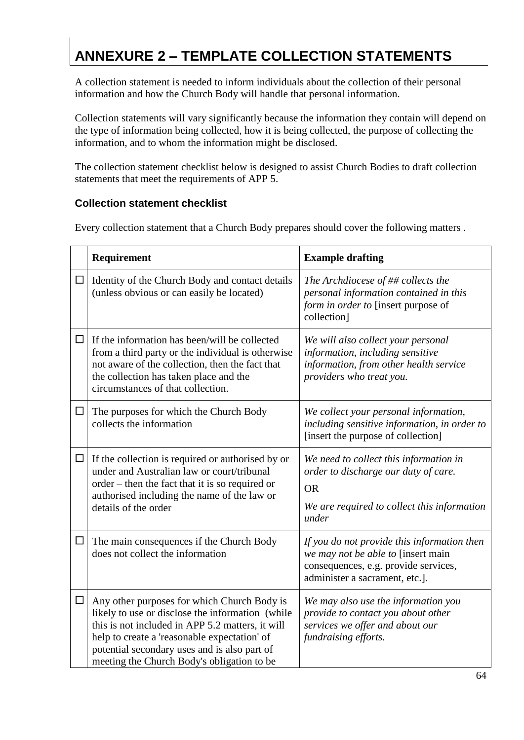# ANNEXURE 2 – TEMPLATE COLLECTION STATEMENTS

A collection statement is needed to inform individuals about the collection of their personal information and how the Church Body will handle that personal information.

Collection statements will vary significantly because the information they contain will depend on the type of information being collected, how it is being collected, the purpose of collecting the information, and to whom the information might be disclosed.

The collection statement checklist below is designed to assist Church Bodies to draft collection statements that meet the requirements of APP 5.

### Collection statement checklist

Every collection statement that a Church Body prepares should cover the following matters .

| | **Requirement** | **Example drafting** |
|---|---|---|
| ☐ | Identity of the Church Body and contact details (unless obvious or can easily be located) | *The Archdiocese of ## collects the personal information contained in this form in order to* [insert purpose of collection] |
| ☐ | If the information has been/will be collected from a third party or the individual is otherwise not aware of the collection, then the fact that the collection has taken place and the circumstances of that collection. | *We will also collect your personal information, including sensitive information, from other health service providers who treat you.* |
| ☐ | The purposes for which the Church Body collects the information | *We collect your personal information, including sensitive information, in order to* [insert the purpose of collection] |
| ☐ | If the collection is required or authorised by or under and Australian law or court/tribunal order – then the fact that it is so required or authorised including the name of the law or details of the order | *We need to collect this information in order to discharge our duty of care.*<br><br>OR<br><br>*We are required to collect this information under* |
| ☐ | The main consequences if the Church Body does not collect the information | *If you do not provide this information then we may not be able to* [insert main consequences, e.g. provide services, administer a sacrament, etc.]. |
| ☐ | Any other purposes for which Church Body is likely to use or disclose the information (while this is not included in APP 5.2 matters, it will help to create a 'reasonable expectation' of potential secondary uses and is also part of meeting the Church Body's obligation to be | *We may also use the information you provide to contact you about other services we offer and about our fundraising efforts.* |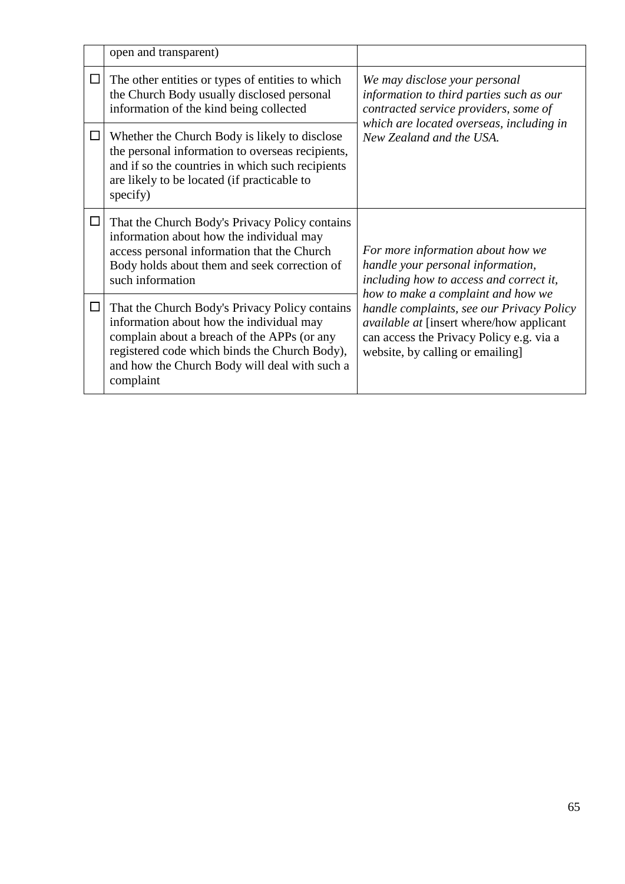| | | |
|---|---|---|
| | open and transparent) | |
| ☐ | The other entities or types of entities to which the Church Body usually disclosed personal information of the kind being collected | *We may disclose your personal information to third parties such as our contracted service providers, some of which are located overseas, including in New Zealand and the USA.* |
| ☐ | Whether the Church Body is likely to disclose the personal information to overseas recipients, and if so the countries in which such recipients are likely to be located (if practicable to specify) | |
| ☐ | That the Church Body's Privacy Policy contains information about how the individual may access personal information that the Church Body holds about them and seek correction of such information | *For more information about how we handle your personal information, including how to access and correct it, how to make a complaint and how we handle complaints, see our Privacy Policy available at* [insert where/how applicant can access the Privacy Policy e.g. via a website, by calling or emailing] |
| ☐ | That the Church Body's Privacy Policy contains information about how the individual may complain about a breach of the APPs (or any registered code which binds the Church Body), and how the Church Body will deal with such a complaint | |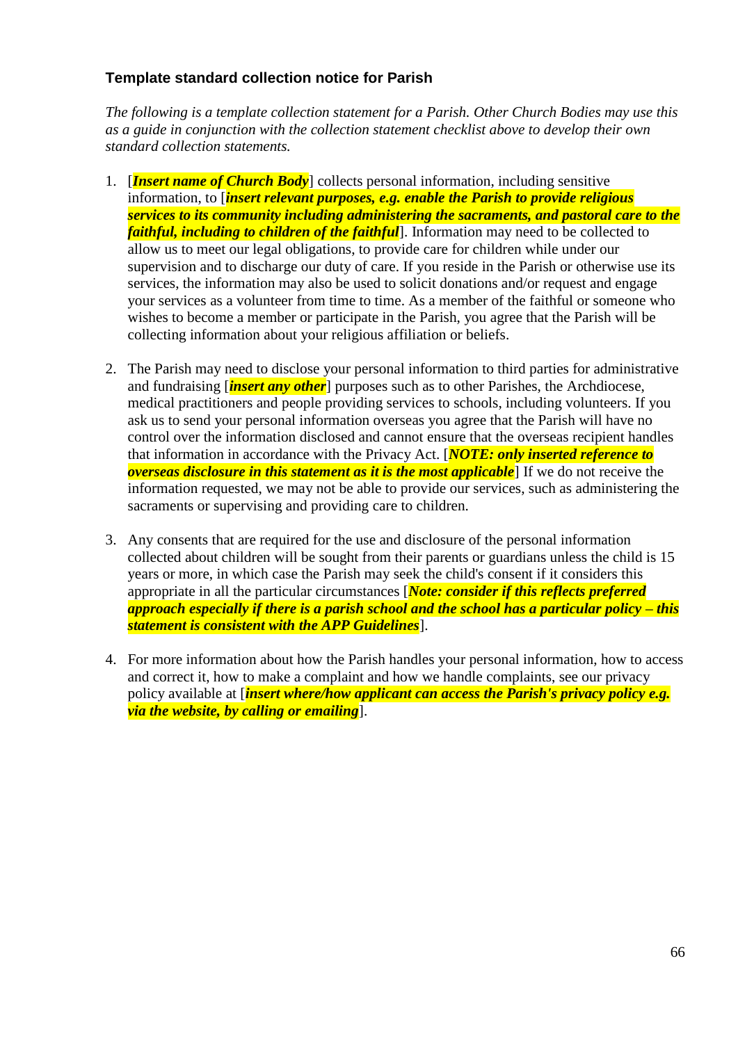### Template standard collection notice for Parish

*The following is a template collection statement for a Parish. Other Church Bodies may use this as a guide in conjunction with the collection statement checklist above to develop their own standard collection statements.*

1. [***Insert name of Church Body***] collects personal information, including sensitive information, to [***insert relevant purposes, e.g. enable the Parish to provide religious services to its community including administering the sacraments, and pastoral care to the faithful, including to children of the faithful***]. Information may need to be collected to allow us to meet our legal obligations, to provide care for children while under our supervision and to discharge our duty of care. If you reside in the Parish or otherwise use its services, the information may also be used to solicit donations and/or request and engage your services as a volunteer from time to time. As a member of the faithful or someone who wishes to become a member or participate in the Parish, you agree that the Parish will be collecting information about your religious affiliation or beliefs.

2. The Parish may need to disclose your personal information to third parties for administrative and fundraising [***insert any other***] purposes such as to other Parishes, the Archdiocese, medical practitioners and people providing services to schools, including volunteers. If you ask us to send your personal information overseas you agree that the Parish will have no control over the information disclosed and cannot ensure that the overseas recipient handles that information in accordance with the Privacy Act. [***NOTE: only inserted reference to overseas disclosure in this statement as it is the most applicable***] If we do not receive the information requested, we may not be able to provide our services, such as administering the sacraments or supervising and providing care to children.

3. Any consents that are required for the use and disclosure of the personal information collected about children will be sought from their parents or guardians unless the child is 15 years or more, in which case the Parish may seek the child's consent if it considers this appropriate in all the particular circumstances [***Note: consider if this reflects preferred approach especially if there is a parish school and the school has a particular policy – this statement is consistent with the APP Guidelines***].

4. For more information about how the Parish handles your personal information, how to access and correct it, how to make a complaint and how we handle complaints, see our privacy policy available at [***insert where/how applicant can access the Parish's privacy policy e.g. via the website, by calling or emailing***].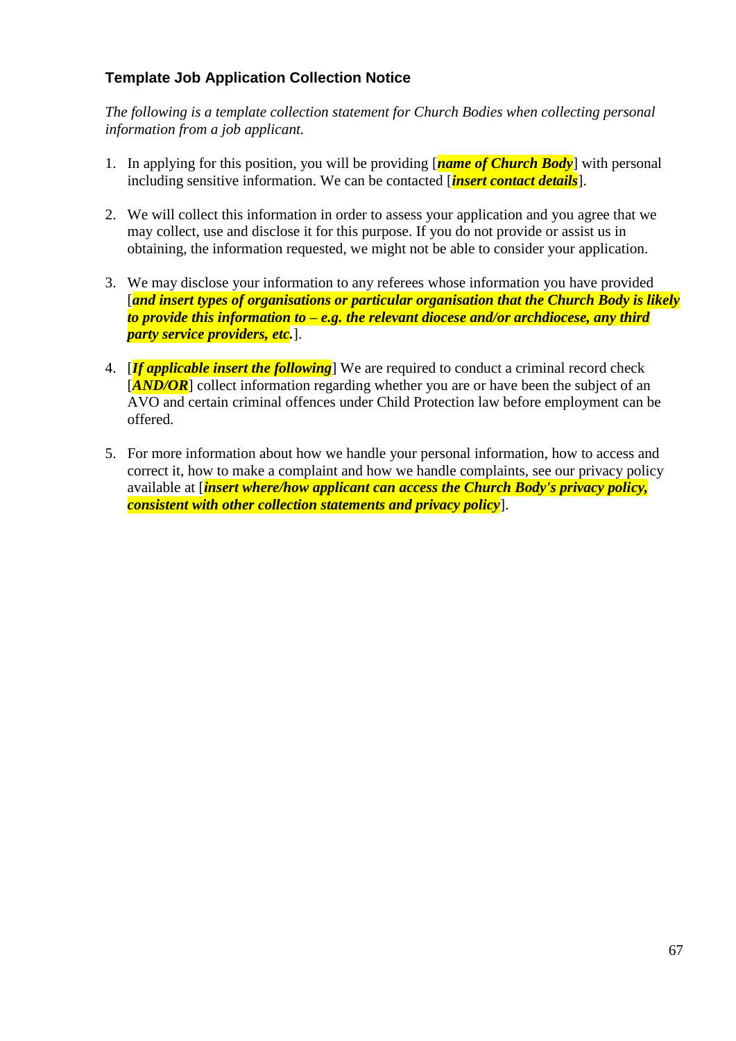### Template Job Application Collection Notice

*The following is a template collection statement for Church Bodies when collecting personal information from a job applicant.*

1. In applying for this position, you will be providing [***name of Church Body***] with personal including sensitive information. We can be contacted [***insert contact details***].

2. We will collect this information in order to assess your application and you agree that we may collect, use and disclose it for this purpose. If you do not provide or assist us in obtaining, the information requested, we might not be able to consider your application.

3. We may disclose your information to any referees whose information you have provided [***and insert types of organisations or particular organisation that the Church Body is likely to provide this information to – e.g. the relevant diocese and/or archdiocese, any third party service providers, etc.***].

4. [***If applicable insert the following***] We are required to conduct a criminal record check [***AND/OR***] collect information regarding whether you are or have been the subject of an AVO and certain criminal offences under Child Protection law before employment can be offered.

5. For more information about how we handle your personal information, how to access and correct it, how to make a complaint and how we handle complaints, see our privacy policy available at [***insert where/how applicant can access the Church Body's privacy policy, consistent with other collection statements and privacy policy***].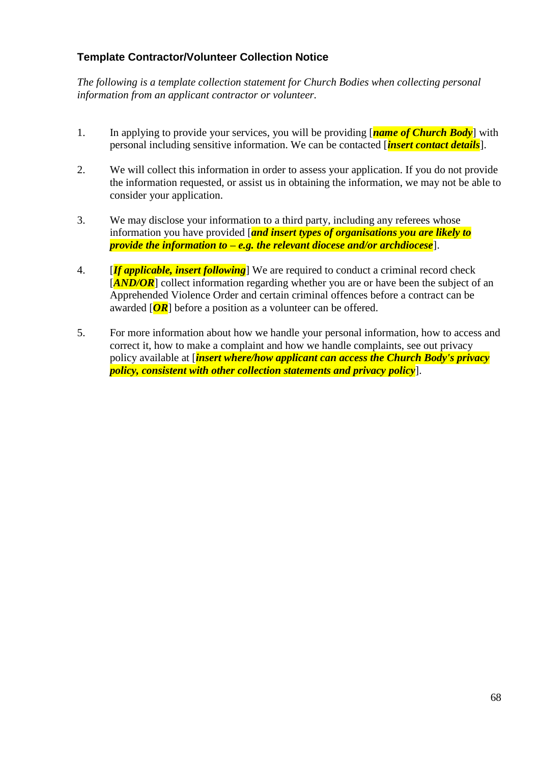### Template Contractor/Volunteer Collection Notice

*The following is a template collection statement for Church Bodies when collecting personal information from an applicant contractor or volunteer.*

1. In applying to provide your services, you will be providing [***name of Church Body***] with personal including sensitive information. We can be contacted [***insert contact details***].

2. We will collect this information in order to assess your application. If you do not provide the information requested, or assist us in obtaining the information, we may not be able to consider your application.

3. We may disclose your information to a third party, including any referees whose information you have provided [***and insert types of organisations you are likely to provide the information to – e.g. the relevant diocese and/or archdiocese***].

4. [***If applicable, insert following***] We are required to conduct a criminal record check [***AND/OR***] collect information regarding whether you are or have been the subject of an Apprehended Violence Order and certain criminal offences before a contract can be awarded [***OR***] before a position as a volunteer can be offered.

5. For more information about how we handle your personal information, how to access and correct it, how to make a complaint and how we handle complaints, see out privacy policy available at [***insert where/how applicant can access the Church Body's privacy policy, consistent with other collection statements and privacy policy***].